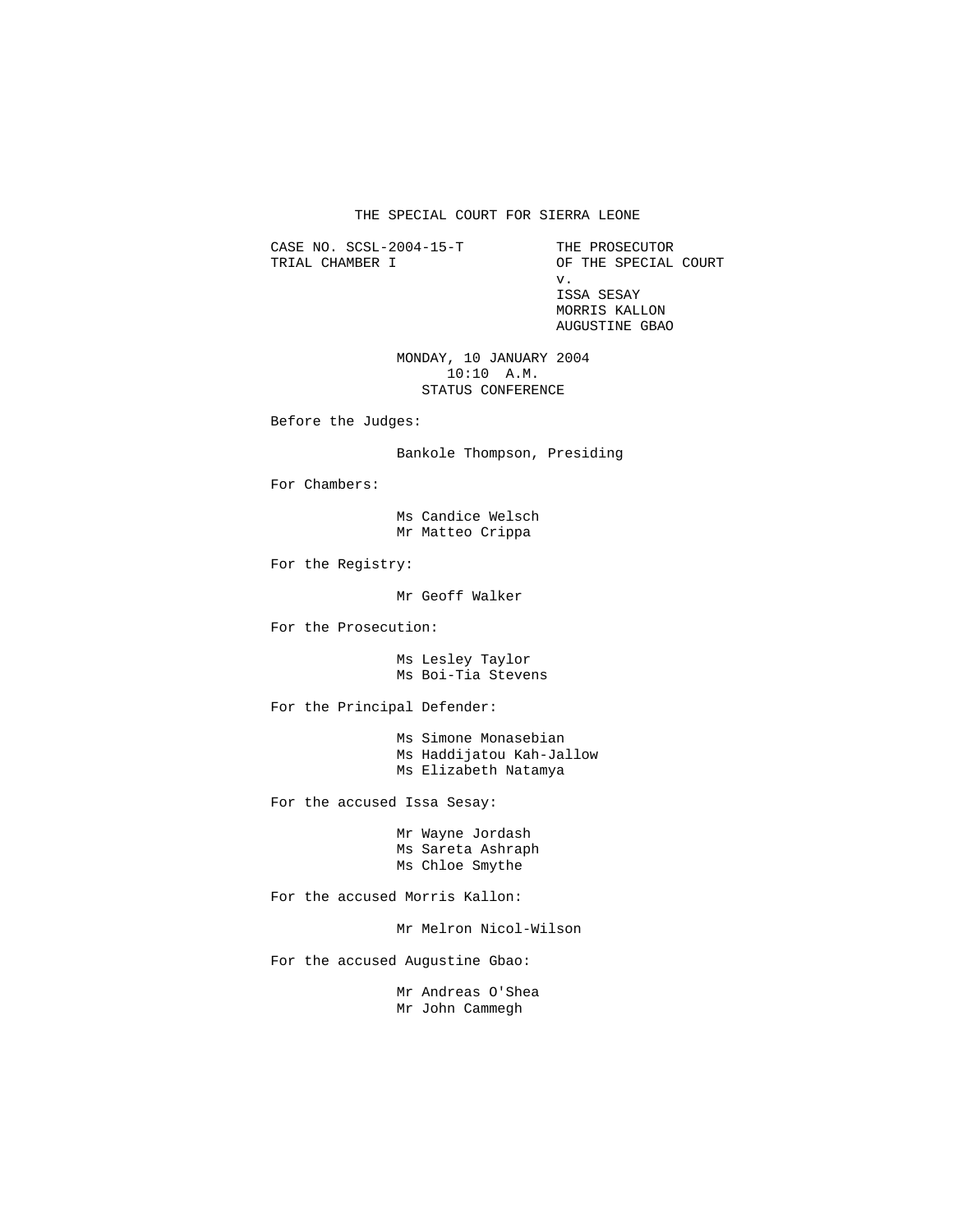THE SPECIAL COURT FOR SIERRA LEONE

CASE NO. SCSL-2004-15-T
TRIAL CHAMBER I

THE PROSECUTOR
OF THE SPECIAL COURT
v.
ISSA SESAY
MORRIS KALLON
AUGUSTINE GBAO

MONDAY, 10 JANUARY 2004
10:10 A.M.
STATUS CONFERENCE

Before the Judges:

Bankole Thompson, Presiding

For Chambers:

Ms Candice Welsch
Mr Matteo Crippa

For the Registry:

Mr Geoff Walker

For the Prosecution:

Ms Lesley Taylor
Ms Boi-Tia Stevens

For the Principal Defender:

Ms Simone Monasebian
Ms Haddijatou Kah-Jallow
Ms Elizabeth Natamya

For the accused Issa Sesay:

Mr Wayne Jordash
Ms Sareta Ashraph
Ms Chloe Smythe

For the accused Morris Kallon:

Mr Melron Nicol-Wilson

For the accused Augustine Gbao:

Mr Andreas O'Shea
Mr John Cammegh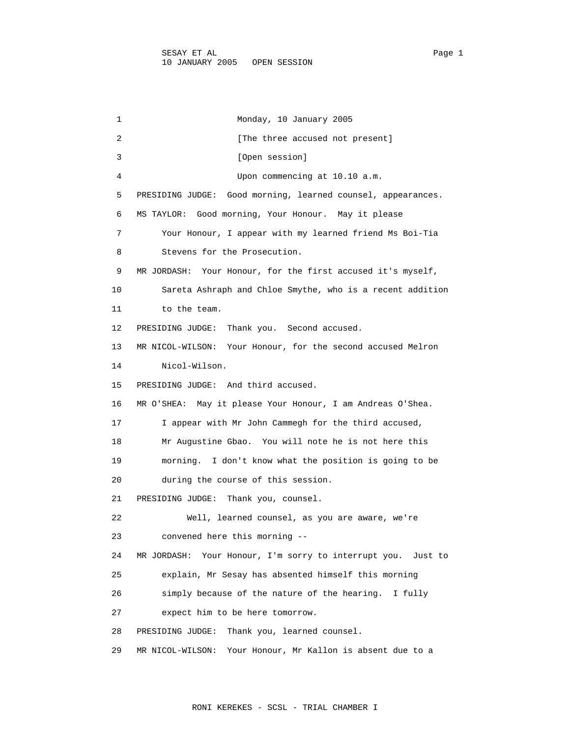1 Monday, 10 January 2005

2 [The three accused not present]

3 [Open session]

4 Upon commencing at 10.10 a.m.

5 PRESIDING JUDGE: Good morning, learned counsel, appearances.

6 MS TAYLOR: Good morning, Your Honour. May it please

7 Your Honour, I appear with my learned friend Ms Boi-Tia

8 Stevens for the Prosecution.

9 MR JORDASH: Your Honour, for the first accused it's myself,

10 Sareta Ashraph and Chloe Smythe, who is a recent addition

11 to the team.

12 PRESIDING JUDGE: Thank you. Second accused.

13 MR NICOL-WILSON: Your Honour, for the second accused Melron

14 Nicol-Wilson.

15 PRESIDING JUDGE: And third accused.

16 MR O'SHEA: May it please Your Honour, I am Andreas O'Shea.

17 I appear with Mr John Cammegh for the third accused,

18 Mr Augustine Gbao. You will note he is not here this

19 morning. I don't know what the position is going to be

20 during the course of this session.

21 PRESIDING JUDGE: Thank you, counsel.

22 Well, learned counsel, as you are aware, we're

23 convened here this morning --

24 MR JORDASH: Your Honour, I'm sorry to interrupt you. Just to

25 explain, Mr Sesay has absented himself this morning

26 simply because of the nature of the hearing. I fully

27 expect him to be here tomorrow.

28 PRESIDING JUDGE: Thank you, learned counsel.

29 MR NICOL-WILSON: Your Honour, Mr Kallon is absent due to a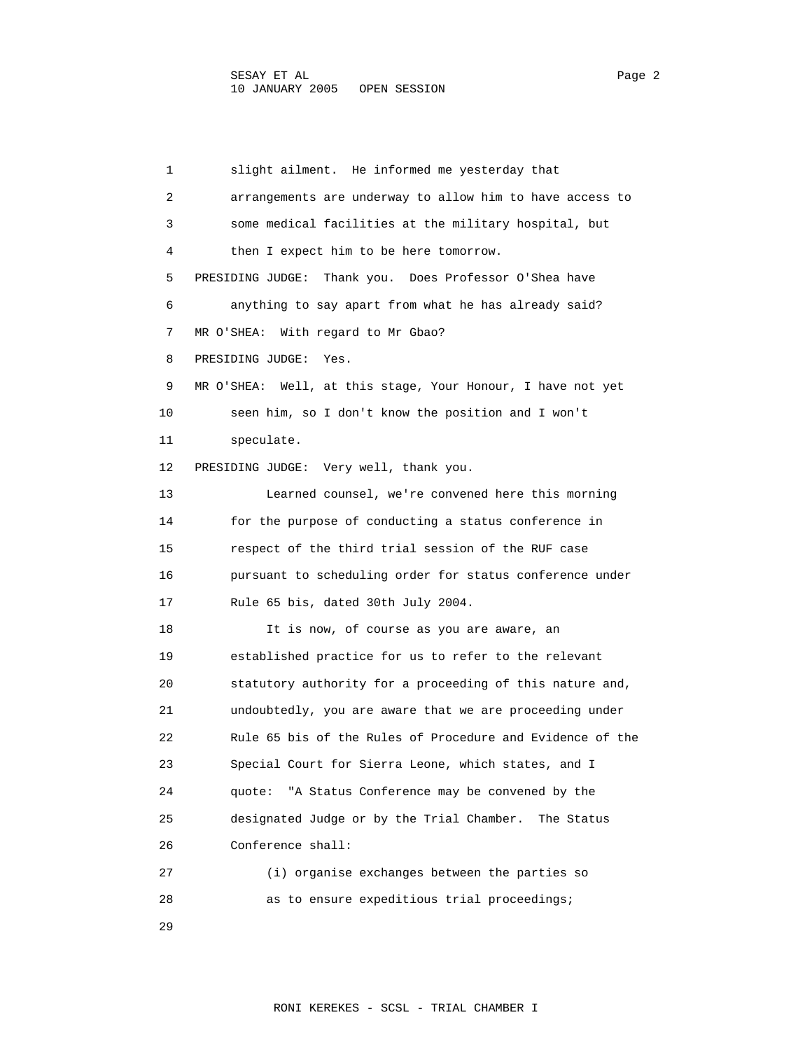slight ailment. He informed me yesterday that arrangements are underway to allow him to have access to some medical facilities at the military hospital, but then I expect him to be here tomorrow.

PRESIDING JUDGE: Thank you. Does Professor O'Shea have anything to say apart from what he has already said?

MR O'SHEA: With regard to Mr Gbao?

PRESIDING JUDGE: Yes.

MR O'SHEA: Well, at this stage, Your Honour, I have not yet seen him, so I don't know the position and I won't speculate.

PRESIDING JUDGE: Very well, thank you.

Learned counsel, we're convened here this morning for the purpose of conducting a status conference in respect of the third trial session of the RUF case pursuant to scheduling order for status conference under Rule 65 bis, dated 30th July 2004.

It is now, of course as you are aware, an established practice for us to refer to the relevant statutory authority for a proceeding of this nature and, undoubtedly, you are aware that we are proceeding under Rule 65 bis of the Rules of Procedure and Evidence of the Special Court for Sierra Leone, which states, and I quote: "A Status Conference may be convened by the designated Judge or by the Trial Chamber. The Status Conference shall:

(i) organise exchanges between the parties so as to ensure expeditious trial proceedings;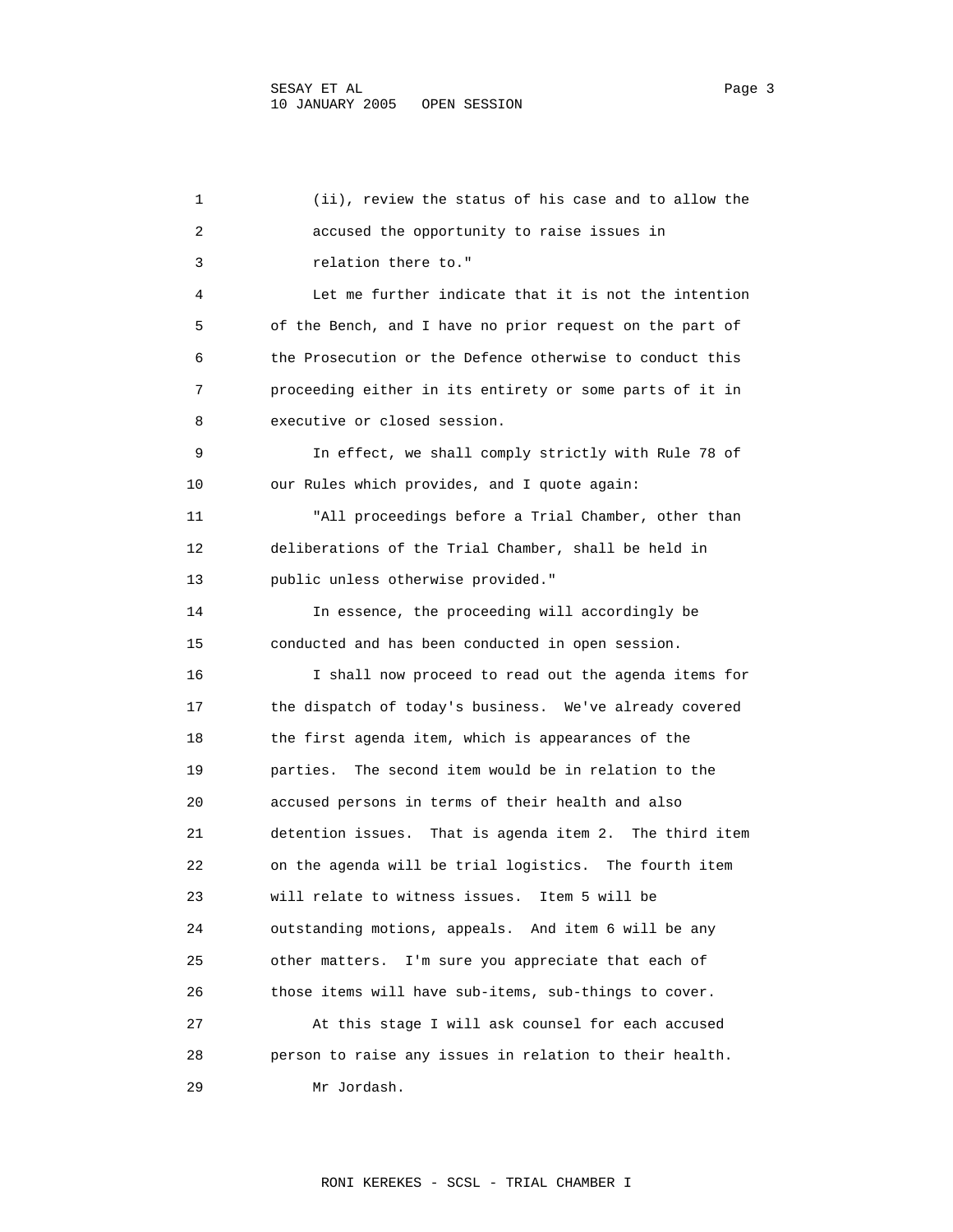(ii), review the status of his case and to allow the accused the opportunity to raise issues in relation there to."

Let me further indicate that it is not the intention of the Bench, and I have no prior request on the part of the Prosecution or the Defence otherwise to conduct this proceeding either in its entirety or some parts of it in executive or closed session.

In effect, we shall comply strictly with Rule 78 of our Rules which provides, and I quote again:

"All proceedings before a Trial Chamber, other than deliberations of the Trial Chamber, shall be held in public unless otherwise provided."

In essence, the proceeding will accordingly be conducted and has been conducted in open session.

I shall now proceed to read out the agenda items for the dispatch of today's business. We've already covered the first agenda item, which is appearances of the parties. The second item would be in relation to the accused persons in terms of their health and also detention issues. That is agenda item 2. The third item on the agenda will be trial logistics. The fourth item will relate to witness issues. Item 5 will be outstanding motions, appeals. And item 6 will be any other matters. I'm sure you appreciate that each of those items will have sub-items, sub-things to cover.

At this stage I will ask counsel for each accused person to raise any issues in relation to their health.

Mr Jordash.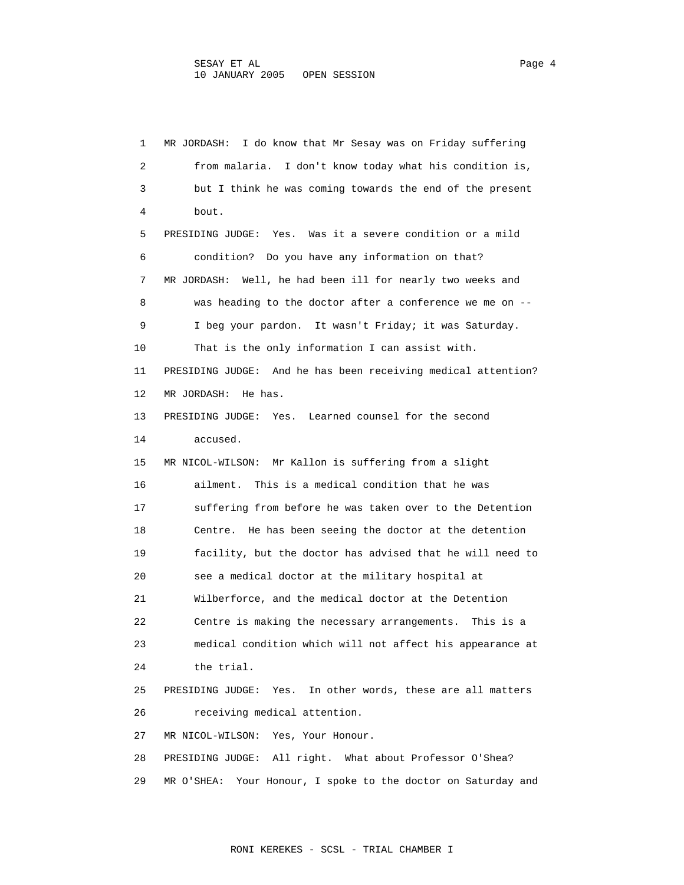MR JORDASH: I do know that Mr Sesay was on Friday suffering from malaria. I don't know today what his condition is, but I think he was coming towards the end of the present bout.

PRESIDING JUDGE: Yes. Was it a severe condition or a mild condition? Do you have any information on that?

MR JORDASH: Well, he had been ill for nearly two weeks and was heading to the doctor after a conference we me on -- I beg your pardon. It wasn't Friday; it was Saturday. That is the only information I can assist with.

PRESIDING JUDGE: And he has been receiving medical attention?

MR JORDASH: He has.

PRESIDING JUDGE: Yes. Learned counsel for the second accused.

MR NICOL-WILSON: Mr Kallon is suffering from a slight ailment. This is a medical condition that he was suffering from before he was taken over to the Detention Centre. He has been seeing the doctor at the detention facility, but the doctor has advised that he will need to see a medical doctor at the military hospital at Wilberforce, and the medical doctor at the Detention Centre is making the necessary arrangements. This is a medical condition which will not affect his appearance at the trial.

PRESIDING JUDGE: Yes. In other words, these are all matters receiving medical attention.

MR NICOL-WILSON: Yes, Your Honour.

PRESIDING JUDGE: All right. What about Professor O'Shea?

MR O'SHEA: Your Honour, I spoke to the doctor on Saturday and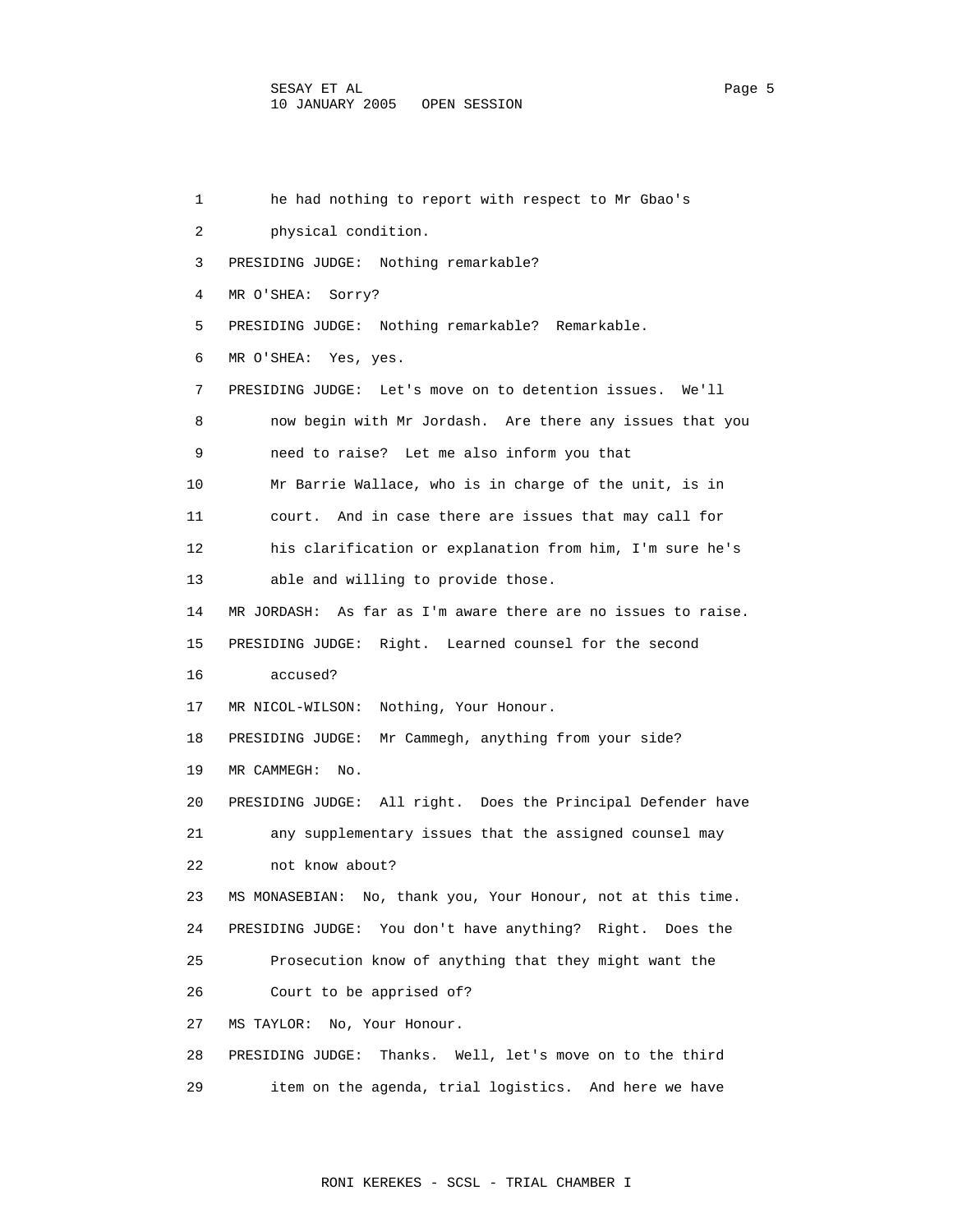1 he had nothing to report with respect to Mr Gbao's
2 physical condition.
3 PRESIDING JUDGE: Nothing remarkable?
4 MR O'SHEA: Sorry?
5 PRESIDING JUDGE: Nothing remarkable? Remarkable.
6 MR O'SHEA: Yes, yes.
7 PRESIDING JUDGE: Let's move on to detention issues. We'll
8 now begin with Mr Jordash. Are there any issues that you
9 need to raise? Let me also inform you that
10 Mr Barrie Wallace, who is in charge of the unit, is in
11 court. And in case there are issues that may call for
12 his clarification or explanation from him, I'm sure he's
13 able and willing to provide those.
14 MR JORDASH: As far as I'm aware there are no issues to raise.
15 PRESIDING JUDGE: Right. Learned counsel for the second
16 accused?
17 MR NICOL-WILSON: Nothing, Your Honour.
18 PRESIDING JUDGE: Mr Cammegh, anything from your side?
19 MR CAMMEGH: No.
20 PRESIDING JUDGE: All right. Does the Principal Defender have
21 any supplementary issues that the assigned counsel may
22 not know about?
23 MS MONASEBIAN: No, thank you, Your Honour, not at this time.
24 PRESIDING JUDGE: You don't have anything? Right. Does the
25 Prosecution know of anything that they might want the
26 Court to be apprised of?
27 MS TAYLOR: No, Your Honour.
28 PRESIDING JUDGE: Thanks. Well, let's move on to the third
29 item on the agenda, trial logistics. And here we have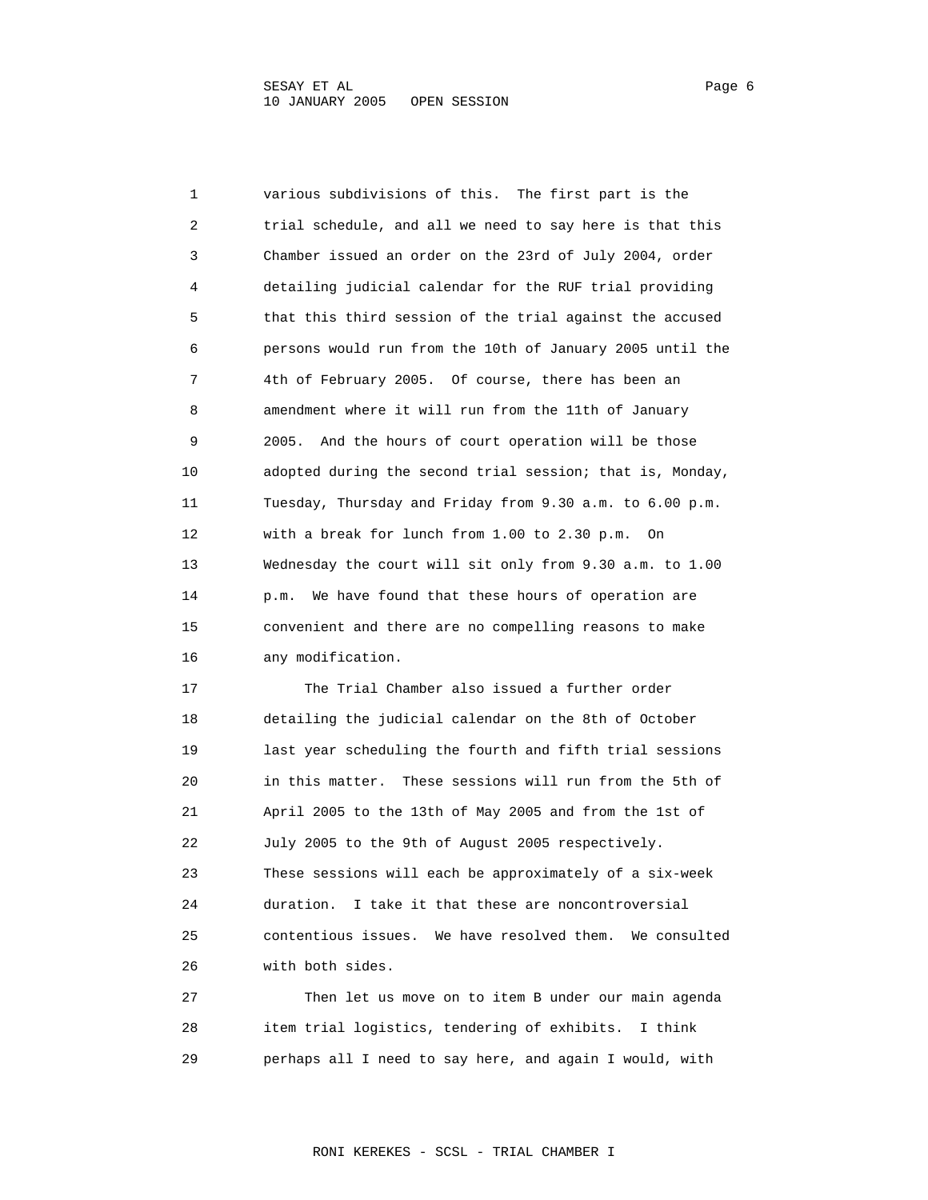various subdivisions of this. The first part is the trial schedule, and all we need to say here is that this Chamber issued an order on the 23rd of July 2004, order detailing judicial calendar for the RUF trial providing that this third session of the trial against the accused persons would run from the 10th of January 2005 until the 4th of February 2005. Of course, there has been an amendment where it will run from the 11th of January 2005. And the hours of court operation will be those adopted during the second trial session; that is, Monday, Tuesday, Thursday and Friday from 9.30 a.m. to 6.00 p.m. with a break for lunch from 1.00 to 2.30 p.m. On Wednesday the court will sit only from 9.30 a.m. to 1.00 p.m. We have found that these hours of operation are convenient and there are no compelling reasons to make any modification.

The Trial Chamber also issued a further order detailing the judicial calendar on the 8th of October last year scheduling the fourth and fifth trial sessions in this matter. These sessions will run from the 5th of April 2005 to the 13th of May 2005 and from the 1st of July 2005 to the 9th of August 2005 respectively. These sessions will each be approximately of a six-week duration. I take it that these are noncontroversial contentious issues. We have resolved them. We consulted with both sides.

Then let us move on to item B under our main agenda item trial logistics, tendering of exhibits. I think perhaps all I need to say here, and again I would, with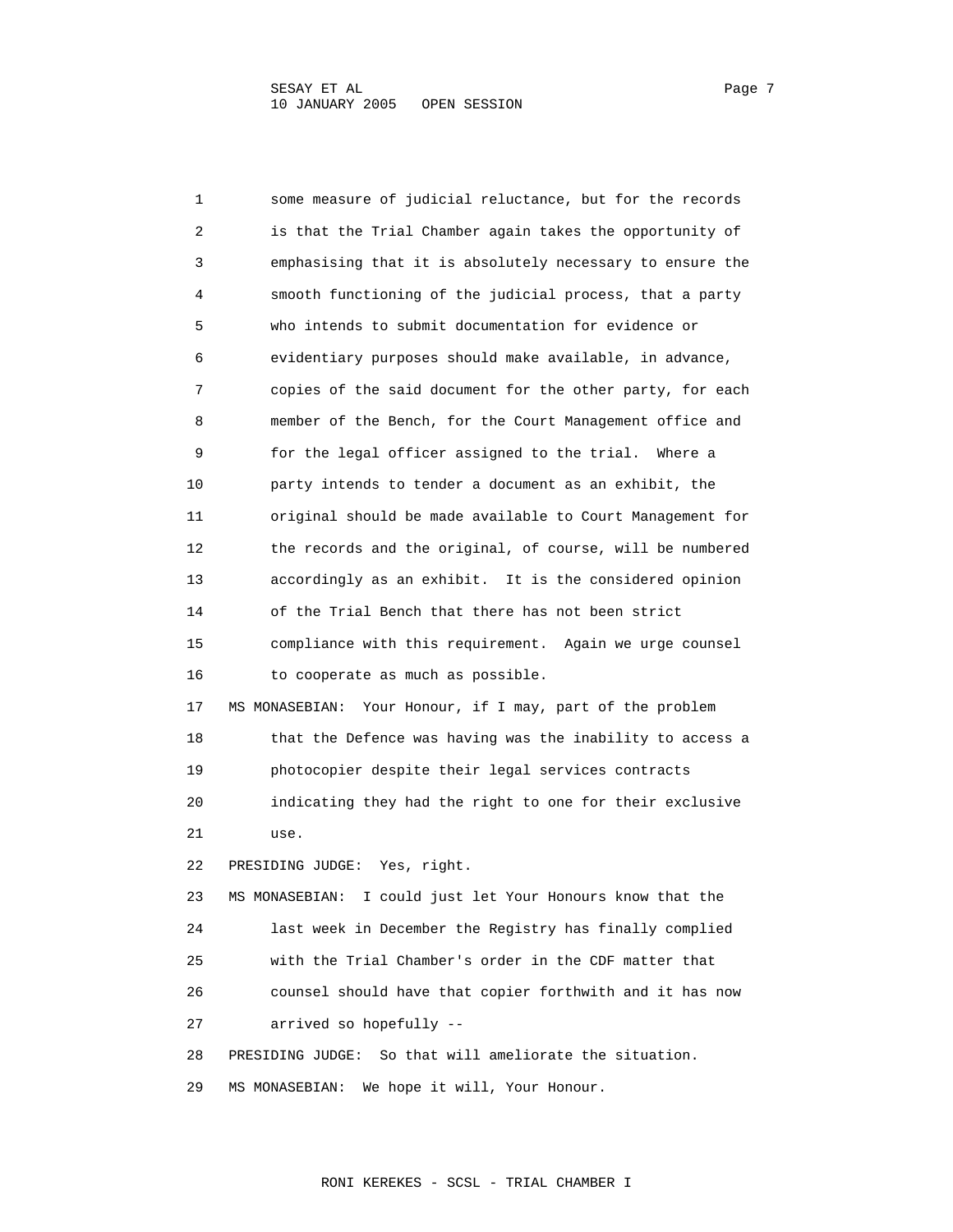some measure of judicial reluctance, but for the records is that the Trial Chamber again takes the opportunity of emphasising that it is absolutely necessary to ensure the smooth functioning of the judicial process, that a party who intends to submit documentation for evidence or evidentiary purposes should make available, in advance, copies of the said document for the other party, for each member of the Bench, for the Court Management office and for the legal officer assigned to the trial. Where a party intends to tender a document as an exhibit, the original should be made available to Court Management for the records and the original, of course, will be numbered accordingly as an exhibit. It is the considered opinion of the Trial Bench that there has not been strict compliance with this requirement. Again we urge counsel to cooperate as much as possible.

MS MONASEBIAN: Your Honour, if I may, part of the problem that the Defence was having was the inability to access a photocopier despite their legal services contracts indicating they had the right to one for their exclusive use.

PRESIDING JUDGE: Yes, right.

MS MONASEBIAN: I could just let Your Honours know that the last week in December the Registry has finally complied with the Trial Chamber's order in the CDF matter that counsel should have that copier forthwith and it has now arrived so hopefully --

PRESIDING JUDGE: So that will ameliorate the situation.

MS MONASEBIAN: We hope it will, Your Honour.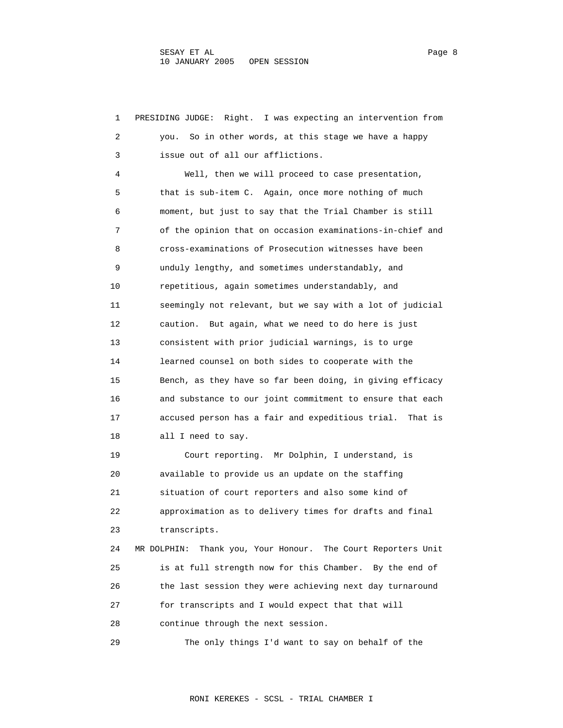PRESIDING JUDGE: Right. I was expecting an intervention from you. So in other words, at this stage we have a happy issue out of all our afflictions.

Well, then we will proceed to case presentation, that is sub-item C. Again, once more nothing of much moment, but just to say that the Trial Chamber is still of the opinion that on occasion examinations-in-chief and cross-examinations of Prosecution witnesses have been unduly lengthy, and sometimes understandably, and repetitious, again sometimes understandably, and seemingly not relevant, but we say with a lot of judicial caution. But again, what we need to do here is just consistent with prior judicial warnings, is to urge learned counsel on both sides to cooperate with the Bench, as they have so far been doing, in giving efficacy and substance to our joint commitment to ensure that each accused person has a fair and expeditious trial. That is all I need to say.

Court reporting. Mr Dolphin, I understand, is available to provide us an update on the staffing situation of court reporters and also some kind of approximation as to delivery times for drafts and final transcripts.

MR DOLPHIN: Thank you, Your Honour. The Court Reporters Unit is at full strength now for this Chamber. By the end of the last session they were achieving next day turnaround for transcripts and I would expect that that will continue through the next session.

The only things I'd want to say on behalf of the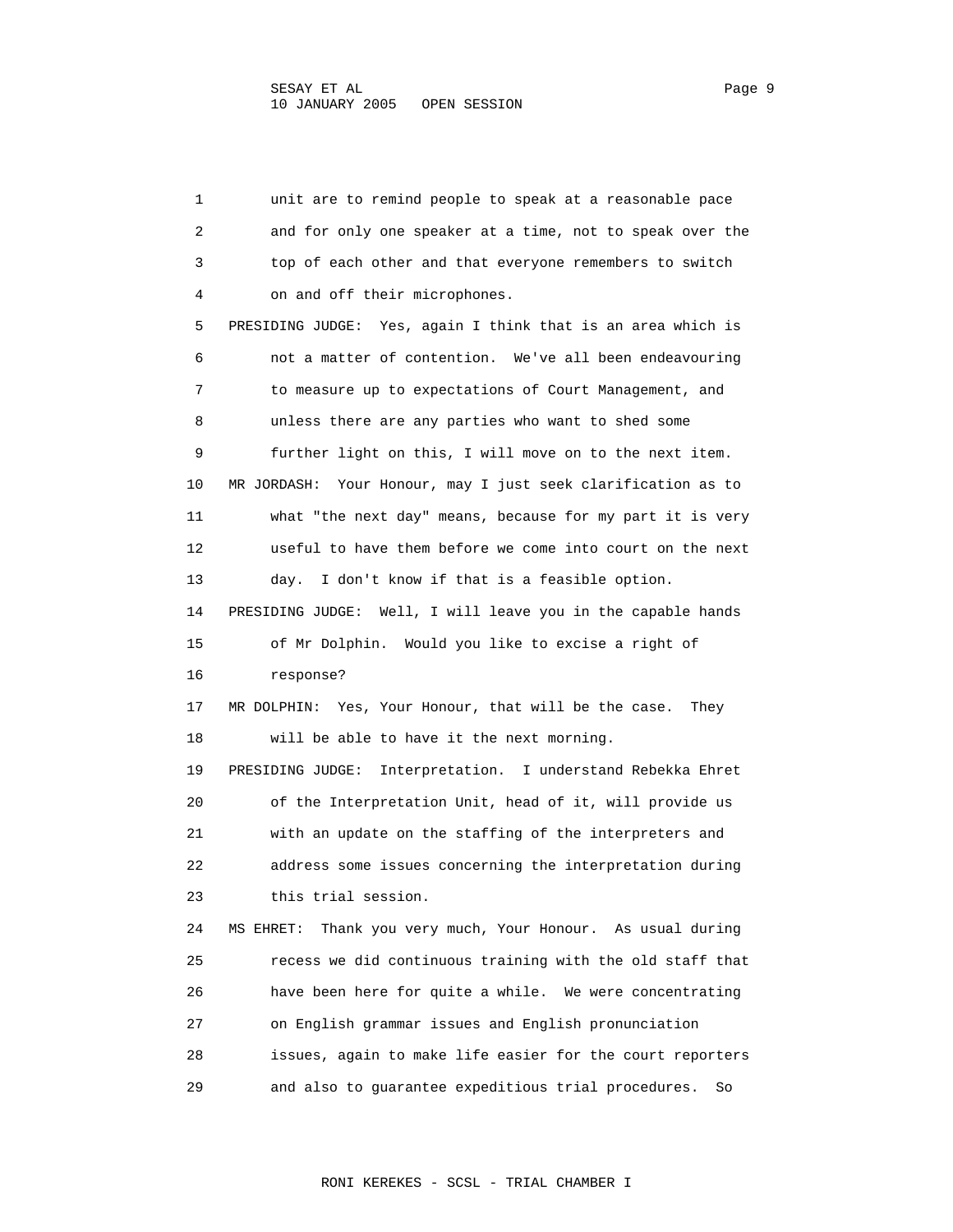unit are to remind people to speak at a reasonable pace and for only one speaker at a time, not to speak over the top of each other and that everyone remembers to switch on and off their microphones.

PRESIDING JUDGE: Yes, again I think that is an area which is not a matter of contention. We've all been endeavouring to measure up to expectations of Court Management, and unless there are any parties who want to shed some further light on this, I will move on to the next item.

MR JORDASH: Your Honour, may I just seek clarification as to what "the next day" means, because for my part it is very useful to have them before we come into court on the next day. I don't know if that is a feasible option.

PRESIDING JUDGE: Well, I will leave you in the capable hands of Mr Dolphin. Would you like to excise a right of response?

MR DOLPHIN: Yes, Your Honour, that will be the case. They will be able to have it the next morning.

PRESIDING JUDGE: Interpretation. I understand Rebekka Ehret of the Interpretation Unit, head of it, will provide us with an update on the staffing of the interpreters and address some issues concerning the interpretation during this trial session.

MS EHRET: Thank you very much, Your Honour. As usual during recess we did continuous training with the old staff that have been here for quite a while. We were concentrating on English grammar issues and English pronunciation issues, again to make life easier for the court reporters and also to guarantee expeditious trial procedures. So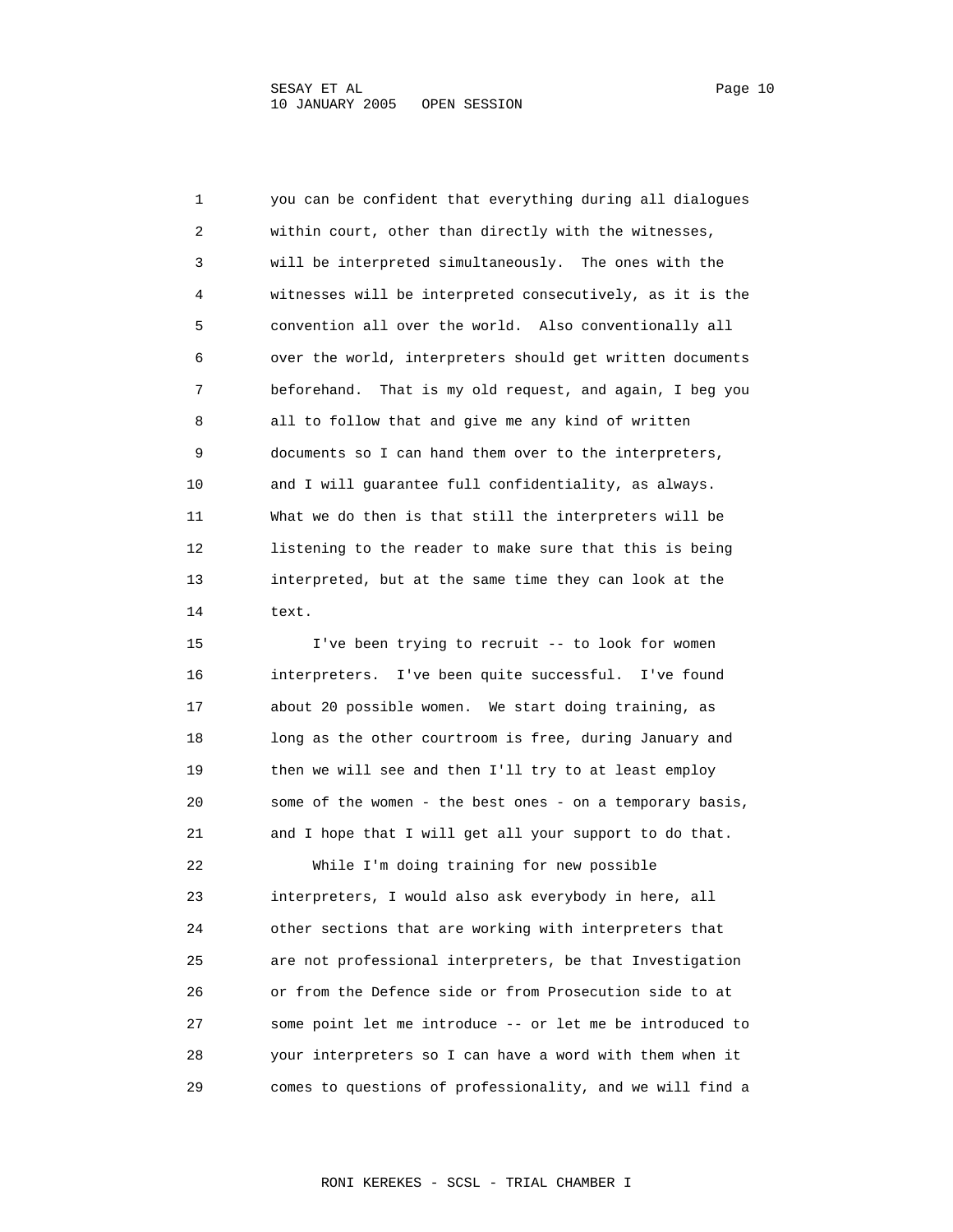you can be confident that everything during all dialogues within court, other than directly with the witnesses, will be interpreted simultaneously. The ones with the witnesses will be interpreted consecutively, as it is the convention all over the world. Also conventionally all over the world, interpreters should get written documents beforehand. That is my old request, and again, I beg you all to follow that and give me any kind of written documents so I can hand them over to the interpreters, and I will guarantee full confidentiality, as always. What we do then is that still the interpreters will be listening to the reader to make sure that this is being interpreted, but at the same time they can look at the text.

I've been trying to recruit -- to look for women interpreters. I've been quite successful. I've found about 20 possible women. We start doing training, as long as the other courtroom is free, during January and then we will see and then I'll try to at least employ some of the women - the best ones - on a temporary basis, and I hope that I will get all your support to do that.

While I'm doing training for new possible interpreters, I would also ask everybody in here, all other sections that are working with interpreters that are not professional interpreters, be that Investigation or from the Defence side or from Prosecution side to at some point let me introduce -- or let me be introduced to your interpreters so I can have a word with them when it comes to questions of professionality, and we will find a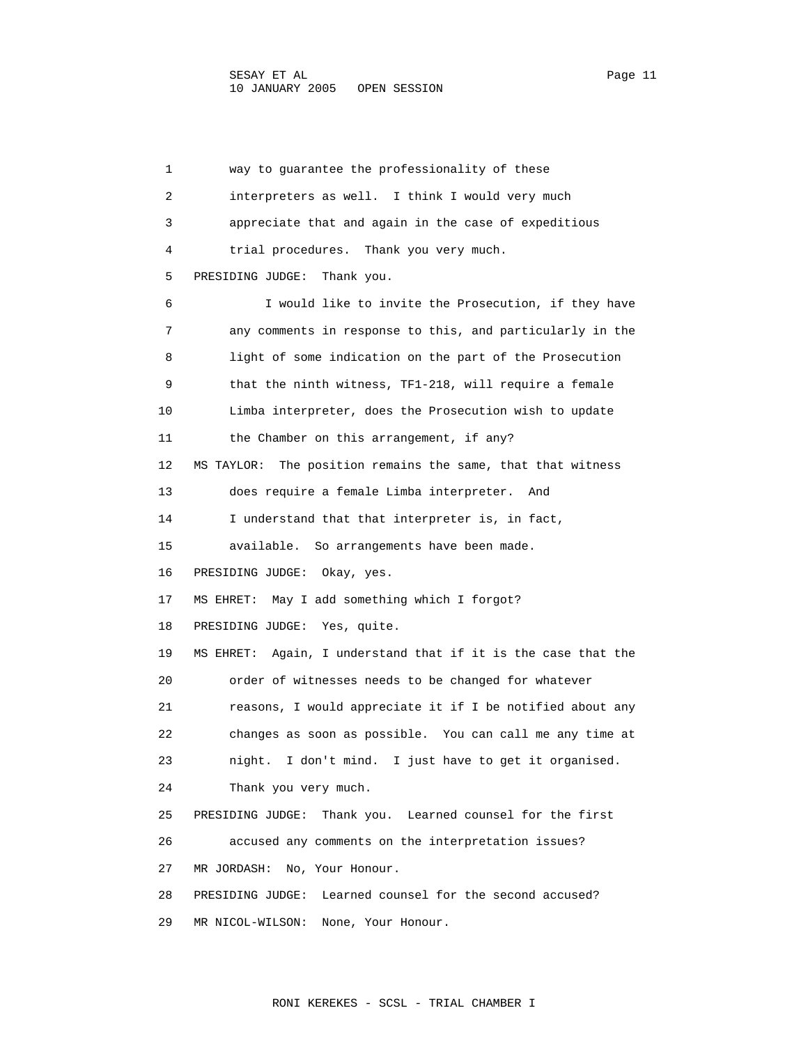way to guarantee the professionality of these interpreters as well. I think I would very much appreciate that and again in the case of expeditious trial procedures. Thank you very much.

PRESIDING JUDGE: Thank you.

I would like to invite the Prosecution, if they have any comments in response to this, and particularly in the light of some indication on the part of the Prosecution that the ninth witness, TF1-218, will require a female Limba interpreter, does the Prosecution wish to update the Chamber on this arrangement, if any?

MS TAYLOR: The position remains the same, that that witness does require a female Limba interpreter. And I understand that that interpreter is, in fact, available. So arrangements have been made.

PRESIDING JUDGE: Okay, yes.

MS EHRET: May I add something which I forgot?

PRESIDING JUDGE: Yes, quite.

MS EHRET: Again, I understand that if it is the case that the order of witnesses needs to be changed for whatever reasons, I would appreciate it if I be notified about any changes as soon as possible. You can call me any time at night. I don't mind. I just have to get it organised. Thank you very much.

PRESIDING JUDGE: Thank you. Learned counsel for the first accused any comments on the interpretation issues?

MR JORDASH: No, Your Honour.

PRESIDING JUDGE: Learned counsel for the second accused?

MR NICOL-WILSON: None, Your Honour.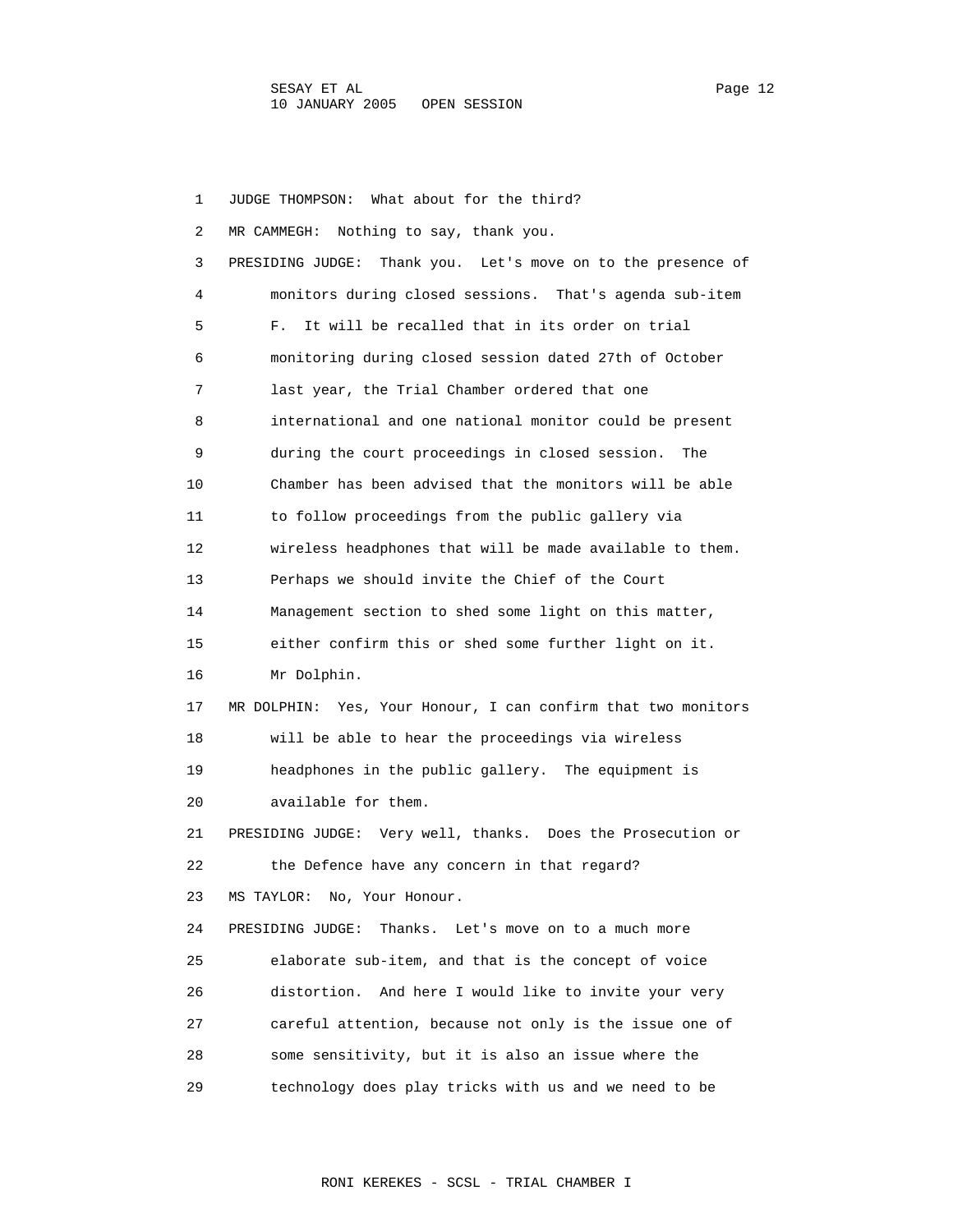JUDGE THOMPSON: What about for the third?

MR CAMMEGH: Nothing to say, thank you.

PRESIDING JUDGE: Thank you. Let's move on to the presence of monitors during closed sessions. That's agenda sub-item F. It will be recalled that in its order on trial monitoring during closed session dated 27th of October last year, the Trial Chamber ordered that one international and one national monitor could be present during the court proceedings in closed session. The Chamber has been advised that the monitors will be able to follow proceedings from the public gallery via wireless headphones that will be made available to them. Perhaps we should invite the Chief of the Court Management section to shed some light on this matter, either confirm this or shed some further light on it. Mr Dolphin.

MR DOLPHIN: Yes, Your Honour, I can confirm that two monitors will be able to hear the proceedings via wireless headphones in the public gallery. The equipment is available for them.

PRESIDING JUDGE: Very well, thanks. Does the Prosecution or the Defence have any concern in that regard?

MS TAYLOR: No, Your Honour.

PRESIDING JUDGE: Thanks. Let's move on to a much more elaborate sub-item, and that is the concept of voice distortion. And here I would like to invite your very careful attention, because not only is the issue one of some sensitivity, but it is also an issue where the technology does play tricks with us and we need to be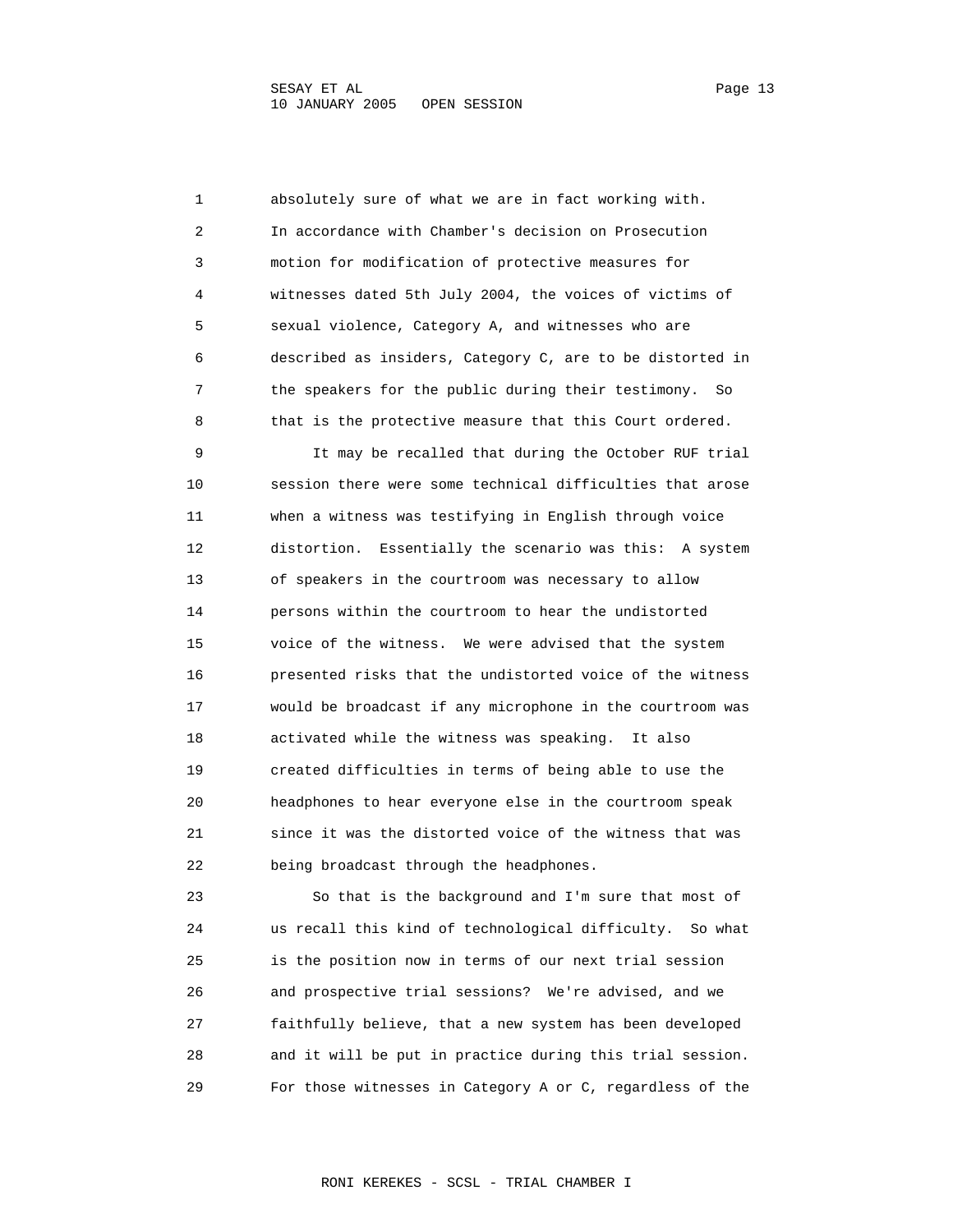absolutely sure of what we are in fact working with.
In accordance with Chamber's decision on Prosecution motion for modification of protective measures for witnesses dated 5th July 2004, the voices of victims of sexual violence, Category A, and witnesses who are described as insiders, Category C, are to be distorted in the speakers for the public during their testimony. So that is the protective measure that this Court ordered.

It may be recalled that during the October RUF trial session there were some technical difficulties that arose when a witness was testifying in English through voice distortion. Essentially the scenario was this: A system of speakers in the courtroom was necessary to allow persons within the courtroom to hear the undistorted voice of the witness. We were advised that the system presented risks that the undistorted voice of the witness would be broadcast if any microphone in the courtroom was activated while the witness was speaking. It also created difficulties in terms of being able to use the headphones to hear everyone else in the courtroom speak since it was the distorted voice of the witness that was being broadcast through the headphones.

So that is the background and I'm sure that most of us recall this kind of technological difficulty. So what is the position now in terms of our next trial session and prospective trial sessions? We're advised, and we faithfully believe, that a new system has been developed and it will be put in practice during this trial session. For those witnesses in Category A or C, regardless of the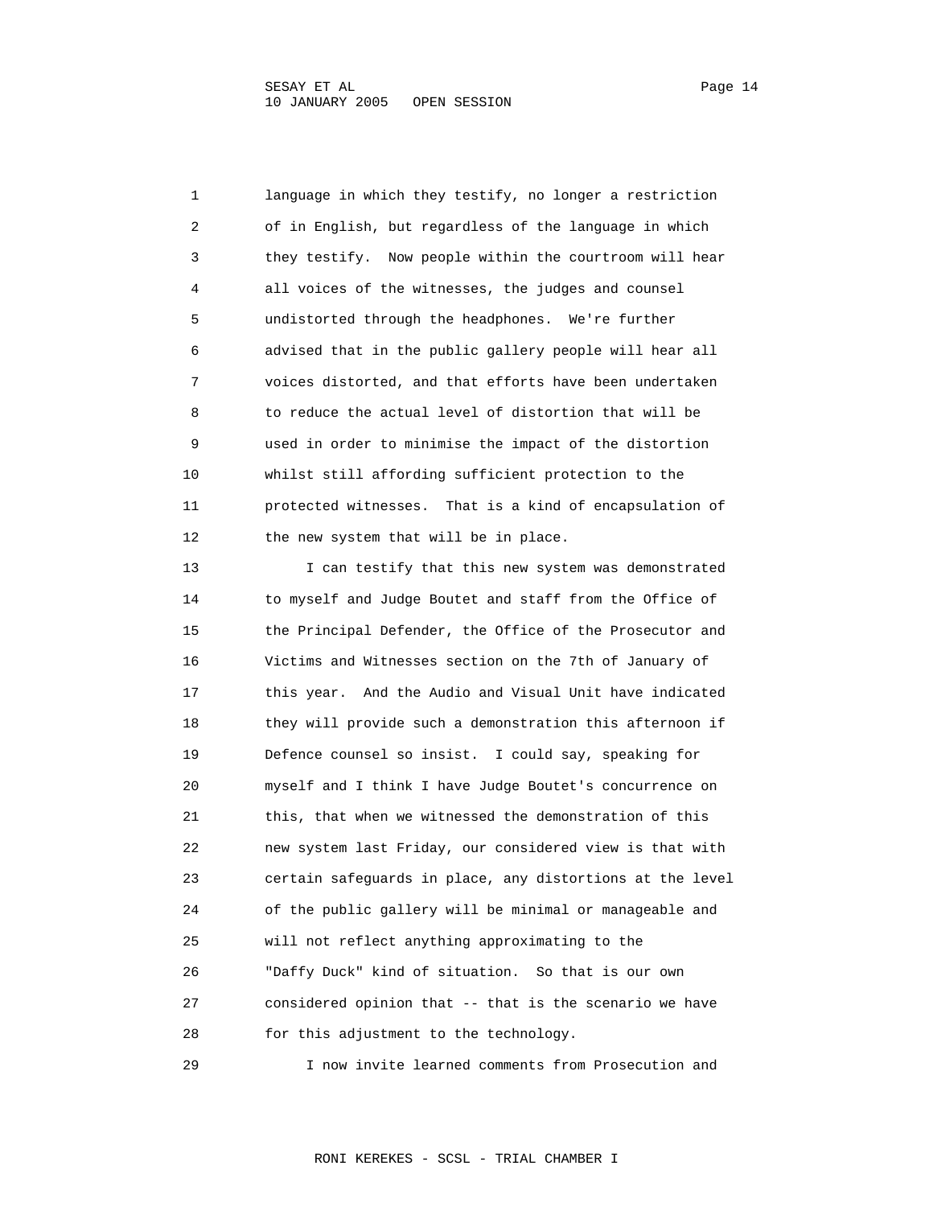language in which they testify, no longer a restriction of in English, but regardless of the language in which they testify. Now people within the courtroom will hear all voices of the witnesses, the judges and counsel undistorted through the headphones. We're further advised that in the public gallery people will hear all voices distorted, and that efforts have been undertaken to reduce the actual level of distortion that will be used in order to minimise the impact of the distortion whilst still affording sufficient protection to the protected witnesses. That is a kind of encapsulation of the new system that will be in place.

I can testify that this new system was demonstrated to myself and Judge Boutet and staff from the Office of the Principal Defender, the Office of the Prosecutor and Victims and Witnesses section on the 7th of January of this year. And the Audio and Visual Unit have indicated they will provide such a demonstration this afternoon if Defence counsel so insist. I could say, speaking for myself and I think I have Judge Boutet's concurrence on this, that when we witnessed the demonstration of this new system last Friday, our considered view is that with certain safeguards in place, any distortions at the level of the public gallery will be minimal or manageable and will not reflect anything approximating to the "Daffy Duck" kind of situation. So that is our own considered opinion that -- that is the scenario we have for this adjustment to the technology.

I now invite learned comments from Prosecution and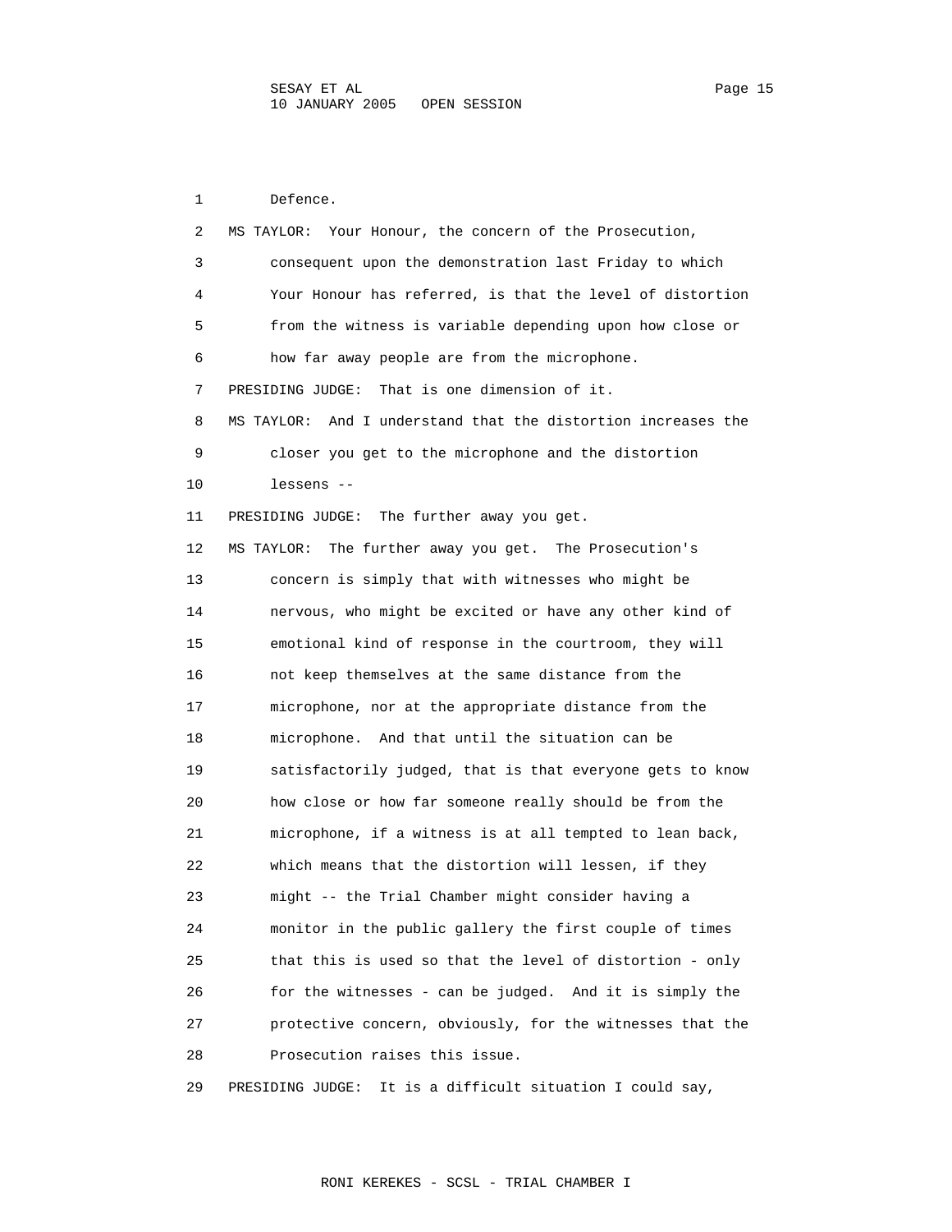Defence.

MS TAYLOR: Your Honour, the concern of the Prosecution, consequent upon the demonstration last Friday to which Your Honour has referred, is that the level of distortion from the witness is variable depending upon how close or how far away people are from the microphone.

PRESIDING JUDGE: That is one dimension of it.

MS TAYLOR: And I understand that the distortion increases the closer you get to the microphone and the distortion lessens --

PRESIDING JUDGE: The further away you get.

MS TAYLOR: The further away you get. The Prosecution's concern is simply that with witnesses who might be nervous, who might be excited or have any other kind of emotional kind of response in the courtroom, they will not keep themselves at the same distance from the microphone, nor at the appropriate distance from the microphone. And that until the situation can be satisfactorily judged, that is that everyone gets to know how close or how far someone really should be from the microphone, if a witness is at all tempted to lean back, which means that the distortion will lessen, if they might -- the Trial Chamber might consider having a monitor in the public gallery the first couple of times that this is used so that the level of distortion - only for the witnesses - can be judged. And it is simply the protective concern, obviously, for the witnesses that the Prosecution raises this issue.

PRESIDING JUDGE: It is a difficult situation I could say,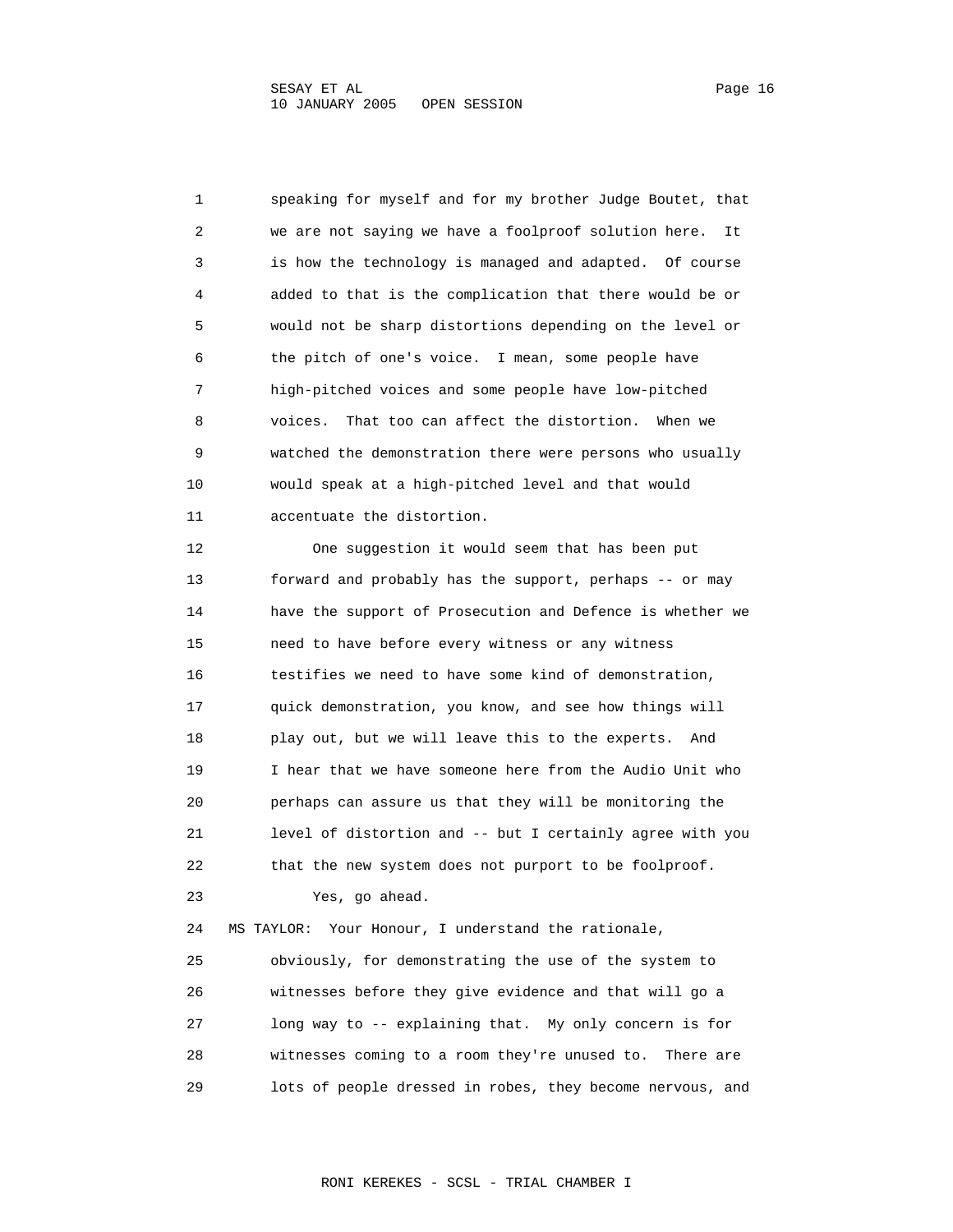speaking for myself and for my brother Judge Boutet, that we are not saying we have a foolproof solution here. It is how the technology is managed and adapted. Of course added to that is the complication that there would be or would not be sharp distortions depending on the level or the pitch of one's voice. I mean, some people have high-pitched voices and some people have low-pitched voices. That too can affect the distortion. When we watched the demonstration there were persons who usually would speak at a high-pitched level and that would accentuate the distortion.

One suggestion it would seem that has been put forward and probably has the support, perhaps -- or may have the support of Prosecution and Defence is whether we need to have before every witness or any witness testifies we need to have some kind of demonstration, quick demonstration, you know, and see how things will play out, but we will leave this to the experts. And I hear that we have someone here from the Audio Unit who perhaps can assure us that they will be monitoring the level of distortion and -- but I certainly agree with you that the new system does not purport to be foolproof.

Yes, go ahead.

MS TAYLOR: Your Honour, I understand the rationale, obviously, for demonstrating the use of the system to witnesses before they give evidence and that will go a long way to -- explaining that. My only concern is for witnesses coming to a room they're unused to. There are lots of people dressed in robes, they become nervous, and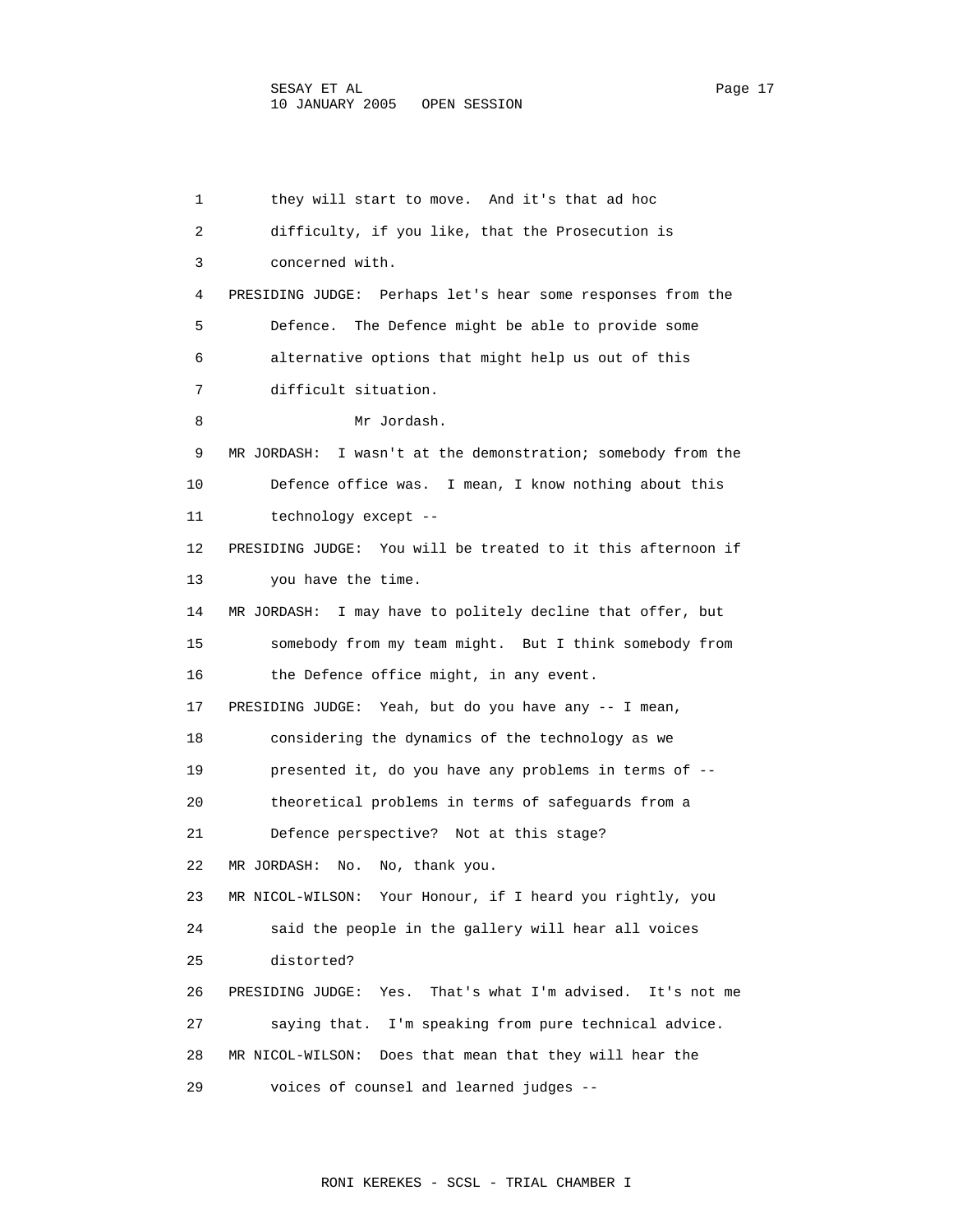they will start to move. And it's that ad hoc difficulty, if you like, that the Prosecution is concerned with.

PRESIDING JUDGE: Perhaps let's hear some responses from the Defence. The Defence might be able to provide some alternative options that might help us out of this difficult situation.

Mr Jordash.

MR JORDASH: I wasn't at the demonstration; somebody from the Defence office was. I mean, I know nothing about this technology except --

PRESIDING JUDGE: You will be treated to it this afternoon if you have the time.

MR JORDASH: I may have to politely decline that offer, but somebody from my team might. But I think somebody from the Defence office might, in any event.

PRESIDING JUDGE: Yeah, but do you have any -- I mean, considering the dynamics of the technology as we presented it, do you have any problems in terms of -- theoretical problems in terms of safeguards from a Defence perspective? Not at this stage?

MR JORDASH: No. No, thank you.

MR NICOL-WILSON: Your Honour, if I heard you rightly, you said the people in the gallery will hear all voices distorted?

PRESIDING JUDGE: Yes. That's what I'm advised. It's not me saying that. I'm speaking from pure technical advice.

MR NICOL-WILSON: Does that mean that they will hear the voices of counsel and learned judges --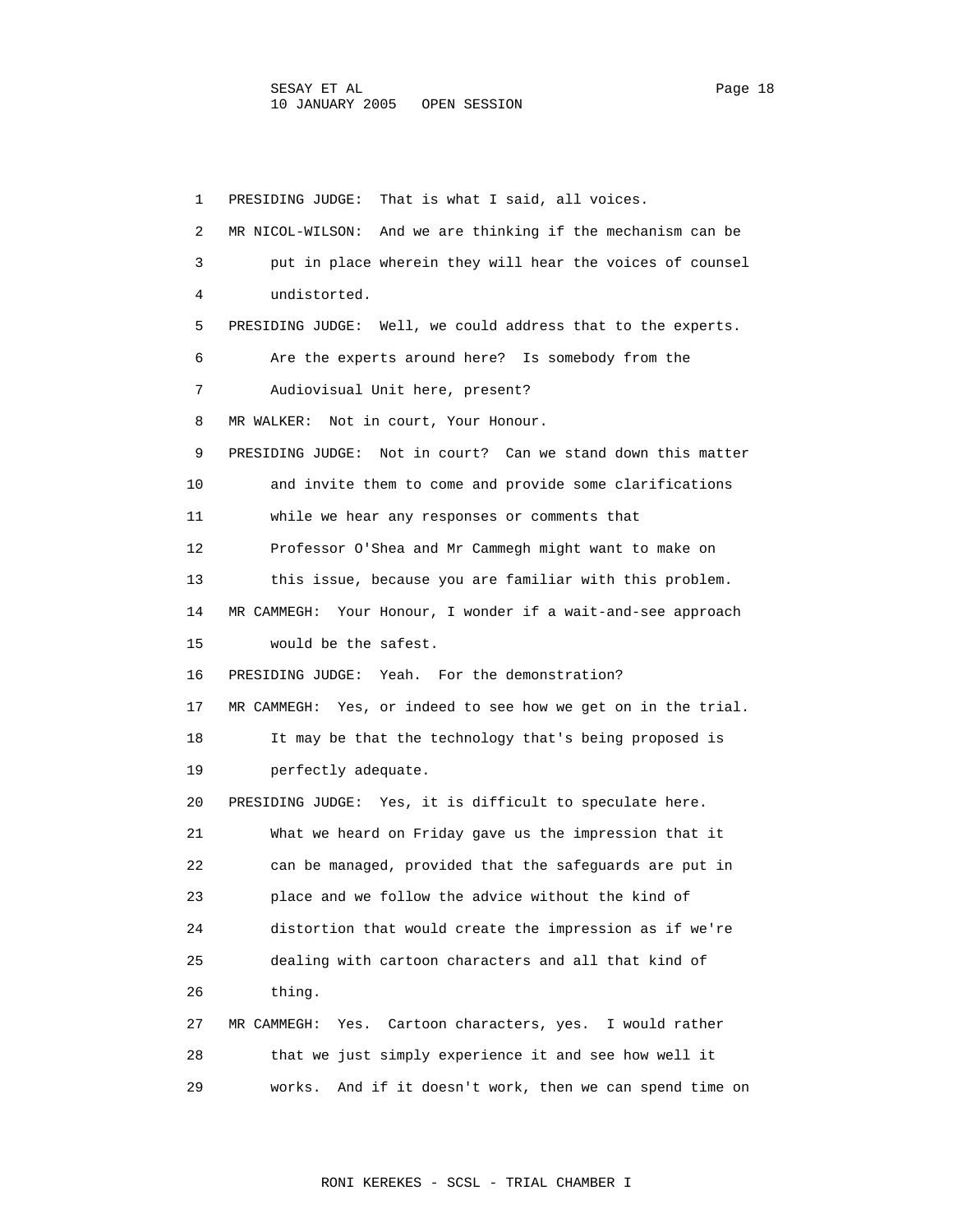1 PRESIDING JUDGE: That is what I said, all voices.

2 MR NICOL-WILSON: And we are thinking if the mechanism can be

3 put in place wherein they will hear the voices of counsel

4 undistorted.

5 PRESIDING JUDGE: Well, we could address that to the experts.

6 Are the experts around here? Is somebody from the

7 Audiovisual Unit here, present?

8 MR WALKER: Not in court, Your Honour.

9 PRESIDING JUDGE: Not in court? Can we stand down this matter

10 and invite them to come and provide some clarifications

11 while we hear any responses or comments that

12 Professor O'Shea and Mr Cammegh might want to make on

13 this issue, because you are familiar with this problem.

14 MR CAMMEGH: Your Honour, I wonder if a wait-and-see approach

15 would be the safest.

16 PRESIDING JUDGE: Yeah. For the demonstration?

17 MR CAMMEGH: Yes, or indeed to see how we get on in the trial.

18 It may be that the technology that's being proposed is

19 perfectly adequate.

20 PRESIDING JUDGE: Yes, it is difficult to speculate here.

21 What we heard on Friday gave us the impression that it

22 can be managed, provided that the safeguards are put in

23 place and we follow the advice without the kind of

24 distortion that would create the impression as if we're

25 dealing with cartoon characters and all that kind of

26 thing.

27 MR CAMMEGH: Yes. Cartoon characters, yes. I would rather

28 that we just simply experience it and see how well it

29 works. And if it doesn't work, then we can spend time on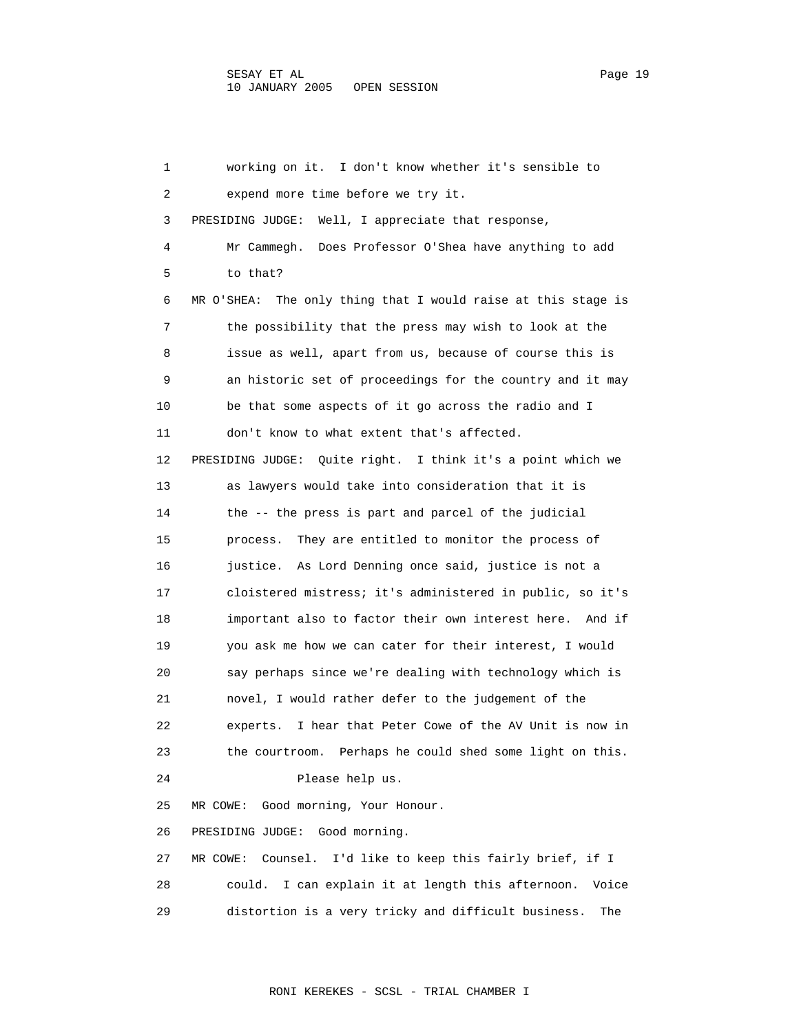1 working on it. I don't know whether it's sensible to
2 expend more time before we try it.
3 PRESIDING JUDGE: Well, I appreciate that response,
4 Mr Cammegh. Does Professor O'Shea have anything to add
5 to that?
6 MR O'SHEA: The only thing that I would raise at this stage is
7 the possibility that the press may wish to look at the
8 issue as well, apart from us, because of course this is
9 an historic set of proceedings for the country and it may
10 be that some aspects of it go across the radio and I
11 don't know to what extent that's affected.
12 PRESIDING JUDGE: Quite right. I think it's a point which we
13 as lawyers would take into consideration that it is
14 the -- the press is part and parcel of the judicial
15 process. They are entitled to monitor the process of
16 justice. As Lord Denning once said, justice is not a
17 cloistered mistress; it's administered in public, so it's
18 important also to factor their own interest here. And if
19 you ask me how we can cater for their interest, I would
20 say perhaps since we're dealing with technology which is
21 novel, I would rather defer to the judgement of the
22 experts. I hear that Peter Cowe of the AV Unit is now in
23 the courtroom. Perhaps he could shed some light on this.
24 Please help us.
25 MR COWE: Good morning, Your Honour.
26 PRESIDING JUDGE: Good morning.
27 MR COWE: Counsel. I'd like to keep this fairly brief, if I
28 could. I can explain it at length this afternoon. Voice
29 distortion is a very tricky and difficult business. The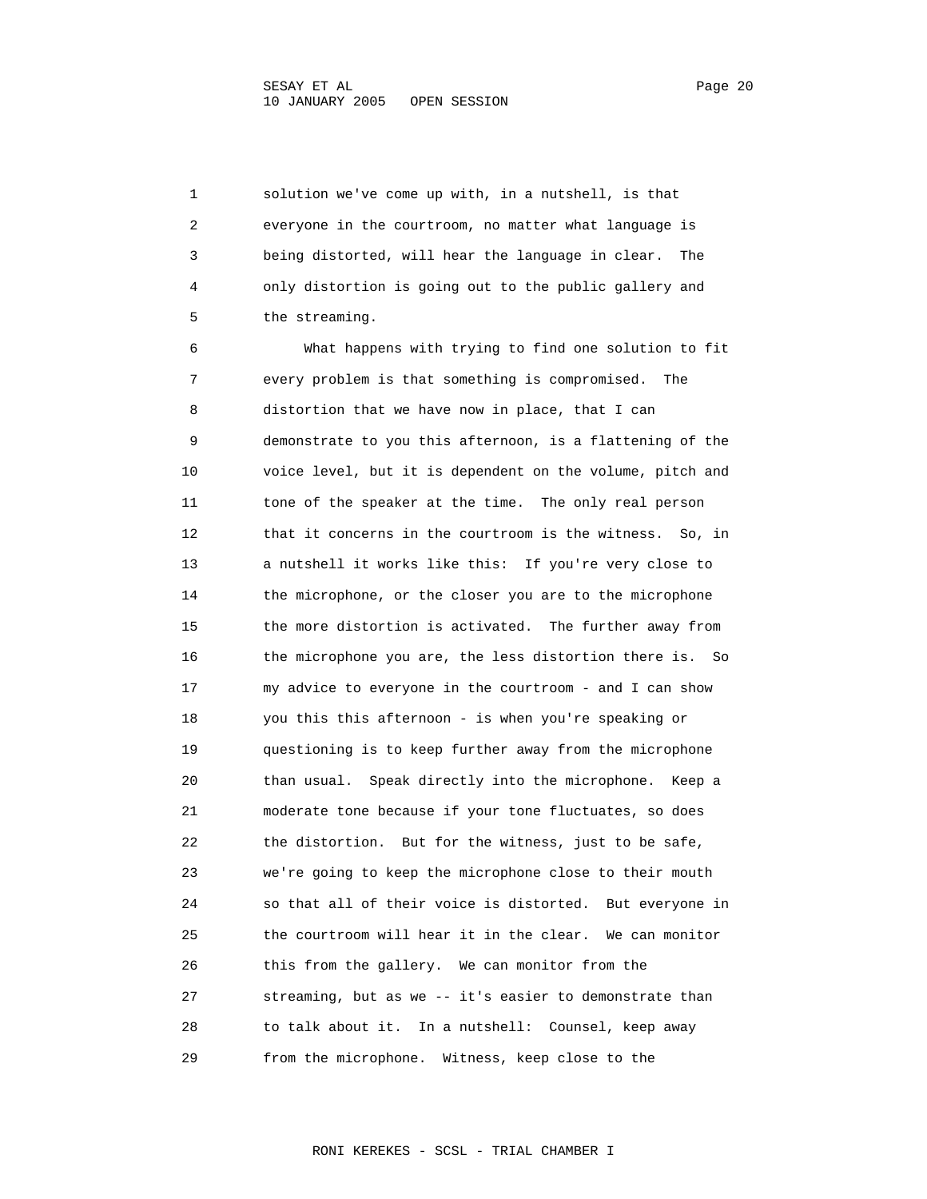solution we've come up with, in a nutshell, is that everyone in the courtroom, no matter what language is being distorted, will hear the language in clear. The only distortion is going out to the public gallery and the streaming.

What happens with trying to find one solution to fit every problem is that something is compromised. The distortion that we have now in place, that I can demonstrate to you this afternoon, is a flattening of the voice level, but it is dependent on the volume, pitch and tone of the speaker at the time. The only real person that it concerns in the courtroom is the witness. So, in a nutshell it works like this: If you're very close to the microphone, or the closer you are to the microphone the more distortion is activated. The further away from the microphone you are, the less distortion there is. So my advice to everyone in the courtroom - and I can show you this this afternoon - is when you're speaking or questioning is to keep further away from the microphone than usual. Speak directly into the microphone. Keep a moderate tone because if your tone fluctuates, so does the distortion. But for the witness, just to be safe, we're going to keep the microphone close to their mouth so that all of their voice is distorted. But everyone in the courtroom will hear it in the clear. We can monitor this from the gallery. We can monitor from the streaming, but as we -- it's easier to demonstrate than to talk about it. In a nutshell: Counsel, keep away from the microphone. Witness, keep close to the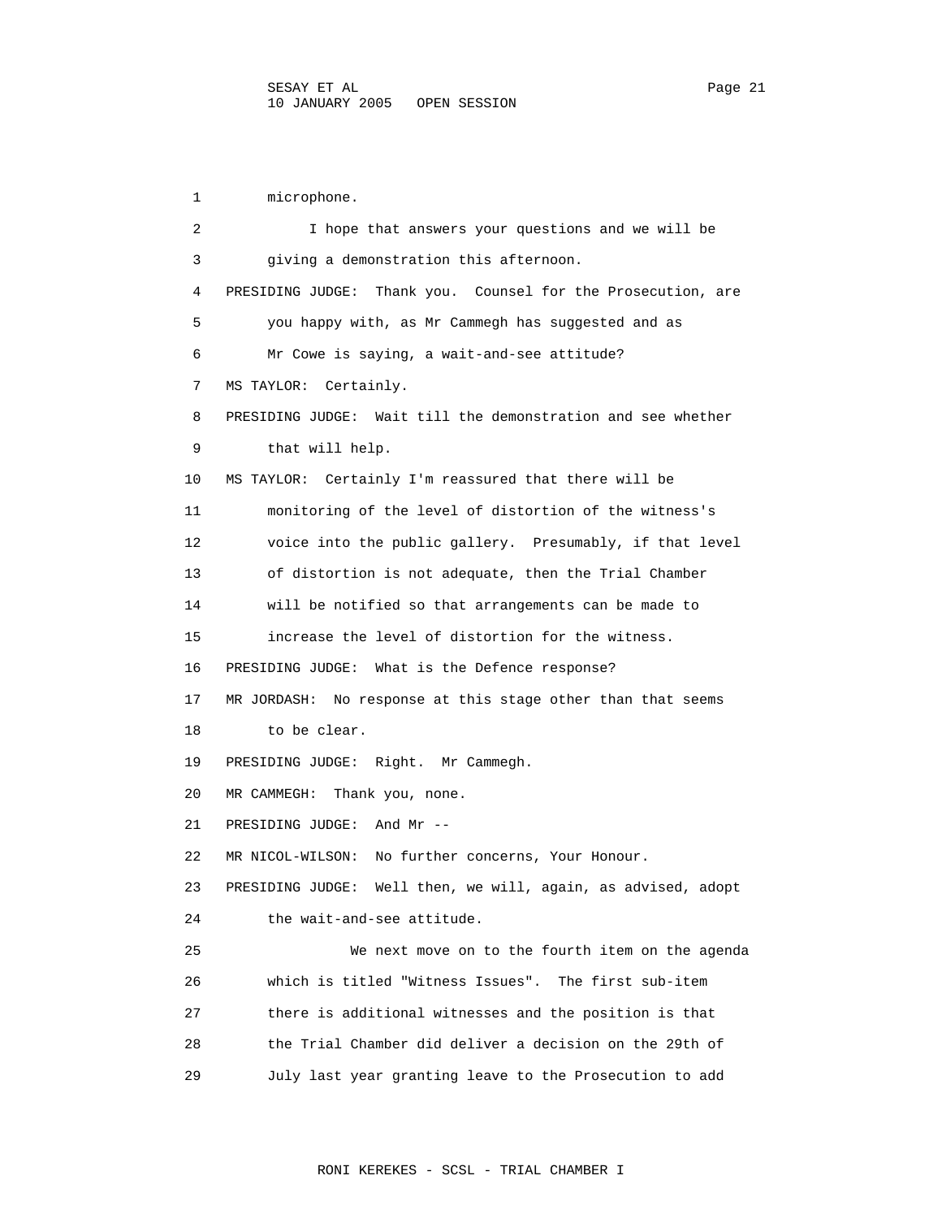microphone.

I hope that answers your questions and we will be giving a demonstration this afternoon.

PRESIDING JUDGE: Thank you. Counsel for the Prosecution, are you happy with, as Mr Cammegh has suggested and as Mr Cowe is saying, a wait-and-see attitude?

MS TAYLOR: Certainly.

PRESIDING JUDGE: Wait till the demonstration and see whether that will help.

MS TAYLOR: Certainly I'm reassured that there will be monitoring of the level of distortion of the witness's voice into the public gallery. Presumably, if that level of distortion is not adequate, then the Trial Chamber will be notified so that arrangements can be made to increase the level of distortion for the witness.

PRESIDING JUDGE: What is the Defence response?

MR JORDASH: No response at this stage other than that seems to be clear.

PRESIDING JUDGE: Right. Mr Cammegh.

MR CAMMEGH: Thank you, none.

PRESIDING JUDGE: And Mr --

MR NICOL-WILSON: No further concerns, Your Honour.

PRESIDING JUDGE: Well then, we will, again, as advised, adopt the wait-and-see attitude.

We next move on to the fourth item on the agenda which is titled "Witness Issues". The first sub-item there is additional witnesses and the position is that the Trial Chamber did deliver a decision on the 29th of July last year granting leave to the Prosecution to add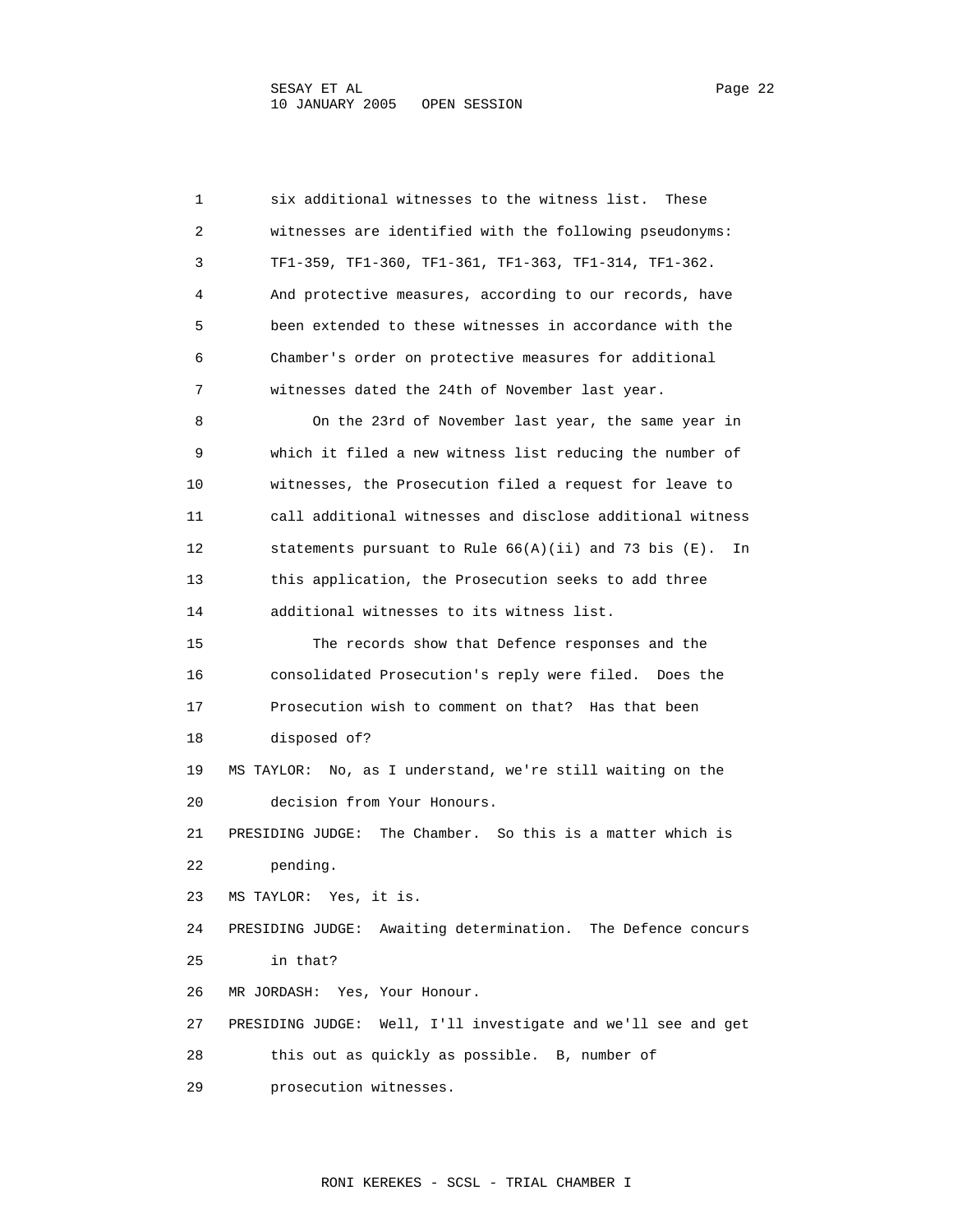six additional witnesses to the witness list. These witnesses are identified with the following pseudonyms: TF1-359, TF1-360, TF1-361, TF1-363, TF1-314, TF1-362. And protective measures, according to our records, have been extended to these witnesses in accordance with the Chamber's order on protective measures for additional witnesses dated the 24th of November last year.

On the 23rd of November last year, the same year in which it filed a new witness list reducing the number of witnesses, the Prosecution filed a request for leave to call additional witnesses and disclose additional witness statements pursuant to Rule 66(A)(ii) and 73 bis (E). In this application, the Prosecution seeks to add three additional witnesses to its witness list.

The records show that Defence responses and the consolidated Prosecution's reply were filed. Does the Prosecution wish to comment on that? Has that been disposed of?

MS TAYLOR: No, as I understand, we're still waiting on the decision from Your Honours.

PRESIDING JUDGE: The Chamber. So this is a matter which is pending.

MS TAYLOR: Yes, it is.

PRESIDING JUDGE: Awaiting determination. The Defence concurs in that?

MR JORDASH: Yes, Your Honour.

PRESIDING JUDGE: Well, I'll investigate and we'll see and get this out as quickly as possible. B, number of prosecution witnesses.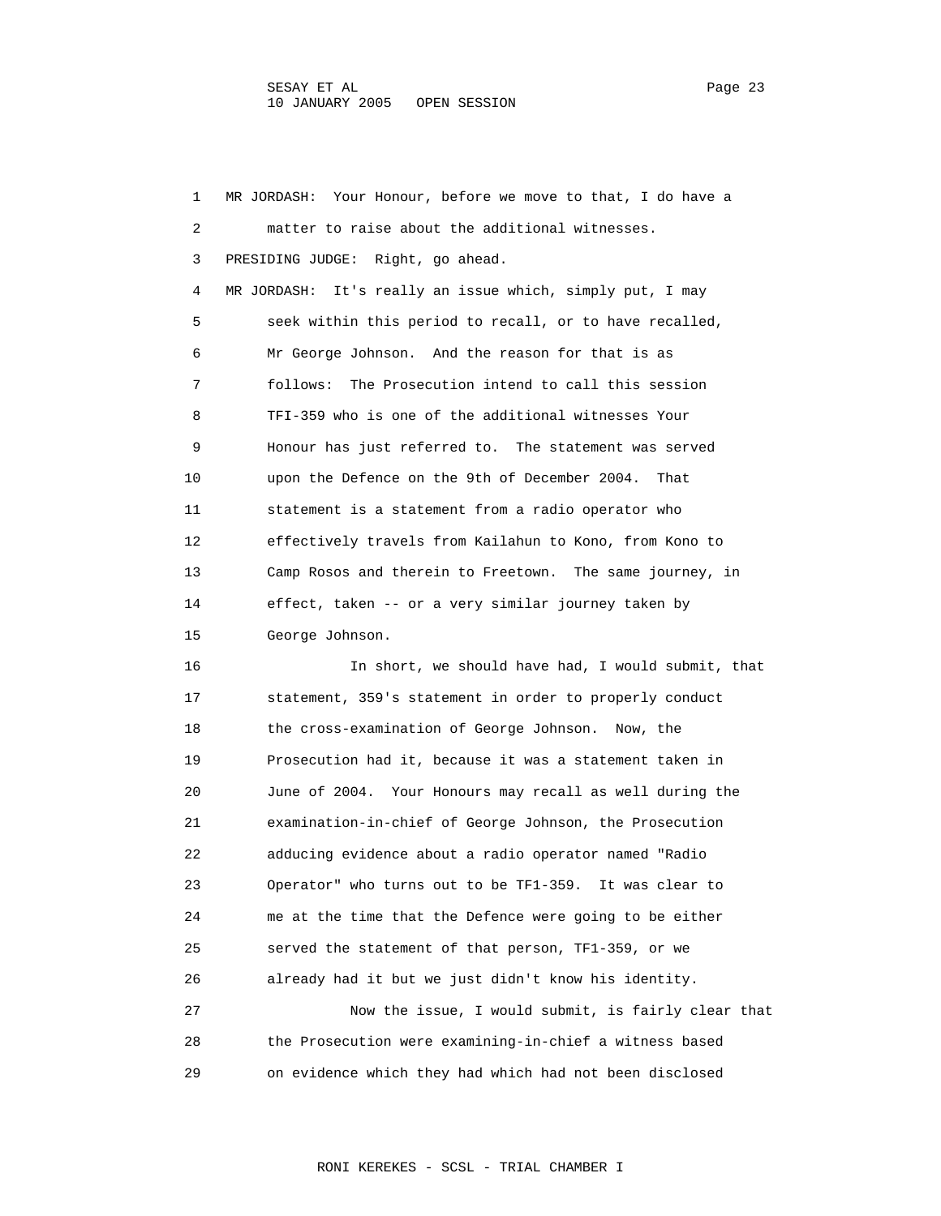MR JORDASH: Your Honour, before we move to that, I do have a matter to raise about the additional witnesses.

PRESIDING JUDGE: Right, go ahead.

MR JORDASH: It's really an issue which, simply put, I may seek within this period to recall, or to have recalled, Mr George Johnson. And the reason for that is as follows: The Prosecution intend to call this session TFI-359 who is one of the additional witnesses Your Honour has just referred to. The statement was served upon the Defence on the 9th of December 2004. That statement is a statement from a radio operator who effectively travels from Kailahun to Kono, from Kono to Camp Rosos and therein to Freetown. The same journey, in effect, taken -- or a very similar journey taken by George Johnson.

In short, we should have had, I would submit, that statement, 359's statement in order to properly conduct the cross-examination of George Johnson. Now, the Prosecution had it, because it was a statement taken in June of 2004. Your Honours may recall as well during the examination-in-chief of George Johnson, the Prosecution adducing evidence about a radio operator named "Radio Operator" who turns out to be TF1-359. It was clear to me at the time that the Defence were going to be either served the statement of that person, TF1-359, or we already had it but we just didn't know his identity.

Now the issue, I would submit, is fairly clear that the Prosecution were examining-in-chief a witness based on evidence which they had which had not been disclosed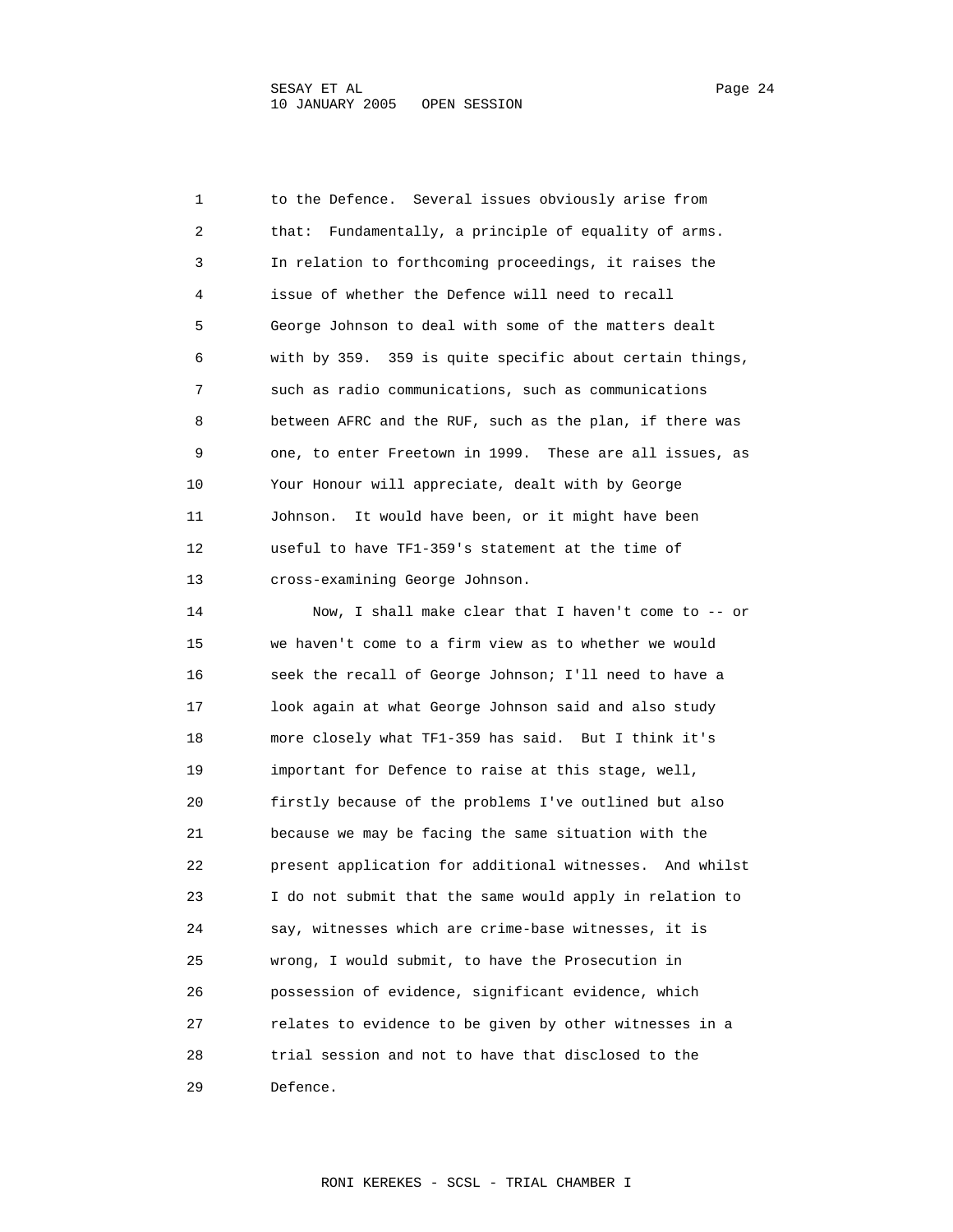to the Defence. Several issues obviously arise from that: Fundamentally, a principle of equality of arms. In relation to forthcoming proceedings, it raises the issue of whether the Defence will need to recall George Johnson to deal with some of the matters dealt with by 359. 359 is quite specific about certain things, such as radio communications, such as communications between AFRC and the RUF, such as the plan, if there was one, to enter Freetown in 1999. These are all issues, as Your Honour will appreciate, dealt with by George Johnson. It would have been, or it might have been useful to have TF1-359's statement at the time of cross-examining George Johnson.

Now, I shall make clear that I haven't come to -- or we haven't come to a firm view as to whether we would seek the recall of George Johnson; I'll need to have a look again at what George Johnson said and also study more closely what TF1-359 has said. But I think it's important for Defence to raise at this stage, well, firstly because of the problems I've outlined but also because we may be facing the same situation with the present application for additional witnesses. And whilst I do not submit that the same would apply in relation to say, witnesses which are crime-base witnesses, it is wrong, I would submit, to have the Prosecution in possession of evidence, significant evidence, which relates to evidence to be given by other witnesses in a trial session and not to have that disclosed to the Defence.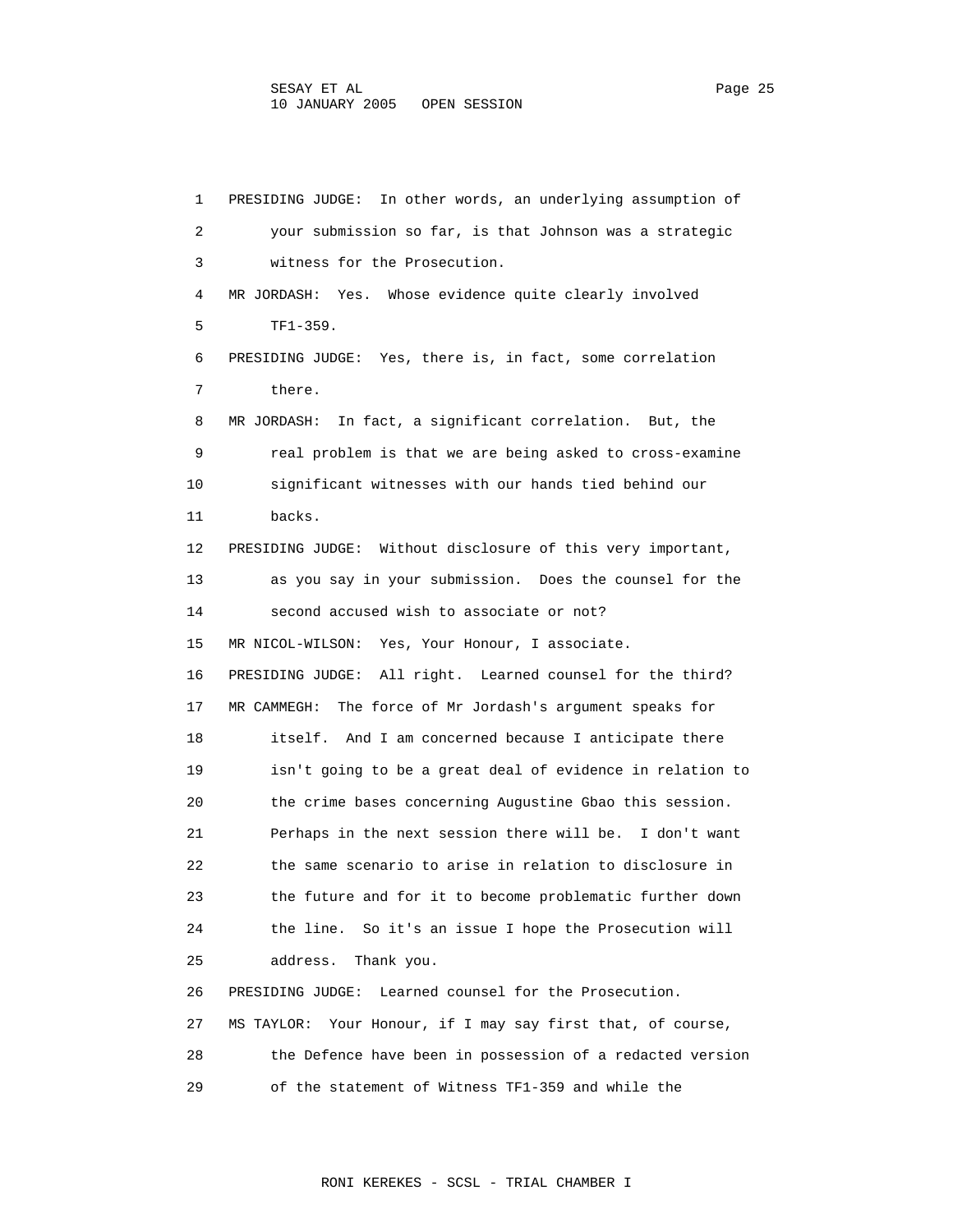PRESIDING JUDGE: In other words, an underlying assumption of your submission so far, is that Johnson was a strategic witness for the Prosecution.

MR JORDASH: Yes. Whose evidence quite clearly involved TF1-359.

PRESIDING JUDGE: Yes, there is, in fact, some correlation there.

MR JORDASH: In fact, a significant correlation. But, the real problem is that we are being asked to cross-examine significant witnesses with our hands tied behind our backs.

PRESIDING JUDGE: Without disclosure of this very important, as you say in your submission. Does the counsel for the second accused wish to associate or not?

MR NICOL-WILSON: Yes, Your Honour, I associate.

PRESIDING JUDGE: All right. Learned counsel for the third?

MR CAMMEGH: The force of Mr Jordash's argument speaks for itself. And I am concerned because I anticipate there isn't going to be a great deal of evidence in relation to the crime bases concerning Augustine Gbao this session. Perhaps in the next session there will be. I don't want the same scenario to arise in relation to disclosure in the future and for it to become problematic further down the line. So it's an issue I hope the Prosecution will address. Thank you.

PRESIDING JUDGE: Learned counsel for the Prosecution.

MS TAYLOR: Your Honour, if I may say first that, of course, the Defence have been in possession of a redacted version of the statement of Witness TF1-359 and while the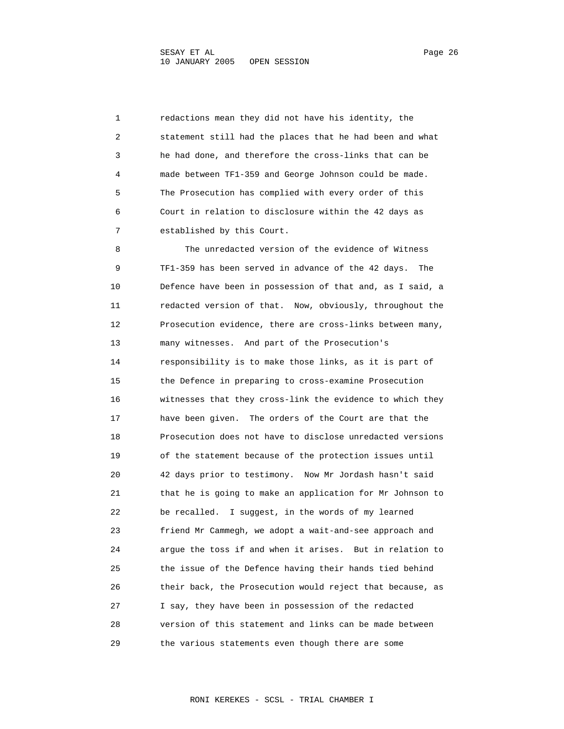redactions mean they did not have his identity, the statement still had the places that he had been and what he had done, and therefore the cross-links that can be made between TF1-359 and George Johnson could be made. The Prosecution has complied with every order of this Court in relation to disclosure within the 42 days as established by this Court.

The unredacted version of the evidence of Witness TF1-359 has been served in advance of the 42 days. The Defence have been in possession of that and, as I said, a redacted version of that. Now, obviously, throughout the Prosecution evidence, there are cross-links between many, many witnesses. And part of the Prosecution's responsibility is to make those links, as it is part of the Defence in preparing to cross-examine Prosecution witnesses that they cross-link the evidence to which they have been given. The orders of the Court are that the Prosecution does not have to disclose unredacted versions of the statement because of the protection issues until 42 days prior to testimony. Now Mr Jordash hasn't said that he is going to make an application for Mr Johnson to be recalled. I suggest, in the words of my learned friend Mr Cammegh, we adopt a wait-and-see approach and argue the toss if and when it arises. But in relation to the issue of the Defence having their hands tied behind their back, the Prosecution would reject that because, as I say, they have been in possession of the redacted version of this statement and links can be made between the various statements even though there are some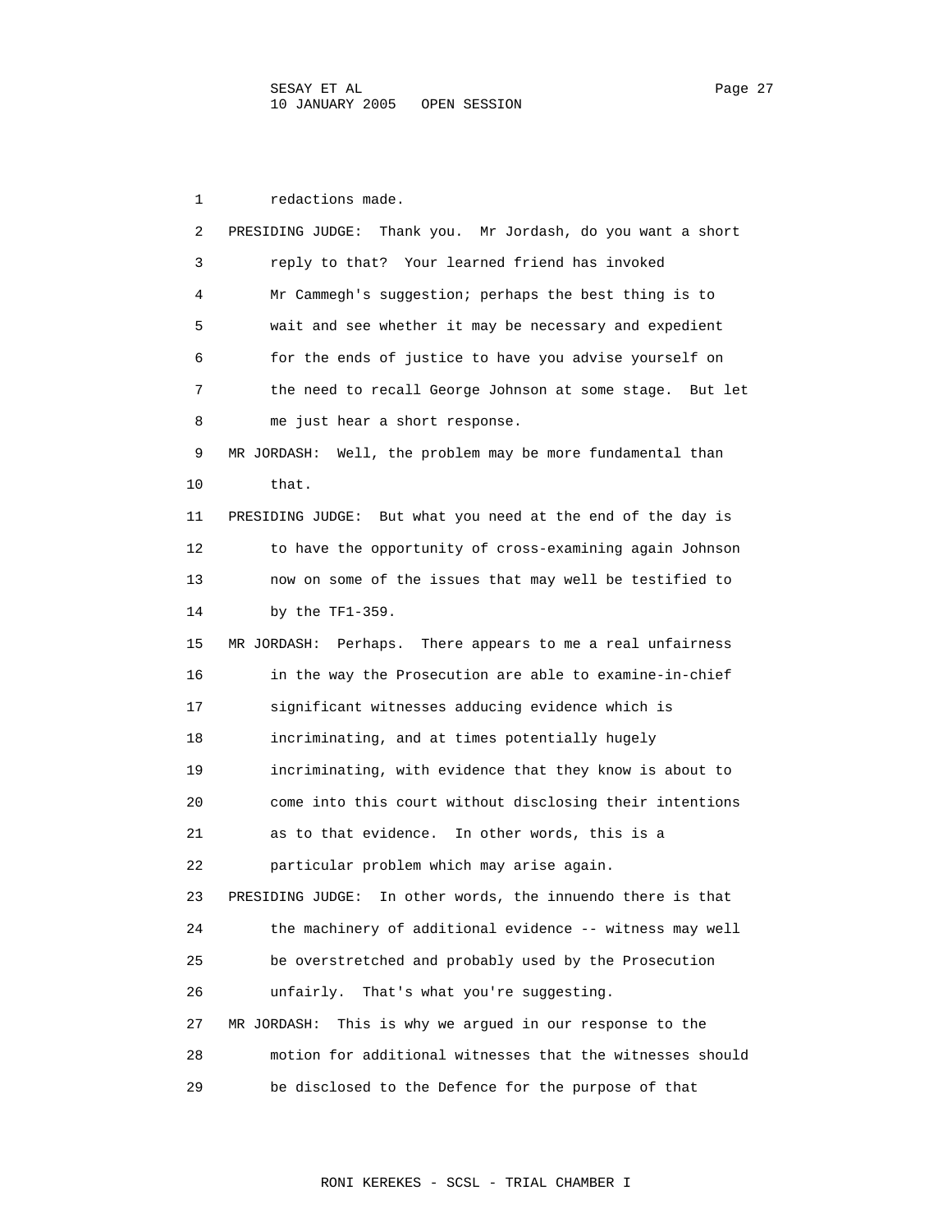redactions made.

PRESIDING JUDGE: Thank you. Mr Jordash, do you want a short reply to that? Your learned friend has invoked Mr Cammegh's suggestion; perhaps the best thing is to wait and see whether it may be necessary and expedient for the ends of justice to have you advise yourself on the need to recall George Johnson at some stage. But let me just hear a short response.

MR JORDASH: Well, the problem may be more fundamental than that.

PRESIDING JUDGE: But what you need at the end of the day is to have the opportunity of cross-examining again Johnson now on some of the issues that may well be testified to by the TF1-359.

MR JORDASH: Perhaps. There appears to me a real unfairness in the way the Prosecution are able to examine-in-chief significant witnesses adducing evidence which is incriminating, and at times potentially hugely incriminating, with evidence that they know is about to come into this court without disclosing their intentions as to that evidence. In other words, this is a particular problem which may arise again.

PRESIDING JUDGE: In other words, the innuendo there is that the machinery of additional evidence -- witness may well be overstretched and probably used by the Prosecution unfairly. That's what you're suggesting.

MR JORDASH: This is why we argued in our response to the motion for additional witnesses that the witnesses should be disclosed to the Defence for the purpose of that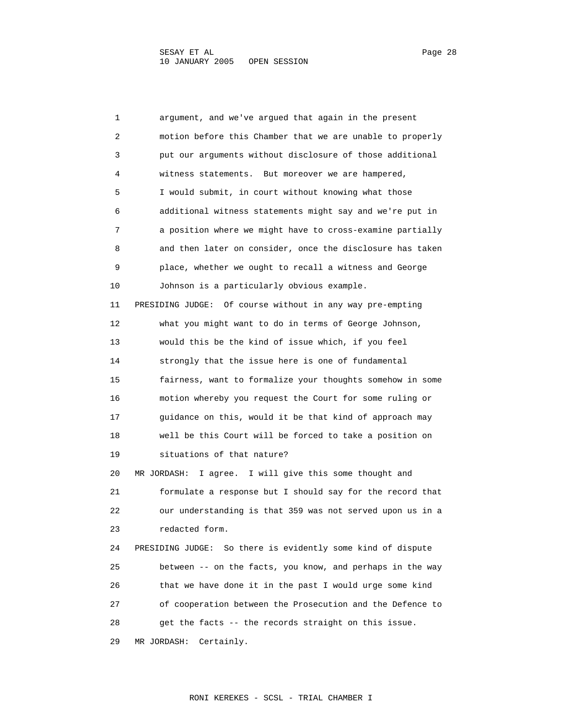argument, and we've argued that again in the present motion before this Chamber that we are unable to properly put our arguments without disclosure of those additional witness statements. But moreover we are hampered, I would submit, in court without knowing what those additional witness statements might say and we're put in a position where we might have to cross-examine partially and then later on consider, once the disclosure has taken place, whether we ought to recall a witness and George Johnson is a particularly obvious example.

PRESIDING JUDGE: Of course without in any way pre-empting what you might want to do in terms of George Johnson, would this be the kind of issue which, if you feel strongly that the issue here is one of fundamental fairness, want to formalize your thoughts somehow in some motion whereby you request the Court for some ruling or guidance on this, would it be that kind of approach may well be this Court will be forced to take a position on situations of that nature?

MR JORDASH: I agree. I will give this some thought and formulate a response but I should say for the record that our understanding is that 359 was not served upon us in a redacted form.

PRESIDING JUDGE: So there is evidently some kind of dispute between -- on the facts, you know, and perhaps in the way that we have done it in the past I would urge some kind of cooperation between the Prosecution and the Defence to get the facts -- the records straight on this issue.

MR JORDASH: Certainly.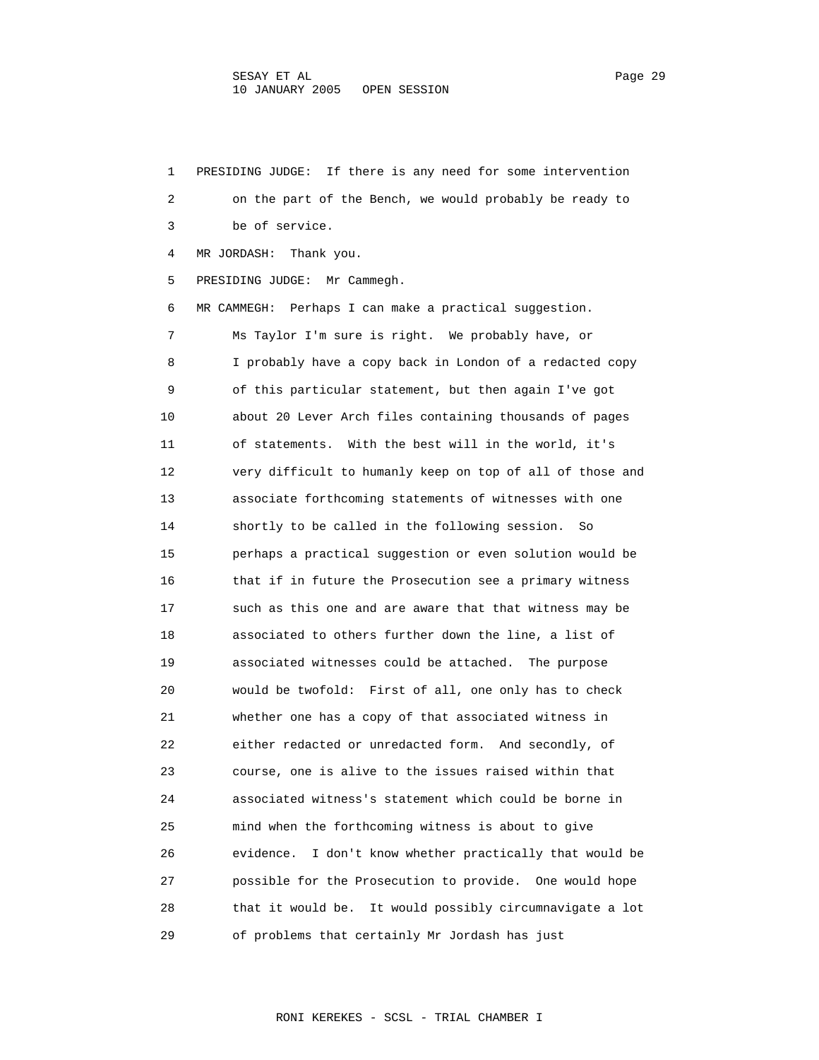PRESIDING JUDGE: If there is any need for some intervention on the part of the Bench, we would probably be ready to be of service.

MR JORDASH: Thank you.

PRESIDING JUDGE: Mr Cammegh.

MR CAMMEGH: Perhaps I can make a practical suggestion. Ms Taylor I'm sure is right. We probably have, or I probably have a copy back in London of a redacted copy of this particular statement, but then again I've got about 20 Lever Arch files containing thousands of pages of statements. With the best will in the world, it's very difficult to humanly keep on top of all of those and associate forthcoming statements of witnesses with one shortly to be called in the following session. So perhaps a practical suggestion or even solution would be that if in future the Prosecution see a primary witness such as this one and are aware that that witness may be associated to others further down the line, a list of associated witnesses could be attached. The purpose would be twofold: First of all, one only has to check whether one has a copy of that associated witness in either redacted or unredacted form. And secondly, of course, one is alive to the issues raised within that associated witness's statement which could be borne in mind when the forthcoming witness is about to give evidence. I don't know whether practically that would be possible for the Prosecution to provide. One would hope that it would be. It would possibly circumnavigate a lot of problems that certainly Mr Jordash has just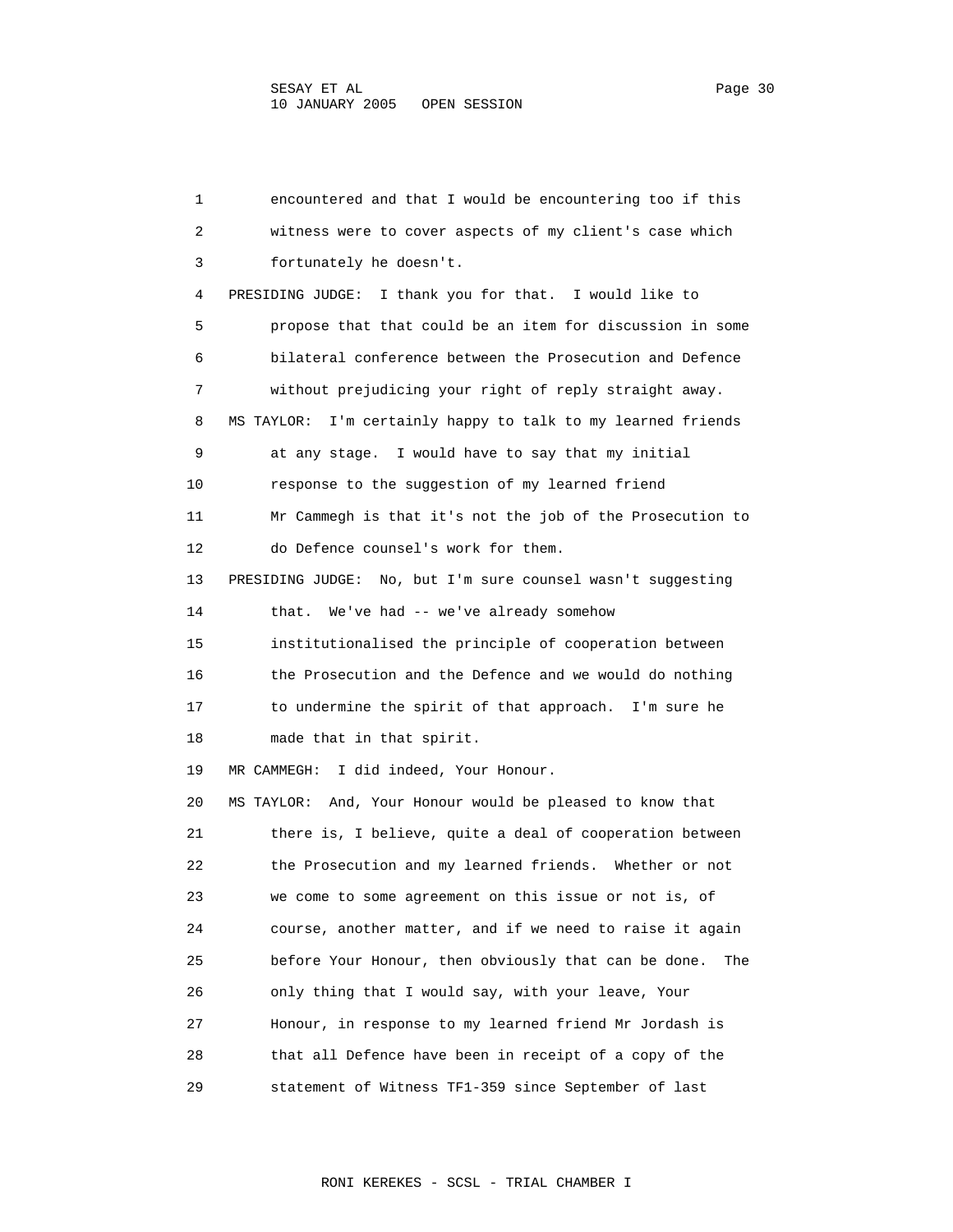1 encountered and that I would be encountering too if this
2 witness were to cover aspects of my client's case which
3 fortunately he doesn't.
4 PRESIDING JUDGE: I thank you for that. I would like to
5 propose that that could be an item for discussion in some
6 bilateral conference between the Prosecution and Defence
7 without prejudicing your right of reply straight away.
8 MS TAYLOR: I'm certainly happy to talk to my learned friends
9 at any stage. I would have to say that my initial
10 response to the suggestion of my learned friend
11 Mr Cammegh is that it's not the job of the Prosecution to
12 do Defence counsel's work for them.
13 PRESIDING JUDGE: No, but I'm sure counsel wasn't suggesting
14 that. We've had -- we've already somehow
15 institutionalised the principle of cooperation between
16 the Prosecution and the Defence and we would do nothing
17 to undermine the spirit of that approach. I'm sure he
18 made that in that spirit.
19 MR CAMMEGH: I did indeed, Your Honour.
20 MS TAYLOR: And, Your Honour would be pleased to know that
21 there is, I believe, quite a deal of cooperation between
22 the Prosecution and my learned friends. Whether or not
23 we come to some agreement on this issue or not is, of
24 course, another matter, and if we need to raise it again
25 before Your Honour, then obviously that can be done. The
26 only thing that I would say, with your leave, Your
27 Honour, in response to my learned friend Mr Jordash is
28 that all Defence have been in receipt of a copy of the
29 statement of Witness TF1-359 since September of last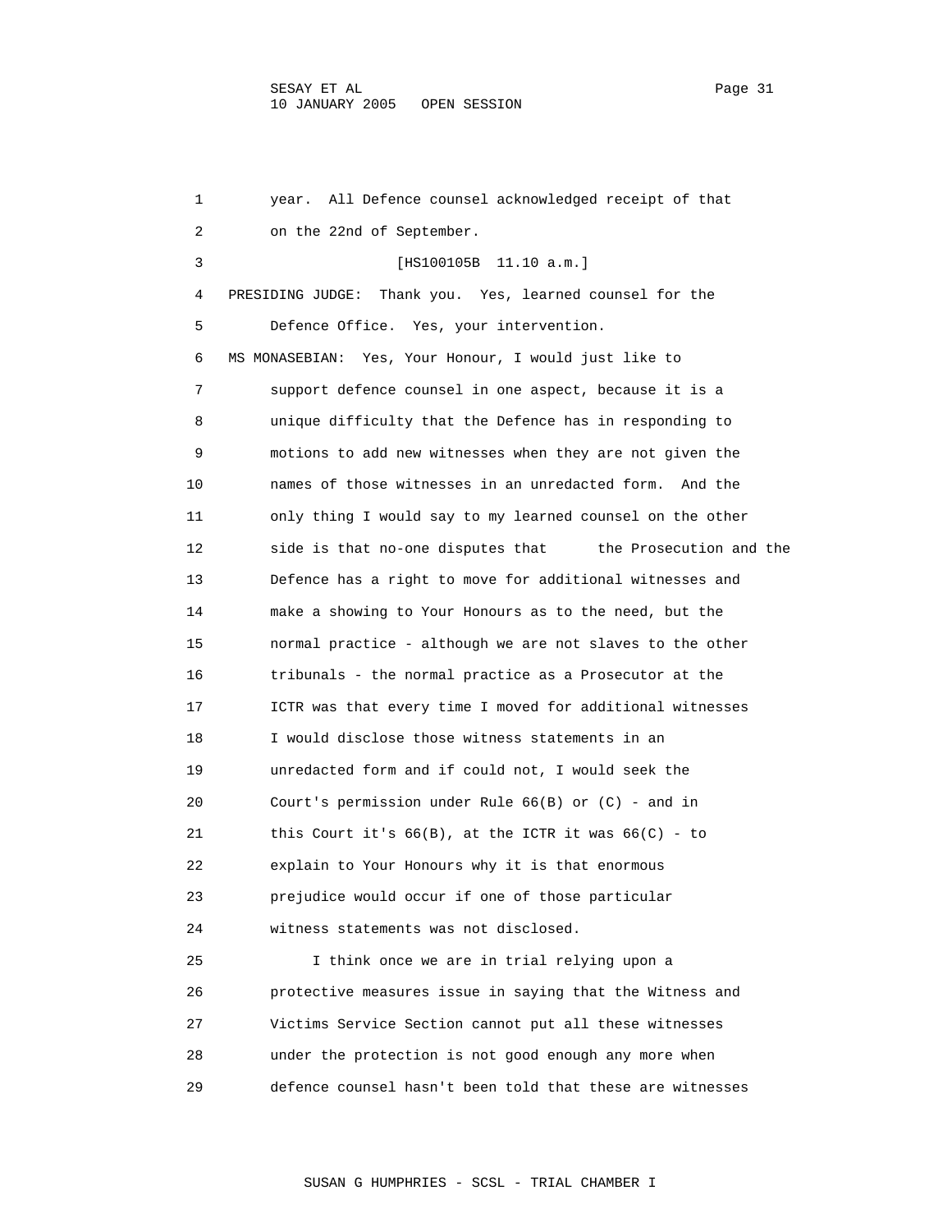year. All Defence counsel acknowledged receipt of that on the 22nd of September.

[HS100105B 11.10 a.m.]

PRESIDING JUDGE: Thank you. Yes, learned counsel for the Defence Office. Yes, your intervention.

MS MONASEBIAN: Yes, Your Honour, I would just like to support defence counsel in one aspect, because it is a unique difficulty that the Defence has in responding to motions to add new witnesses when they are not given the names of those witnesses in an unredacted form. And the only thing I would say to my learned counsel on the other side is that no-one disputes that the Prosecution and the Defence has a right to move for additional witnesses and make a showing to Your Honours as to the need, but the normal practice - although we are not slaves to the other tribunals - the normal practice as a Prosecutor at the ICTR was that every time I moved for additional witnesses I would disclose those witness statements in an unredacted form and if could not, I would seek the Court's permission under Rule 66(B) or (C) - and in this Court it's 66(B), at the ICTR it was 66(C) - to explain to Your Honours why it is that enormous prejudice would occur if one of those particular witness statements was not disclosed.

I think once we are in trial relying upon a protective measures issue in saying that the Witness and Victims Service Section cannot put all these witnesses under the protection is not good enough any more when defence counsel hasn't been told that these are witnesses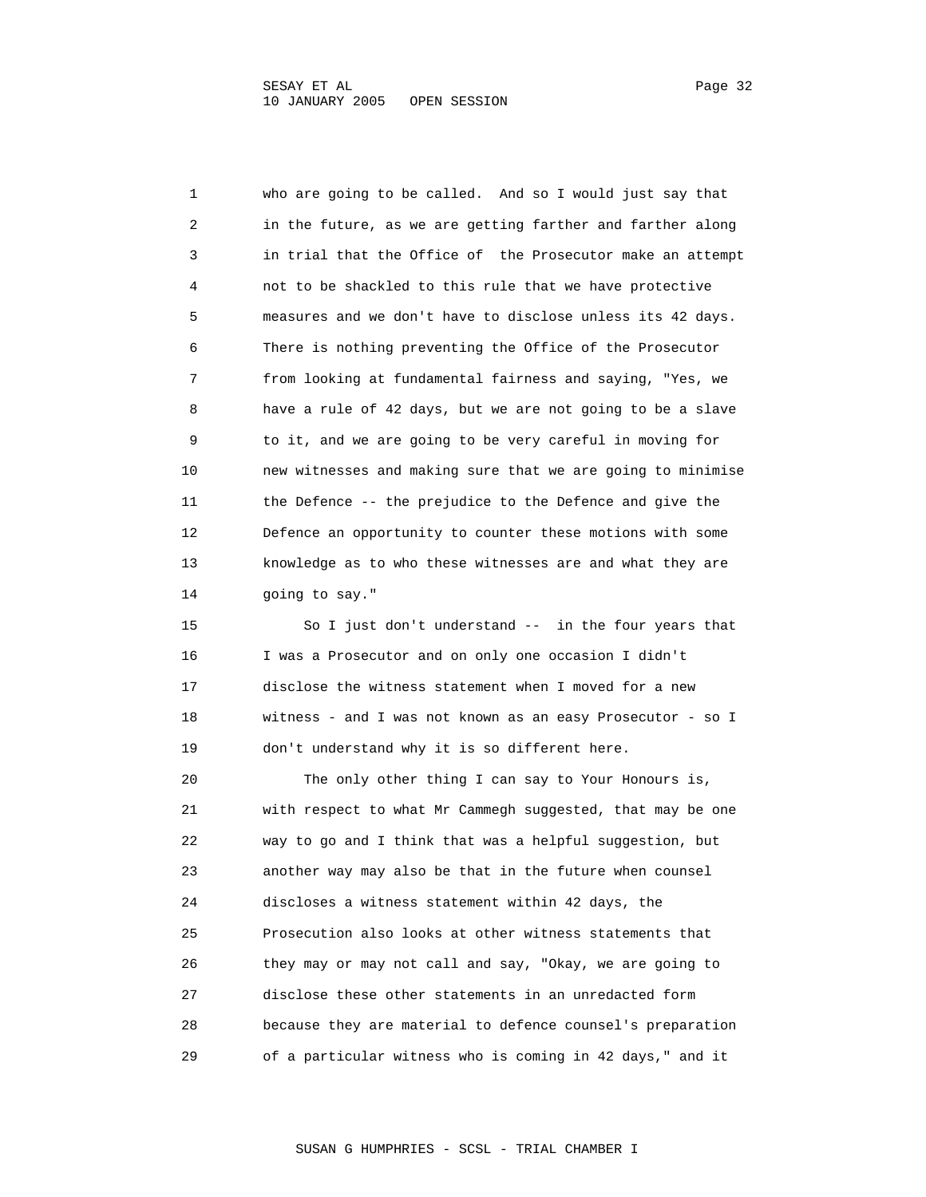who are going to be called. And so I would just say that in the future, as we are getting farther and farther along in trial that the Office of the Prosecutor make an attempt not to be shackled to this rule that we have protective measures and we don't have to disclose unless its 42 days. There is nothing preventing the Office of the Prosecutor from looking at fundamental fairness and saying, "Yes, we have a rule of 42 days, but we are not going to be a slave to it, and we are going to be very careful in moving for new witnesses and making sure that we are going to minimise the Defence -- the prejudice to the Defence and give the Defence an opportunity to counter these motions with some knowledge as to who these witnesses are and what they are going to say."

So I just don't understand -- in the four years that I was a Prosecutor and on only one occasion I didn't disclose the witness statement when I moved for a new witness - and I was not known as an easy Prosecutor - so I don't understand why it is so different here.

The only other thing I can say to Your Honours is, with respect to what Mr Cammegh suggested, that may be one way to go and I think that was a helpful suggestion, but another way may also be that in the future when counsel discloses a witness statement within 42 days, the Prosecution also looks at other witness statements that they may or may not call and say, "Okay, we are going to disclose these other statements in an unredacted form because they are material to defence counsel's preparation of a particular witness who is coming in 42 days," and it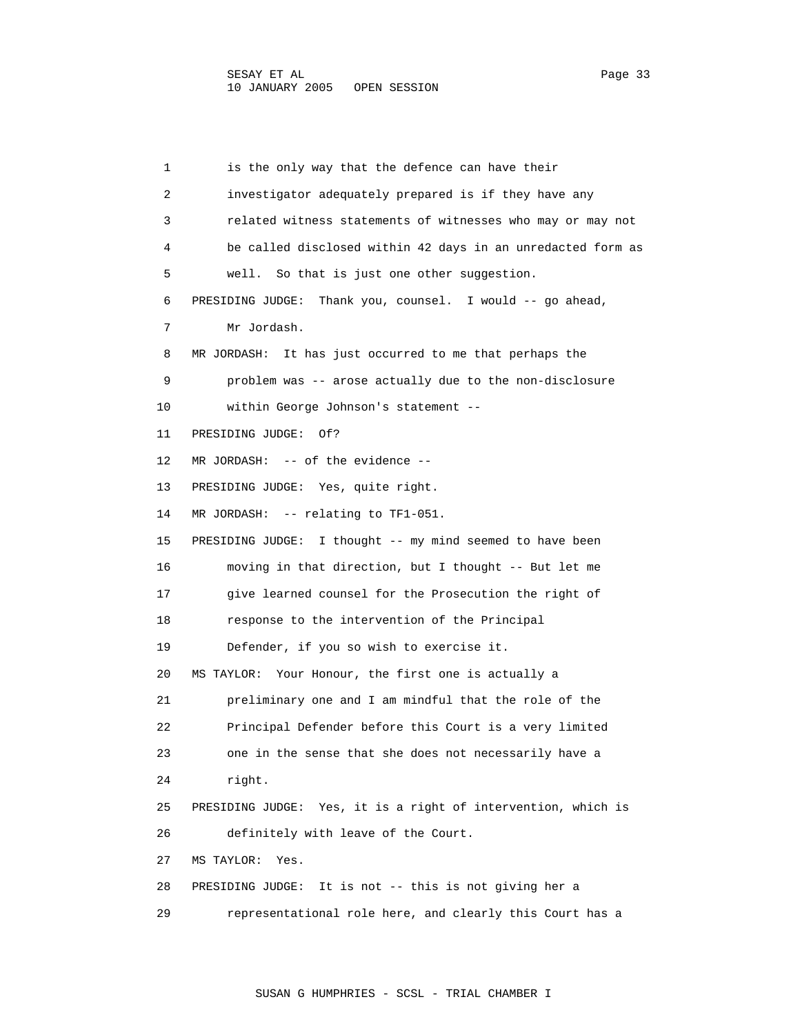1 is the only way that the defence can have their
2 investigator adequately prepared is if they have any
3 related witness statements of witnesses who may or may not
4 be called disclosed within 42 days in an unredacted form as
5 well. So that is just one other suggestion.
6 PRESIDING JUDGE: Thank you, counsel. I would -- go ahead,
7 Mr Jordash.
8 MR JORDASH: It has just occurred to me that perhaps the
9 problem was -- arose actually due to the non-disclosure
10 within George Johnson's statement --
11 PRESIDING JUDGE: Of?
12 MR JORDASH: -- of the evidence --
13 PRESIDING JUDGE: Yes, quite right.
14 MR JORDASH: -- relating to TF1-051.
15 PRESIDING JUDGE: I thought -- my mind seemed to have been
16 moving in that direction, but I thought -- But let me
17 give learned counsel for the Prosecution the right of
18 response to the intervention of the Principal
19 Defender, if you so wish to exercise it.
20 MS TAYLOR: Your Honour, the first one is actually a
21 preliminary one and I am mindful that the role of the
22 Principal Defender before this Court is a very limited
23 one in the sense that she does not necessarily have a
24 right.
25 PRESIDING JUDGE: Yes, it is a right of intervention, which is
26 definitely with leave of the Court.
27 MS TAYLOR: Yes.
28 PRESIDING JUDGE: It is not -- this is not giving her a
29 representational role here, and clearly this Court has a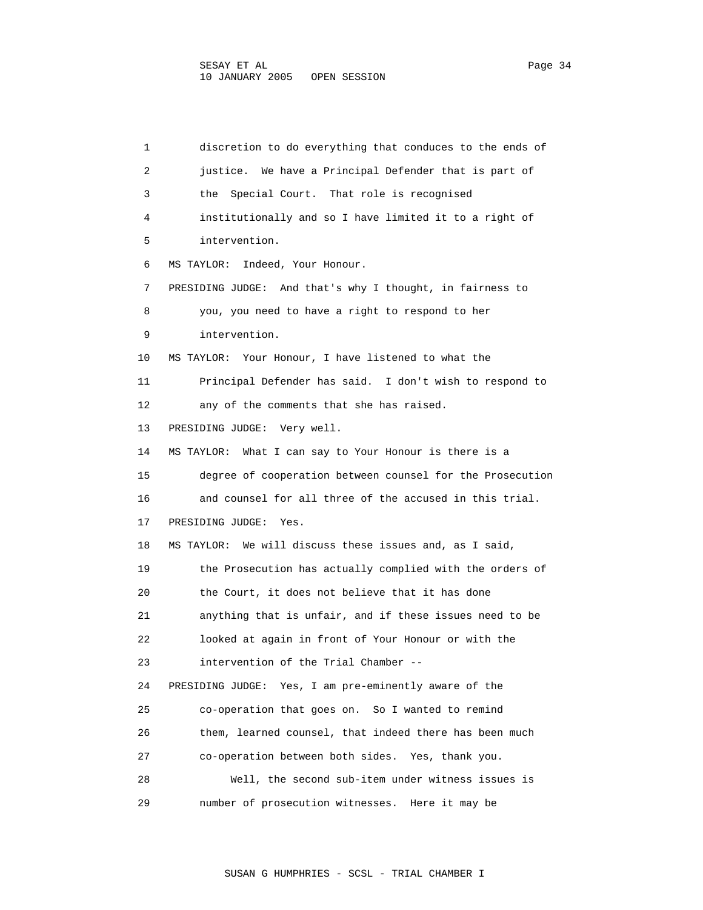discretion to do everything that conduces to the ends of justice. We have a Principal Defender that is part of the Special Court. That role is recognised institutionally and so I have limited it to a right of intervention.

MS TAYLOR: Indeed, Your Honour.

PRESIDING JUDGE: And that's why I thought, in fairness to you, you need to have a right to respond to her intervention.

MS TAYLOR: Your Honour, I have listened to what the Principal Defender has said. I don't wish to respond to any of the comments that she has raised.

PRESIDING JUDGE: Very well.

MS TAYLOR: What I can say to Your Honour is there is a degree of cooperation between counsel for the Prosecution and counsel for all three of the accused in this trial.

PRESIDING JUDGE: Yes.

MS TAYLOR: We will discuss these issues and, as I said, the Prosecution has actually complied with the orders of the Court, it does not believe that it has done anything that is unfair, and if these issues need to be looked at again in front of Your Honour or with the intervention of the Trial Chamber --

PRESIDING JUDGE: Yes, I am pre-eminently aware of the co-operation that goes on. So I wanted to remind them, learned counsel, that indeed there has been much co-operation between both sides. Yes, thank you.

Well, the second sub-item under witness issues is number of prosecution witnesses. Here it may be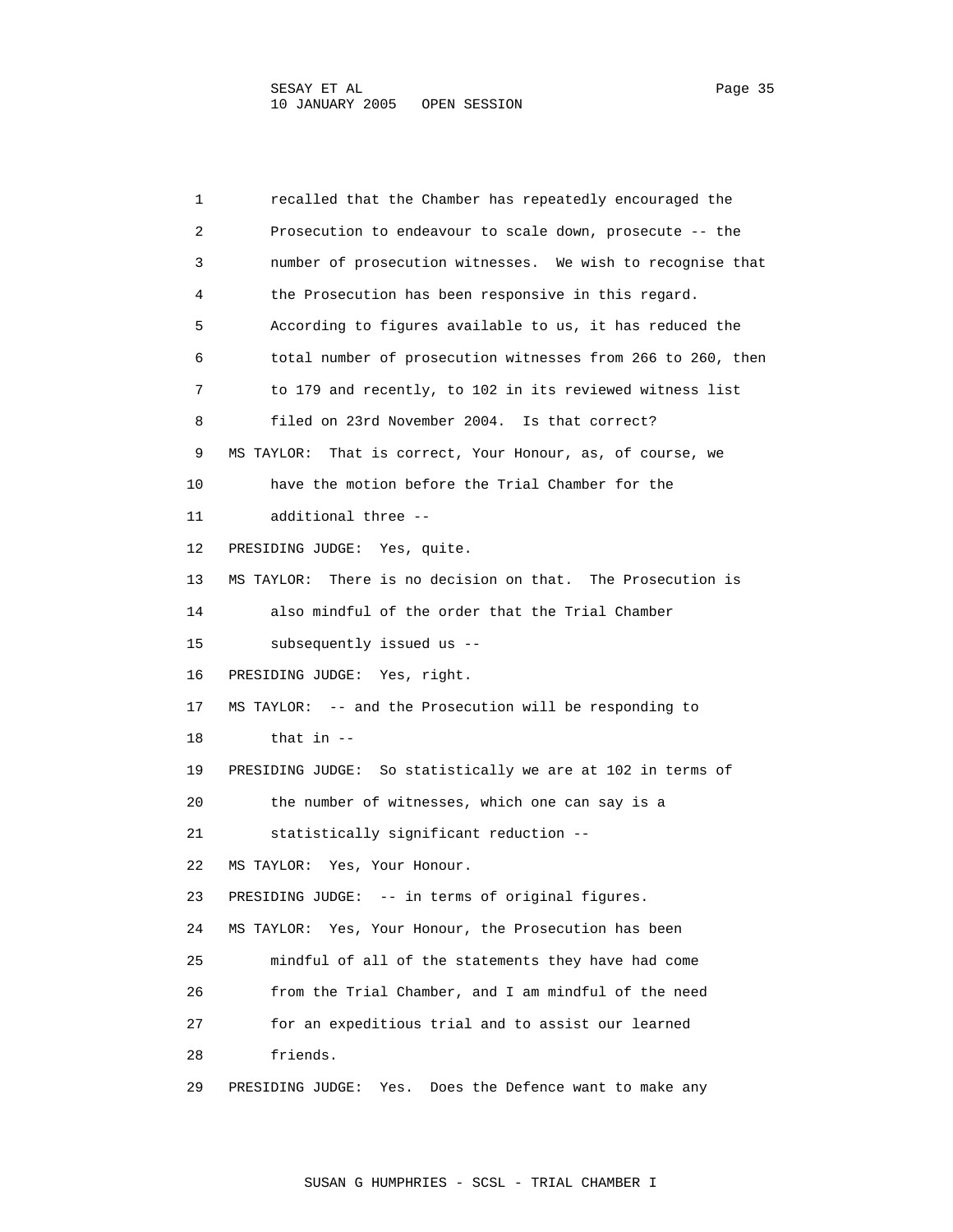recalled that the Chamber has repeatedly encouraged the Prosecution to endeavour to scale down, prosecute -- the number of prosecution witnesses. We wish to recognise that the Prosecution has been responsive in this regard. According to figures available to us, it has reduced the total number of prosecution witnesses from 266 to 260, then to 179 and recently, to 102 in its reviewed witness list filed on 23rd November 2004. Is that correct?

MS TAYLOR: That is correct, Your Honour, as, of course, we have the motion before the Trial Chamber for the additional three --

PRESIDING JUDGE: Yes, quite.

MS TAYLOR: There is no decision on that. The Prosecution is also mindful of the order that the Trial Chamber subsequently issued us --

PRESIDING JUDGE: Yes, right.

MS TAYLOR: -- and the Prosecution will be responding to that in --

PRESIDING JUDGE: So statistically we are at 102 in terms of the number of witnesses, which one can say is a statistically significant reduction --

MS TAYLOR: Yes, Your Honour.

PRESIDING JUDGE: -- in terms of original figures.

MS TAYLOR: Yes, Your Honour, the Prosecution has been mindful of all of the statements they have had come from the Trial Chamber, and I am mindful of the need for an expeditious trial and to assist our learned friends.

PRESIDING JUDGE: Yes. Does the Defence want to make any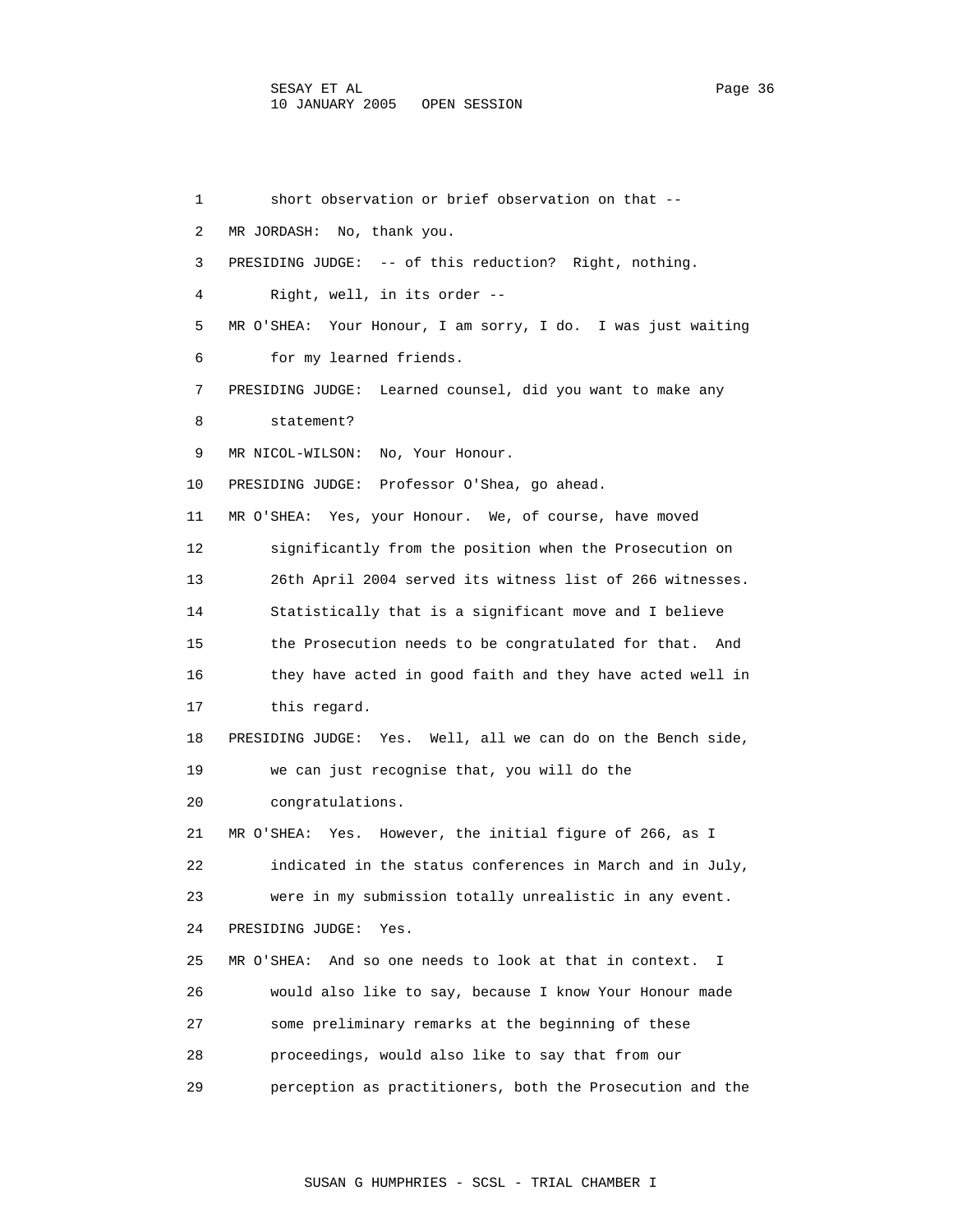1 short observation or brief observation on that --

2 MR JORDASH: No, thank you.

3 PRESIDING JUDGE: -- of this reduction? Right, nothing.

4 Right, well, in its order --

5 MR O'SHEA: Your Honour, I am sorry, I do. I was just waiting

6 for my learned friends.

7 PRESIDING JUDGE: Learned counsel, did you want to make any

8 statement?

9 MR NICOL-WILSON: No, Your Honour.

10 PRESIDING JUDGE: Professor O'Shea, go ahead.

11 MR O'SHEA: Yes, your Honour. We, of course, have moved

12 significantly from the position when the Prosecution on

13 26th April 2004 served its witness list of 266 witnesses.

14 Statistically that is a significant move and I believe

15 the Prosecution needs to be congratulated for that. And

16 they have acted in good faith and they have acted well in

17 this regard.

18 PRESIDING JUDGE: Yes. Well, all we can do on the Bench side,

19 we can just recognise that, you will do the

20 congratulations.

21 MR O'SHEA: Yes. However, the initial figure of 266, as I

22 indicated in the status conferences in March and in July,

23 were in my submission totally unrealistic in any event.

24 PRESIDING JUDGE: Yes.

25 MR O'SHEA: And so one needs to look at that in context. I

26 would also like to say, because I know Your Honour made

27 some preliminary remarks at the beginning of these

28 proceedings, would also like to say that from our

29 perception as practitioners, both the Prosecution and the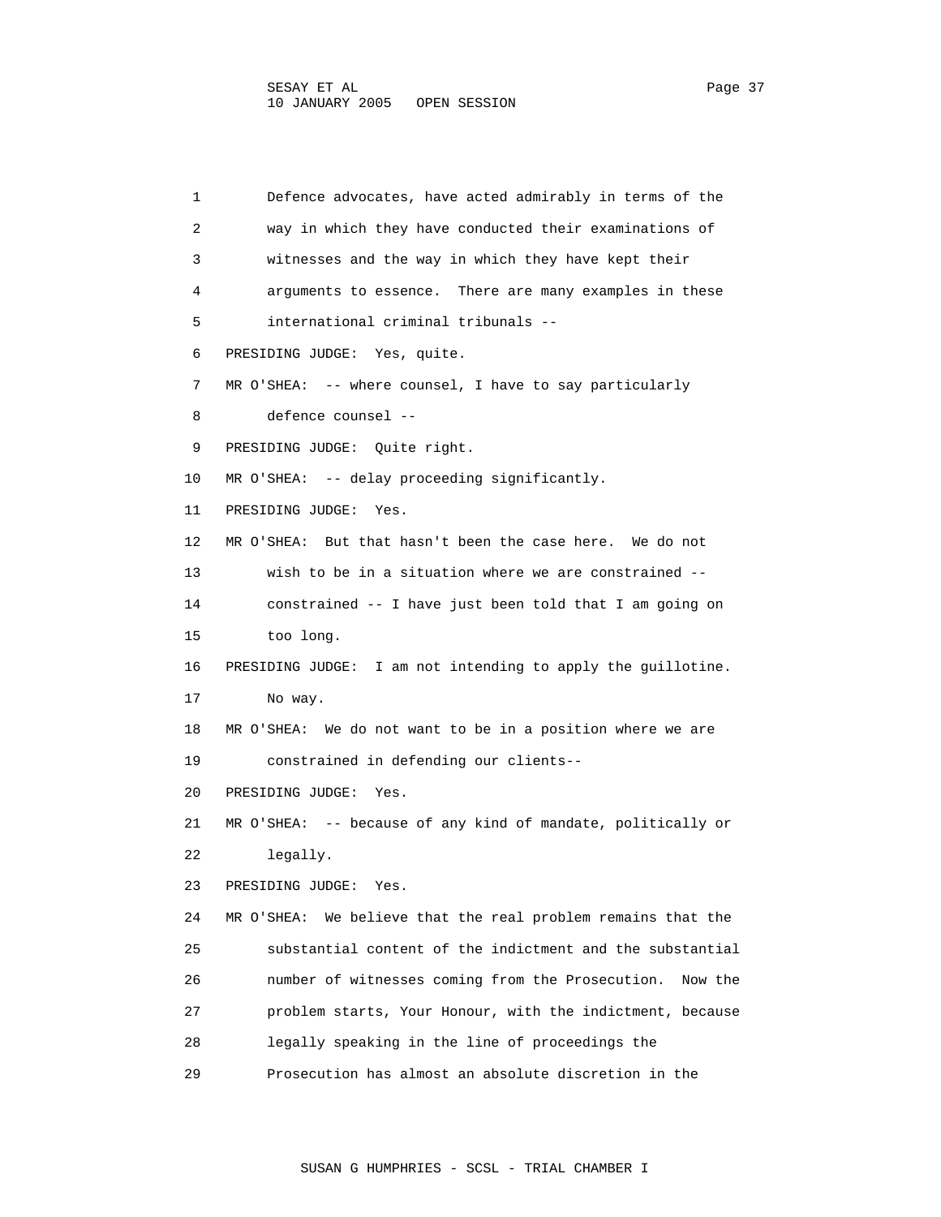Defence advocates, have acted admirably in terms of the way in which they have conducted their examinations of witnesses and the way in which they have kept their arguments to essence. There are many examples in these international criminal tribunals --

PRESIDING JUDGE: Yes, quite.

MR O'SHEA: -- where counsel, I have to say particularly defence counsel --

PRESIDING JUDGE: Quite right.

MR O'SHEA: -- delay proceeding significantly.

PRESIDING JUDGE: Yes.

MR O'SHEA: But that hasn't been the case here. We do not wish to be in a situation where we are constrained -- constrained -- I have just been told that I am going on too long.

PRESIDING JUDGE: I am not intending to apply the guillotine. No way.

MR O'SHEA: We do not want to be in a position where we are constrained in defending our clients--

PRESIDING JUDGE: Yes.

MR O'SHEA: -- because of any kind of mandate, politically or legally.

PRESIDING JUDGE: Yes.

MR O'SHEA: We believe that the real problem remains that the substantial content of the indictment and the substantial number of witnesses coming from the Prosecution. Now the problem starts, Your Honour, with the indictment, because legally speaking in the line of proceedings the Prosecution has almost an absolute discretion in the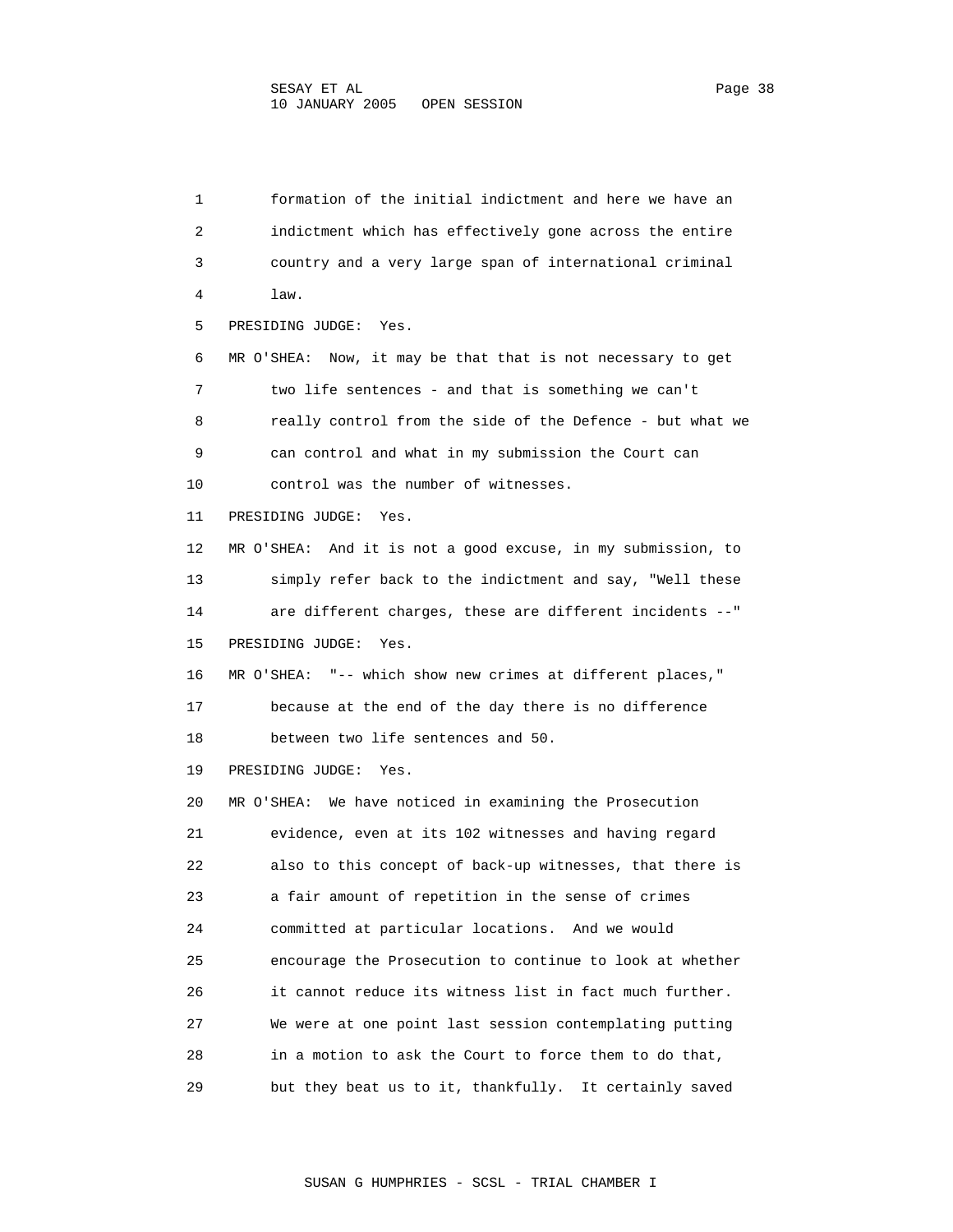1 formation of the initial indictment and here we have an
2 indictment which has effectively gone across the entire
3 country and a very large span of international criminal
4 law.

5 PRESIDING JUDGE: Yes.

6 MR O'SHEA: Now, it may be that that is not necessary to get
7 two life sentences - and that is something we can't
8 really control from the side of the Defence - but what we
9 can control and what in my submission the Court can
10 control was the number of witnesses.

11 PRESIDING JUDGE: Yes.

12 MR O'SHEA: And it is not a good excuse, in my submission, to
13 simply refer back to the indictment and say, "Well these
14 are different charges, these are different incidents --"

15 PRESIDING JUDGE: Yes.

16 MR O'SHEA: "-- which show new crimes at different places,"
17 because at the end of the day there is no difference
18 between two life sentences and 50.

19 PRESIDING JUDGE: Yes.

20 MR O'SHEA: We have noticed in examining the Prosecution
21 evidence, even at its 102 witnesses and having regard
22 also to this concept of back-up witnesses, that there is
23 a fair amount of repetition in the sense of crimes
24 committed at particular locations. And we would
25 encourage the Prosecution to continue to look at whether
26 it cannot reduce its witness list in fact much further.
27 We were at one point last session contemplating putting
28 in a motion to ask the Court to force them to do that,
29 but they beat us to it, thankfully. It certainly saved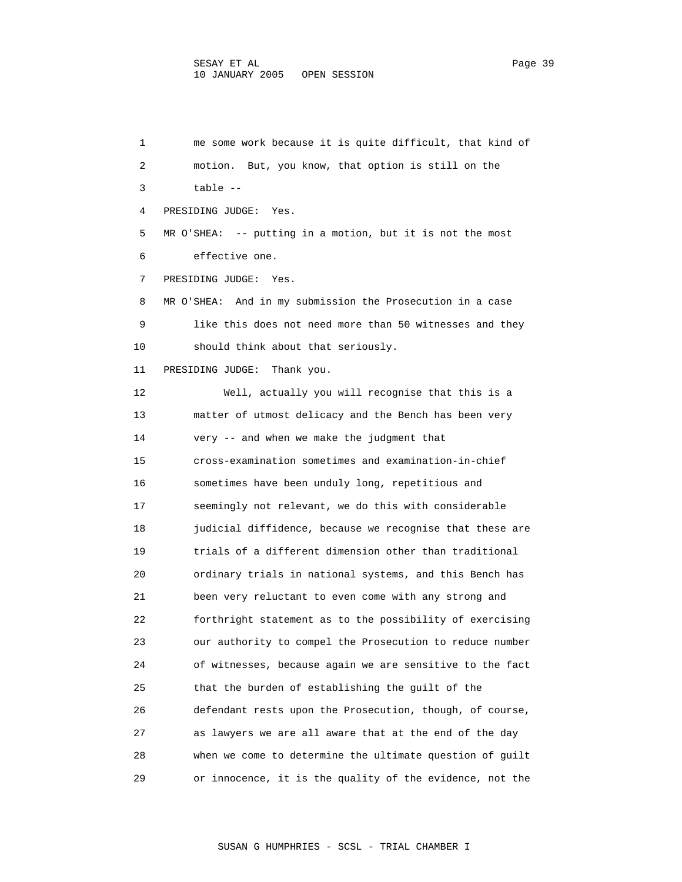me some work because it is quite difficult, that kind of motion. But, you know, that option is still on the table --

PRESIDING JUDGE: Yes.

MR O'SHEA: -- putting in a motion, but it is not the most effective one.

PRESIDING JUDGE: Yes.

MR O'SHEA: And in my submission the Prosecution in a case like this does not need more than 50 witnesses and they should think about that seriously.

PRESIDING JUDGE: Thank you.

Well, actually you will recognise that this is a matter of utmost delicacy and the Bench has been very very -- and when we make the judgment that cross-examination sometimes and examination-in-chief sometimes have been unduly long, repetitious and seemingly not relevant, we do this with considerable judicial diffidence, because we recognise that these are trials of a different dimension other than traditional ordinary trials in national systems, and this Bench has been very reluctant to even come with any strong and forthright statement as to the possibility of exercising our authority to compel the Prosecution to reduce number of witnesses, because again we are sensitive to the fact that the burden of establishing the guilt of the defendant rests upon the Prosecution, though, of course, as lawyers we are all aware that at the end of the day when we come to determine the ultimate question of guilt or innocence, it is the quality of the evidence, not the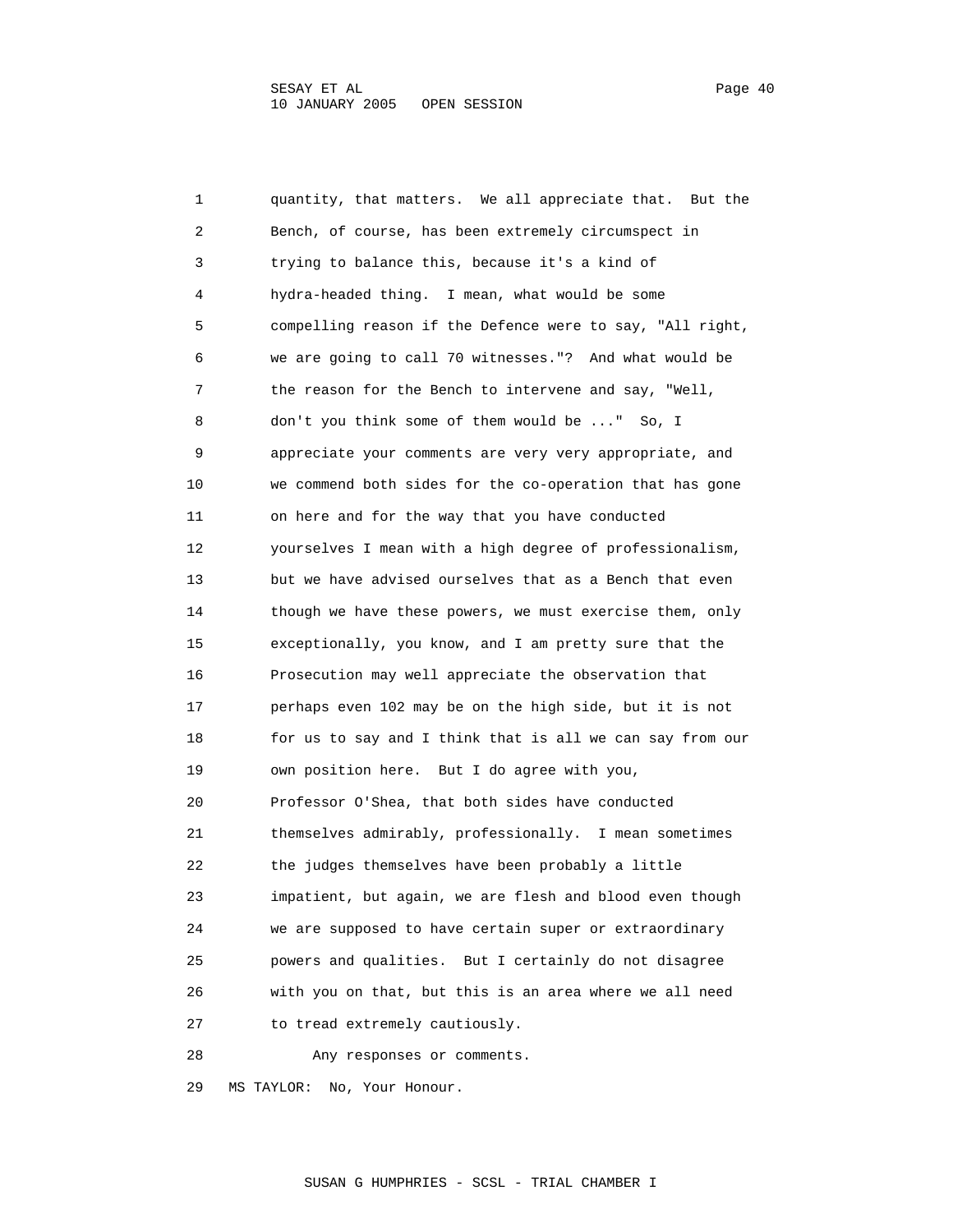quantity, that matters. We all appreciate that. But the Bench, of course, has been extremely circumspect in trying to balance this, because it's a kind of hydra-headed thing. I mean, what would be some compelling reason if the Defence were to say, "All right, we are going to call 70 witnesses."? And what would be the reason for the Bench to intervene and say, "Well, don't you think some of them would be ..." So, I appreciate your comments are very very appropriate, and we commend both sides for the co-operation that has gone on here and for the way that you have conducted yourselves I mean with a high degree of professionalism, but we have advised ourselves that as a Bench that even though we have these powers, we must exercise them, only exceptionally, you know, and I am pretty sure that the Prosecution may well appreciate the observation that perhaps even 102 may be on the high side, but it is not for us to say and I think that is all we can say from our own position here. But I do agree with you, Professor O'Shea, that both sides have conducted themselves admirably, professionally. I mean sometimes the judges themselves have been probably a little impatient, but again, we are flesh and blood even though we are supposed to have certain super or extraordinary powers and qualities. But I certainly do not disagree with you on that, but this is an area where we all need to tread extremely cautiously.

Any responses or comments.

MS TAYLOR: No, Your Honour.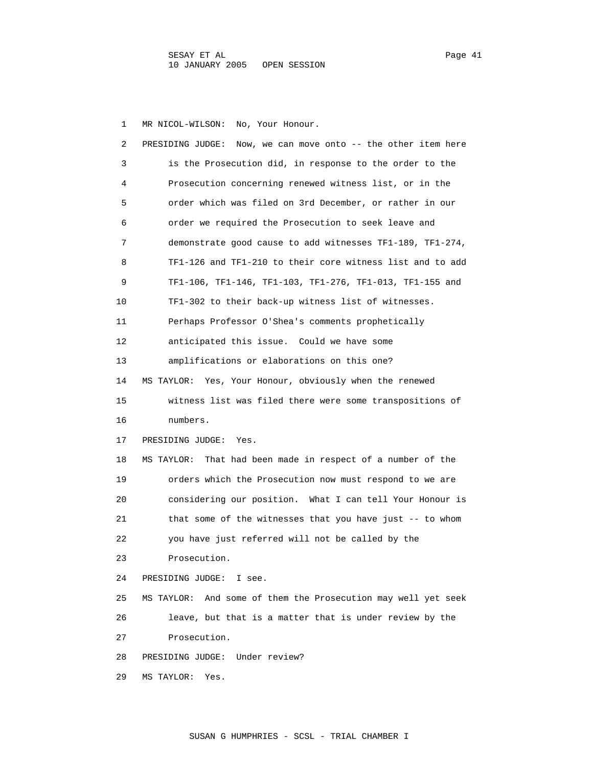MR NICOL-WILSON: No, Your Honour.

PRESIDING JUDGE: Now, we can move onto -- the other item here is the Prosecution did, in response to the order to the Prosecution concerning renewed witness list, or in the order which was filed on 3rd December, or rather in our order we required the Prosecution to seek leave and demonstrate good cause to add witnesses TF1-189, TF1-274, TF1-126 and TF1-210 to their core witness list and to add TF1-106, TF1-146, TF1-103, TF1-276, TF1-013, TF1-155 and TF1-302 to their back-up witness list of witnesses. Perhaps Professor O'Shea's comments prophetically anticipated this issue. Could we have some amplifications or elaborations on this one?

MS TAYLOR: Yes, Your Honour, obviously when the renewed witness list was filed there were some transpositions of numbers.

PRESIDING JUDGE: Yes.

MS TAYLOR: That had been made in respect of a number of the orders which the Prosecution now must respond to we are considering our position. What I can tell Your Honour is that some of the witnesses that you have just -- to whom you have just referred will not be called by the Prosecution.

PRESIDING JUDGE: I see.

MS TAYLOR: And some of them the Prosecution may well yet seek leave, but that is a matter that is under review by the Prosecution.

PRESIDING JUDGE: Under review?

MS TAYLOR: Yes.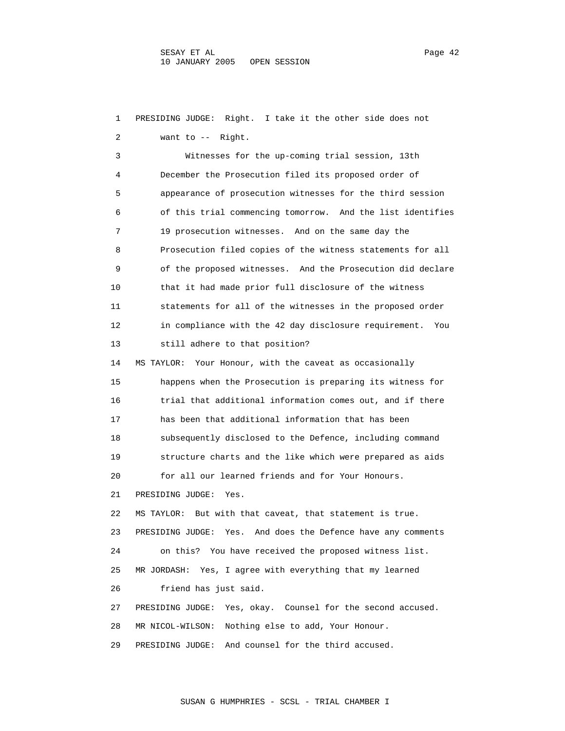PRESIDING JUDGE: Right. I take it the other side does not want to -- Right.

Witnesses for the up-coming trial session, 13th December the Prosecution filed its proposed order of appearance of prosecution witnesses for the third session of this trial commencing tomorrow. And the list identifies 19 prosecution witnesses. And on the same day the Prosecution filed copies of the witness statements for all of the proposed witnesses. And the Prosecution did declare that it had made prior full disclosure of the witness statements for all of the witnesses in the proposed order in compliance with the 42 day disclosure requirement. You still adhere to that position?

MS TAYLOR: Your Honour, with the caveat as occasionally happens when the Prosecution is preparing its witness for trial that additional information comes out, and if there has been that additional information that has been subsequently disclosed to the Defence, including command structure charts and the like which were prepared as aids for all our learned friends and for Your Honours.

PRESIDING JUDGE: Yes.

MS TAYLOR: But with that caveat, that statement is true.

PRESIDING JUDGE: Yes. And does the Defence have any comments on this? You have received the proposed witness list.

MR JORDASH: Yes, I agree with everything that my learned friend has just said.

PRESIDING JUDGE: Yes, okay. Counsel for the second accused.

MR NICOL-WILSON: Nothing else to add, Your Honour.

PRESIDING JUDGE: And counsel for the third accused.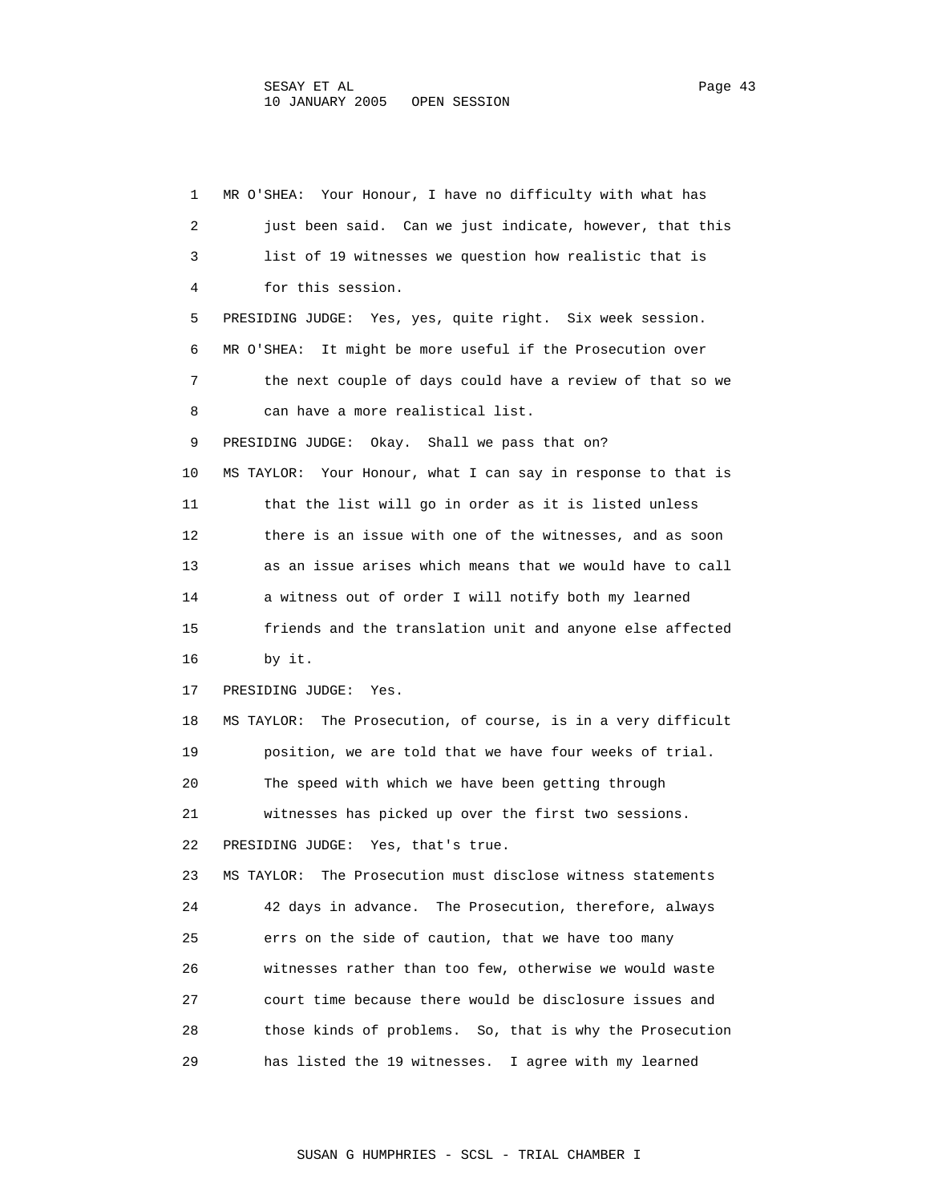MR O'SHEA: Your Honour, I have no difficulty with what has just been said. Can we just indicate, however, that this list of 19 witnesses we question how realistic that is for this session.

PRESIDING JUDGE: Yes, yes, quite right. Six week session.

MR O'SHEA: It might be more useful if the Prosecution over the next couple of days could have a review of that so we can have a more realistical list.

PRESIDING JUDGE: Okay. Shall we pass that on?

MS TAYLOR: Your Honour, what I can say in response to that is that the list will go in order as it is listed unless there is an issue with one of the witnesses, and as soon as an issue arises which means that we would have to call a witness out of order I will notify both my learned friends and the translation unit and anyone else affected by it.

PRESIDING JUDGE: Yes.

MS TAYLOR: The Prosecution, of course, is in a very difficult position, we are told that we have four weeks of trial. The speed with which we have been getting through witnesses has picked up over the first two sessions.

PRESIDING JUDGE: Yes, that's true.

MS TAYLOR: The Prosecution must disclose witness statements 42 days in advance. The Prosecution, therefore, always errs on the side of caution, that we have too many witnesses rather than too few, otherwise we would waste court time because there would be disclosure issues and those kinds of problems. So, that is why the Prosecution has listed the 19 witnesses. I agree with my learned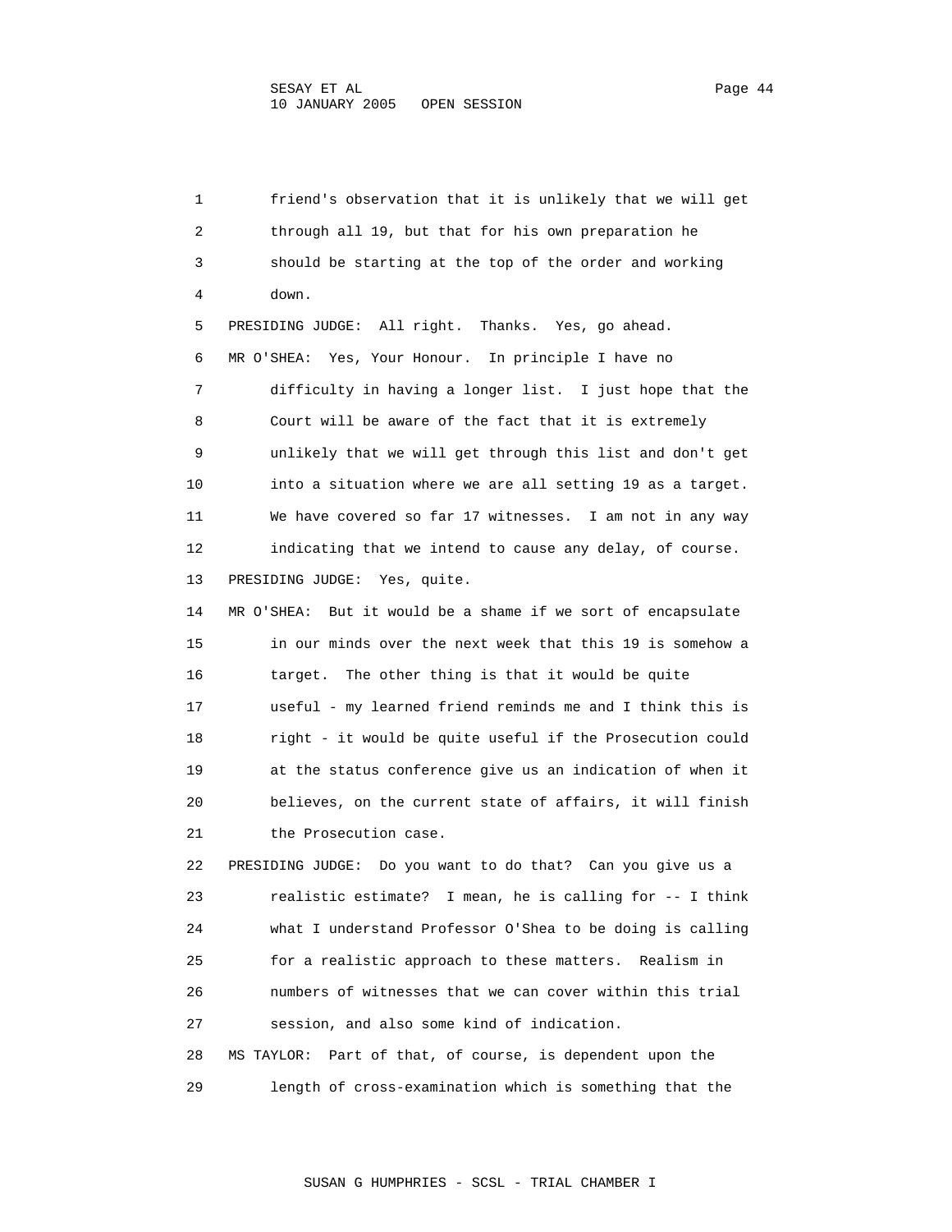friend's observation that it is unlikely that we will get through all 19, but that for his own preparation he should be starting at the top of the order and working down.

PRESIDING JUDGE: All right. Thanks. Yes, go ahead.

MR O'SHEA: Yes, Your Honour. In principle I have no difficulty in having a longer list. I just hope that the Court will be aware of the fact that it is extremely unlikely that we will get through this list and don't get into a situation where we are all setting 19 as a target. We have covered so far 17 witnesses. I am not in any way indicating that we intend to cause any delay, of course.

PRESIDING JUDGE: Yes, quite.

MR O'SHEA: But it would be a shame if we sort of encapsulate in our minds over the next week that this 19 is somehow a target. The other thing is that it would be quite useful - my learned friend reminds me and I think this is right - it would be quite useful if the Prosecution could at the status conference give us an indication of when it believes, on the current state of affairs, it will finish the Prosecution case.

PRESIDING JUDGE: Do you want to do that? Can you give us a realistic estimate? I mean, he is calling for -- I think what I understand Professor O'Shea to be doing is calling for a realistic approach to these matters. Realism in numbers of witnesses that we can cover within this trial session, and also some kind of indication.

MS TAYLOR: Part of that, of course, is dependent upon the length of cross-examination which is something that the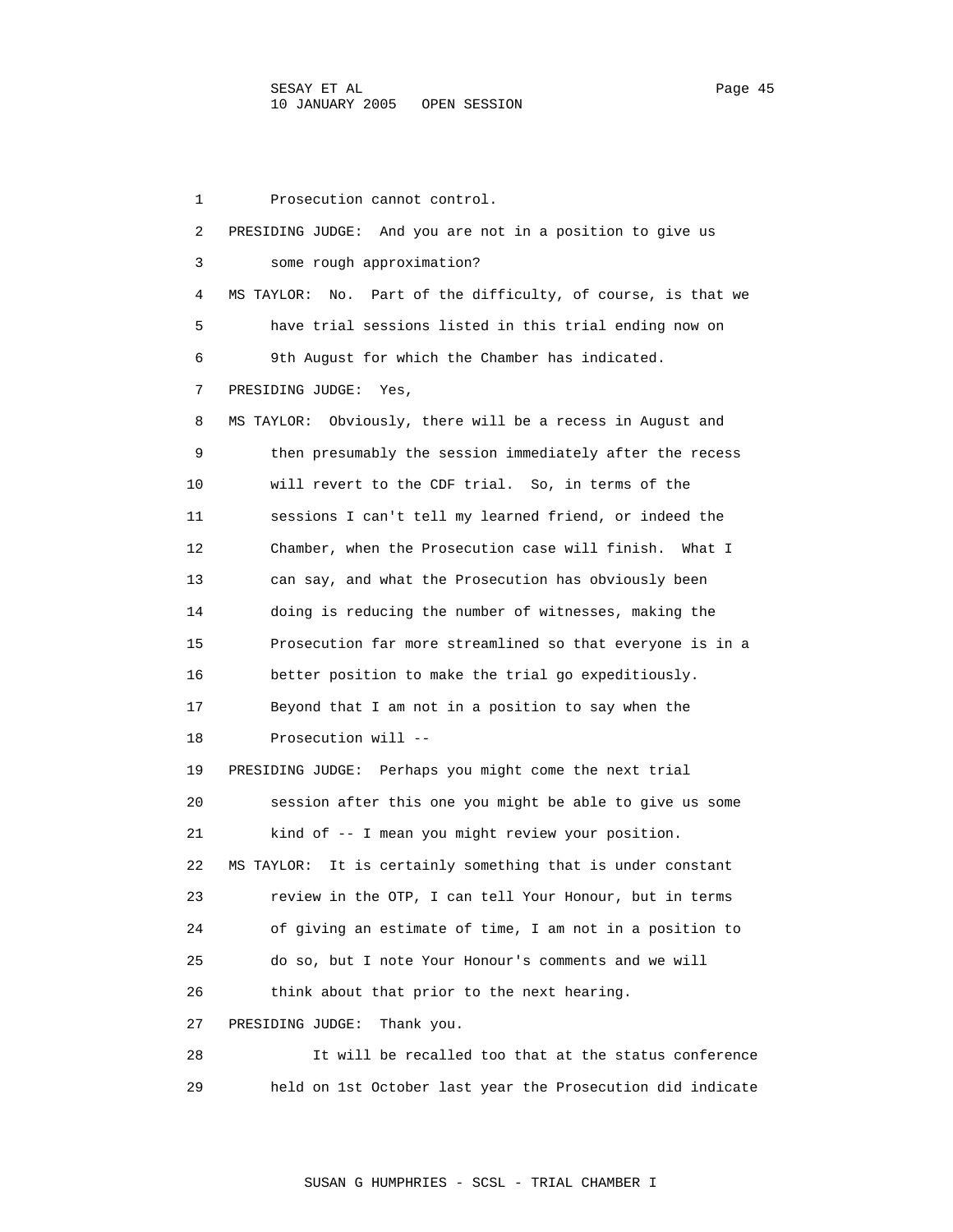Prosecution cannot control.

PRESIDING JUDGE: And you are not in a position to give us some rough approximation?

MS TAYLOR: No. Part of the difficulty, of course, is that we have trial sessions listed in this trial ending now on 9th August for which the Chamber has indicated.

PRESIDING JUDGE: Yes,

MS TAYLOR: Obviously, there will be a recess in August and then presumably the session immediately after the recess will revert to the CDF trial. So, in terms of the sessions I can't tell my learned friend, or indeed the Chamber, when the Prosecution case will finish. What I can say, and what the Prosecution has obviously been doing is reducing the number of witnesses, making the Prosecution far more streamlined so that everyone is in a better position to make the trial go expeditiously. Beyond that I am not in a position to say when the Prosecution will --

PRESIDING JUDGE: Perhaps you might come the next trial session after this one you might be able to give us some kind of -- I mean you might review your position.

MS TAYLOR: It is certainly something that is under constant review in the OTP, I can tell Your Honour, but in terms of giving an estimate of time, I am not in a position to do so, but I note Your Honour's comments and we will think about that prior to the next hearing.

PRESIDING JUDGE: Thank you.

It will be recalled too that at the status conference held on 1st October last year the Prosecution did indicate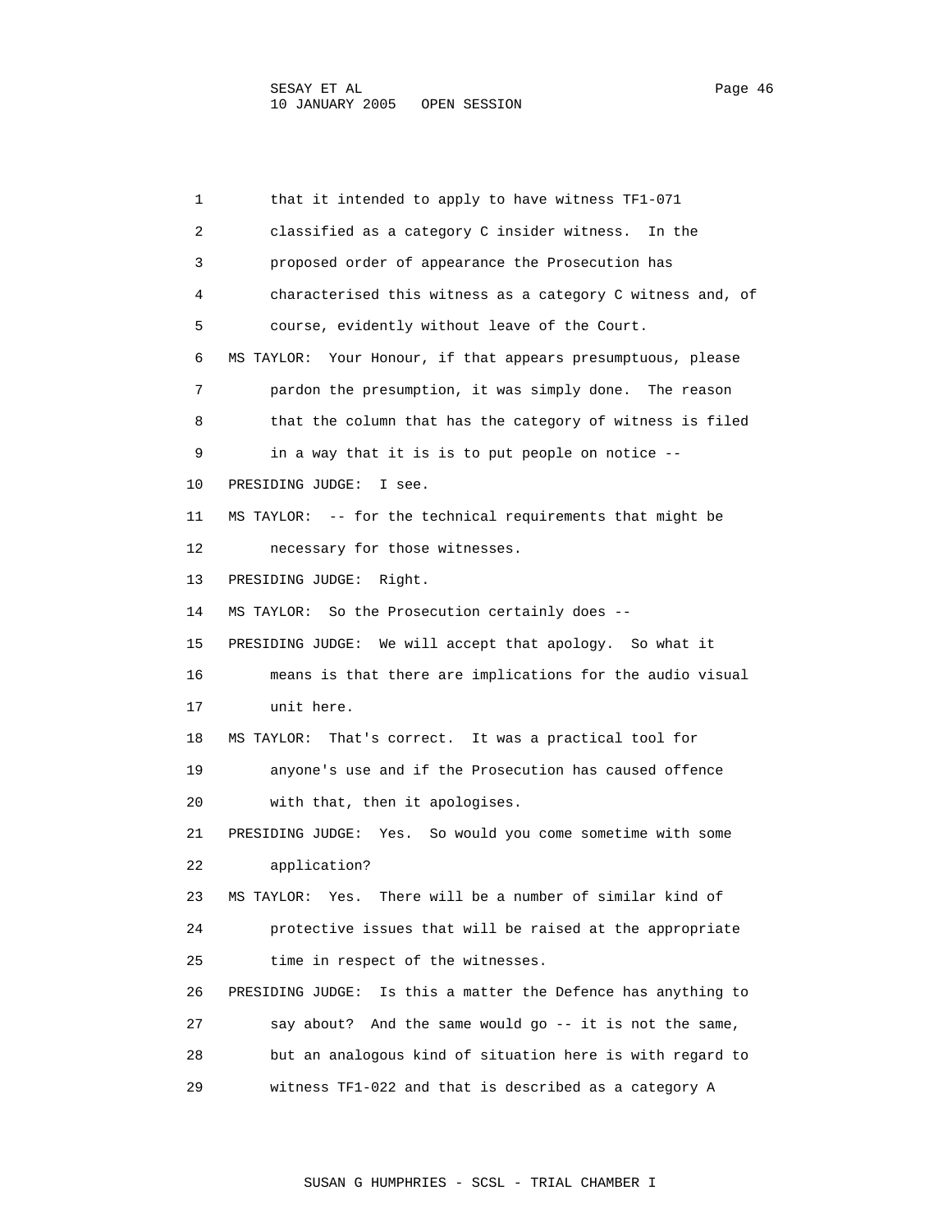1 that it intended to apply to have witness TF1-071
2 classified as a category C insider witness. In the
3 proposed order of appearance the Prosecution has
4 characterised this witness as a category C witness and, of
5 course, evidently without leave of the Court.
6 MS TAYLOR: Your Honour, if that appears presumptuous, please
7 pardon the presumption, it was simply done. The reason
8 that the column that has the category of witness is filed
9 in a way that it is is to put people on notice --
10 PRESIDING JUDGE: I see.
11 MS TAYLOR: -- for the technical requirements that might be
12 necessary for those witnesses.
13 PRESIDING JUDGE: Right.
14 MS TAYLOR: So the Prosecution certainly does --
15 PRESIDING JUDGE: We will accept that apology. So what it
16 means is that there are implications for the audio visual
17 unit here.
18 MS TAYLOR: That's correct. It was a practical tool for
19 anyone's use and if the Prosecution has caused offence
20 with that, then it apologises.
21 PRESIDING JUDGE: Yes. So would you come sometime with some
22 application?
23 MS TAYLOR: Yes. There will be a number of similar kind of
24 protective issues that will be raised at the appropriate
25 time in respect of the witnesses.
26 PRESIDING JUDGE: Is this a matter the Defence has anything to
27 say about? And the same would go -- it is not the same,
28 but an analogous kind of situation here is with regard to
29 witness TF1-022 and that is described as a category A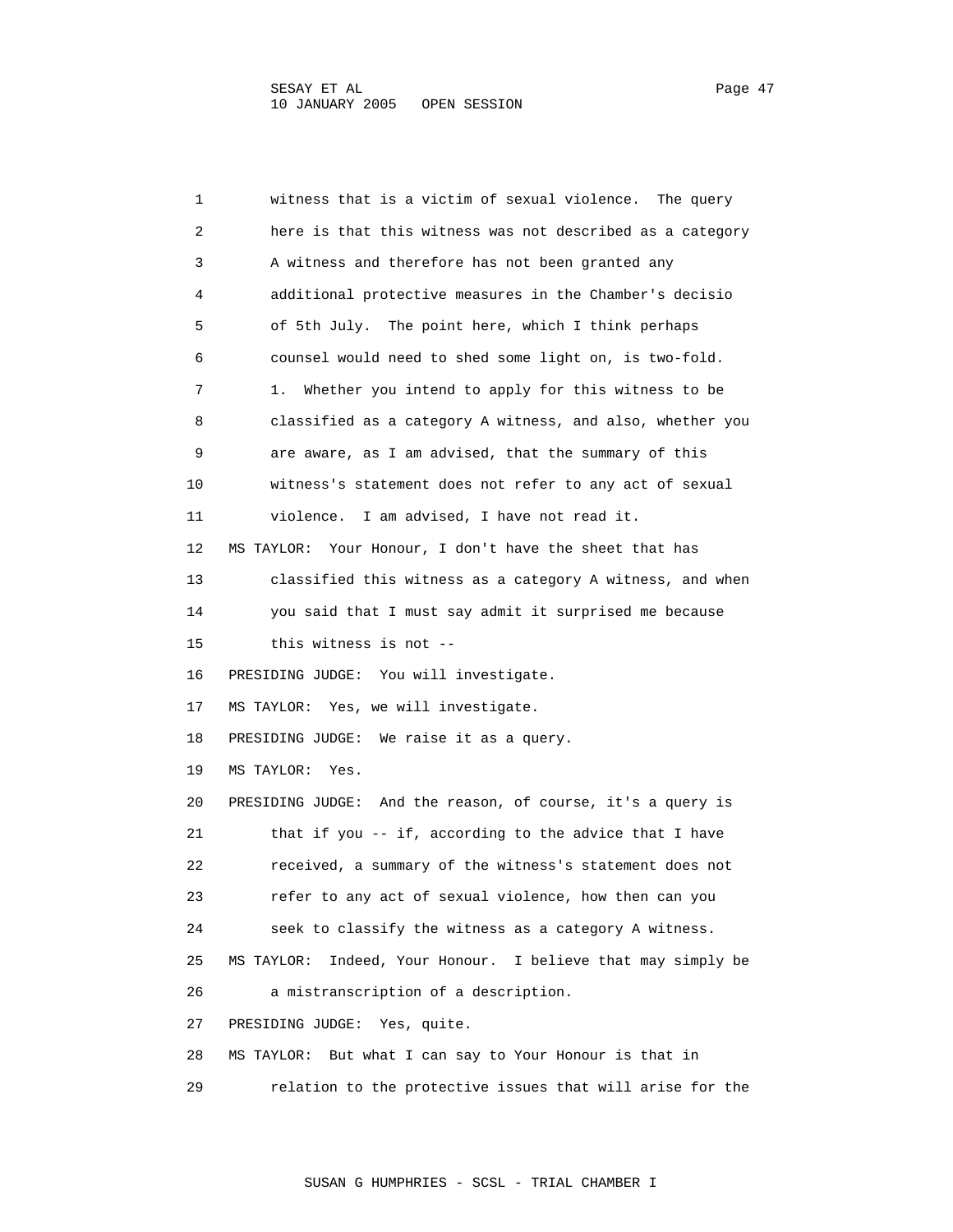1 witness that is a victim of sexual violence. The query
2 here is that this witness was not described as a category
3 A witness and therefore has not been granted any
4 additional protective measures in the Chamber's decisio
5 of 5th July. The point here, which I think perhaps
6 counsel would need to shed some light on, is two-fold.
7 1. Whether you intend to apply for this witness to be
8 classified as a category A witness, and also, whether you
9 are aware, as I am advised, that the summary of this
10 witness's statement does not refer to any act of sexual
11 violence. I am advised, I have not read it.
12 MS TAYLOR: Your Honour, I don't have the sheet that has
13 classified this witness as a category A witness, and when
14 you said that I must say admit it surprised me because
15 this witness is not --
16 PRESIDING JUDGE: You will investigate.
17 MS TAYLOR: Yes, we will investigate.
18 PRESIDING JUDGE: We raise it as a query.
19 MS TAYLOR: Yes.
20 PRESIDING JUDGE: And the reason, of course, it's a query is
21 that if you -- if, according to the advice that I have
22 received, a summary of the witness's statement does not
23 refer to any act of sexual violence, how then can you
24 seek to classify the witness as a category A witness.
25 MS TAYLOR: Indeed, Your Honour. I believe that may simply be
26 a mistranscription of a description.
27 PRESIDING JUDGE: Yes, quite.
28 MS TAYLOR: But what I can say to Your Honour is that in
29 relation to the protective issues that will arise for the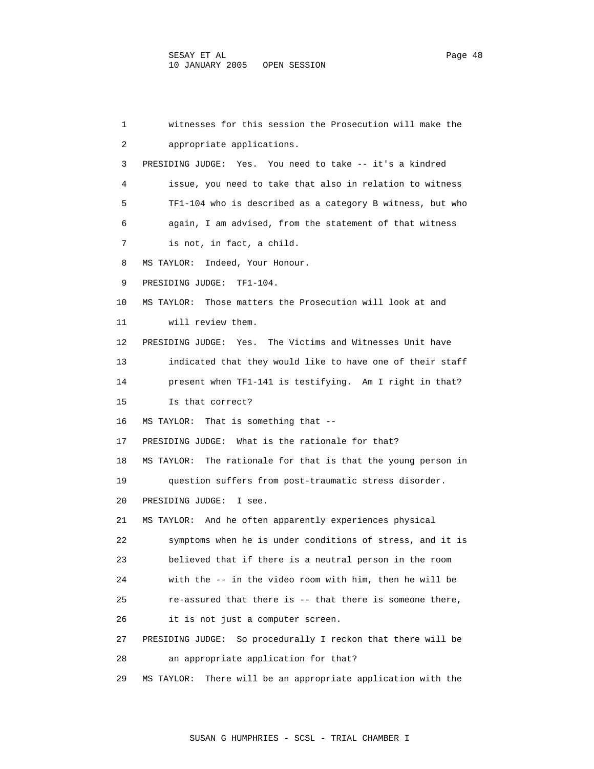1 witnesses for this session the Prosecution will make the
2 appropriate applications.
3 PRESIDING JUDGE: Yes. You need to take -- it's a kindred
4 issue, you need to take that also in relation to witness
5 TF1-104 who is described as a category B witness, but who
6 again, I am advised, from the statement of that witness
7 is not, in fact, a child.
8 MS TAYLOR: Indeed, Your Honour.
9 PRESIDING JUDGE: TF1-104.
10 MS TAYLOR: Those matters the Prosecution will look at and
11 will review them.
12 PRESIDING JUDGE: Yes. The Victims and Witnesses Unit have
13 indicated that they would like to have one of their staff
14 present when TF1-141 is testifying. Am I right in that?
15 Is that correct?
16 MS TAYLOR: That is something that --
17 PRESIDING JUDGE: What is the rationale for that?
18 MS TAYLOR: The rationale for that is that the young person in
19 question suffers from post-traumatic stress disorder.
20 PRESIDING JUDGE: I see.
21 MS TAYLOR: And he often apparently experiences physical
22 symptoms when he is under conditions of stress, and it is
23 believed that if there is a neutral person in the room
24 with the -- in the video room with him, then he will be
25 re-assured that there is -- that there is someone there,
26 it is not just a computer screen.
27 PRESIDING JUDGE: So procedurally I reckon that there will be
28 an appropriate application for that?
29 MS TAYLOR: There will be an appropriate application with the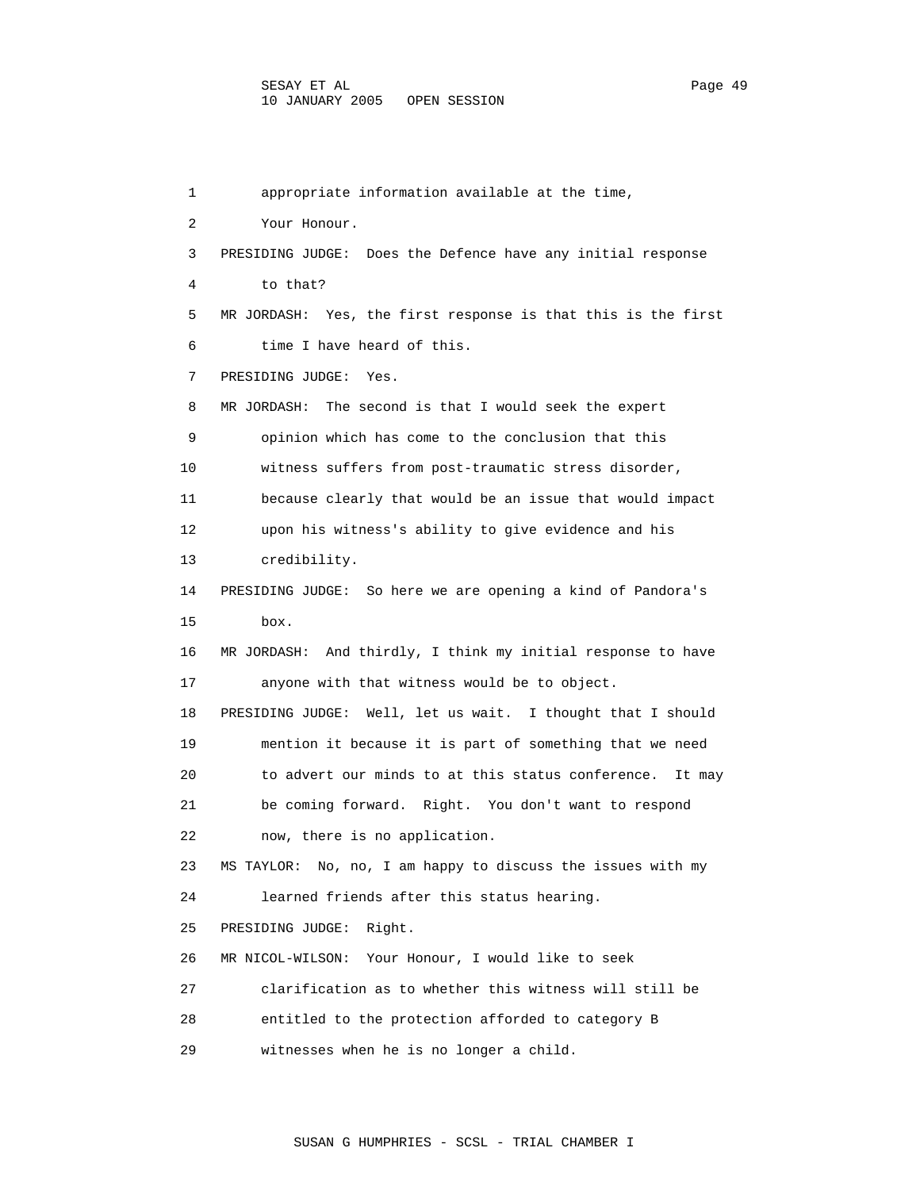1 appropriate information available at the time,
2 Your Honour.
3 PRESIDING JUDGE: Does the Defence have any initial response
4 to that?
5 MR JORDASH: Yes, the first response is that this is the first
6 time I have heard of this.
7 PRESIDING JUDGE: Yes.
8 MR JORDASH: The second is that I would seek the expert
9 opinion which has come to the conclusion that this
10 witness suffers from post-traumatic stress disorder,
11 because clearly that would be an issue that would impact
12 upon his witness's ability to give evidence and his
13 credibility.
14 PRESIDING JUDGE: So here we are opening a kind of Pandora's
15 box.
16 MR JORDASH: And thirdly, I think my initial response to have
17 anyone with that witness would be to object.
18 PRESIDING JUDGE: Well, let us wait. I thought that I should
19 mention it because it is part of something that we need
20 to advert our minds to at this status conference. It may
21 be coming forward. Right. You don't want to respond
22 now, there is no application.
23 MS TAYLOR: No, no, I am happy to discuss the issues with my
24 learned friends after this status hearing.
25 PRESIDING JUDGE: Right.
26 MR NICOL-WILSON: Your Honour, I would like to seek
27 clarification as to whether this witness will still be
28 entitled to the protection afforded to category B
29 witnesses when he is no longer a child.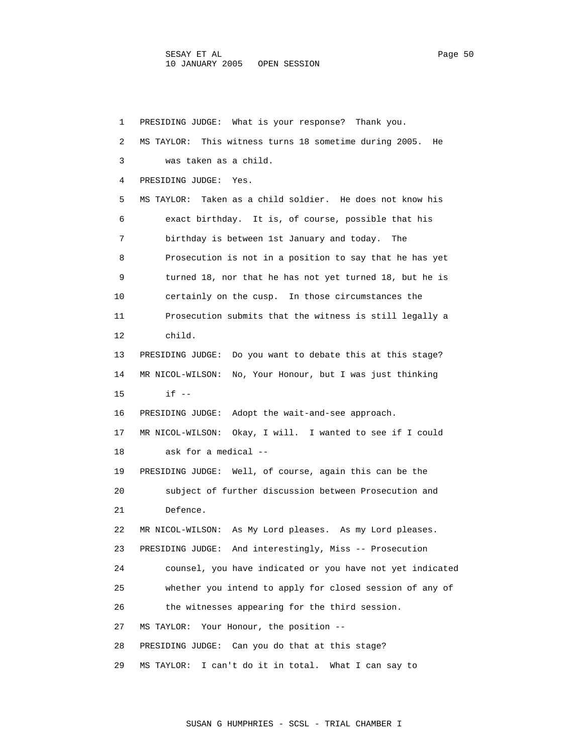1 PRESIDING JUDGE: What is your response? Thank you.

2 MS TAYLOR: This witness turns 18 sometime during 2005. He

3 was taken as a child.

4 PRESIDING JUDGE: Yes.

5 MS TAYLOR: Taken as a child soldier. He does not know his

6 exact birthday. It is, of course, possible that his

7 birthday is between 1st January and today. The

8 Prosecution is not in a position to say that he has yet

9 turned 18, nor that he has not yet turned 18, but he is

10 certainly on the cusp. In those circumstances the

11 Prosecution submits that the witness is still legally a

12 child.

13 PRESIDING JUDGE: Do you want to debate this at this stage?

14 MR NICOL-WILSON: No, Your Honour, but I was just thinking

15 if --

16 PRESIDING JUDGE: Adopt the wait-and-see approach.

17 MR NICOL-WILSON: Okay, I will. I wanted to see if I could

18 ask for a medical --

19 PRESIDING JUDGE: Well, of course, again this can be the

20 subject of further discussion between Prosecution and

21 Defence.

22 MR NICOL-WILSON: As My Lord pleases. As my Lord pleases.

23 PRESIDING JUDGE: And interestingly, Miss -- Prosecution

24 counsel, you have indicated or you have not yet indicated

25 whether you intend to apply for closed session of any of

26 the witnesses appearing for the third session.

27 MS TAYLOR: Your Honour, the position --

28 PRESIDING JUDGE: Can you do that at this stage?

29 MS TAYLOR: I can't do it in total. What I can say to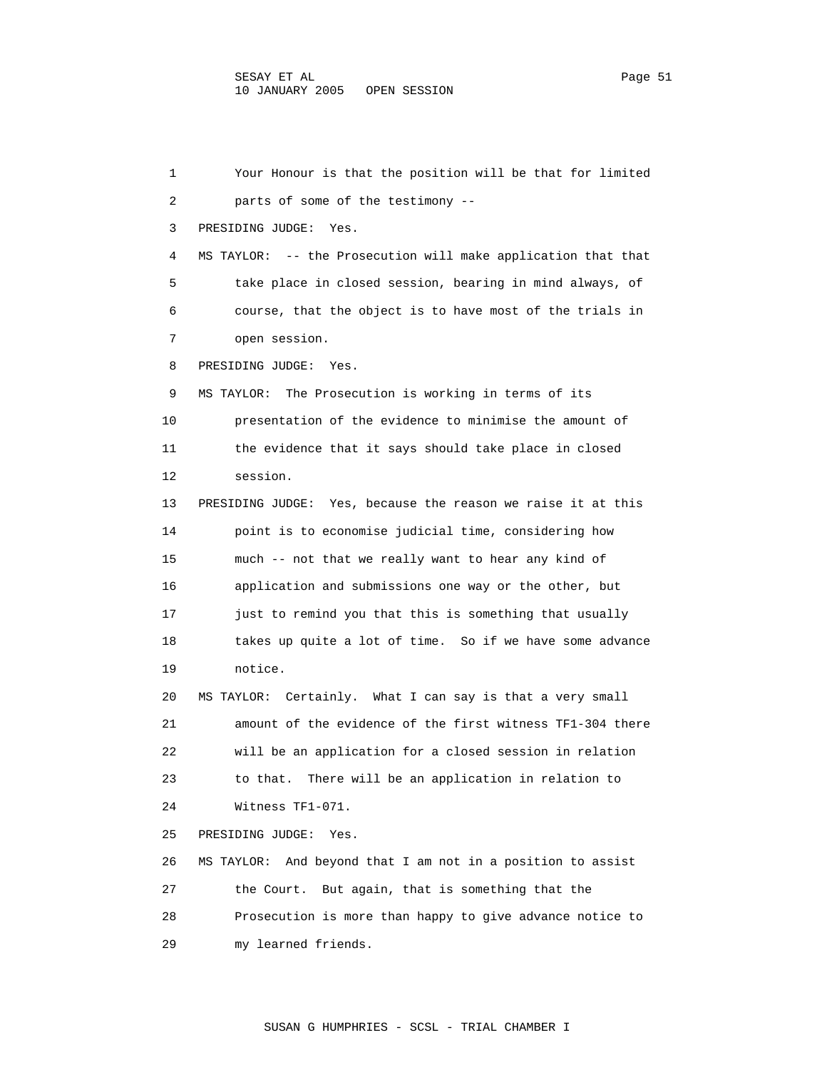Your Honour is that the position will be that for limited parts of some of the testimony --

PRESIDING JUDGE: Yes.

MS TAYLOR: -- the Prosecution will make application that that take place in closed session, bearing in mind always, of course, that the object is to have most of the trials in open session.

PRESIDING JUDGE: Yes.

MS TAYLOR: The Prosecution is working in terms of its presentation of the evidence to minimise the amount of the evidence that it says should take place in closed session.

PRESIDING JUDGE: Yes, because the reason we raise it at this point is to economise judicial time, considering how much -- not that we really want to hear any kind of application and submissions one way or the other, but just to remind you that this is something that usually takes up quite a lot of time. So if we have some advance notice.

MS TAYLOR: Certainly. What I can say is that a very small amount of the evidence of the first witness TF1-304 there will be an application for a closed session in relation to that. There will be an application in relation to Witness TF1-071.

PRESIDING JUDGE: Yes.

MS TAYLOR: And beyond that I am not in a position to assist the Court. But again, that is something that the Prosecution is more than happy to give advance notice to my learned friends.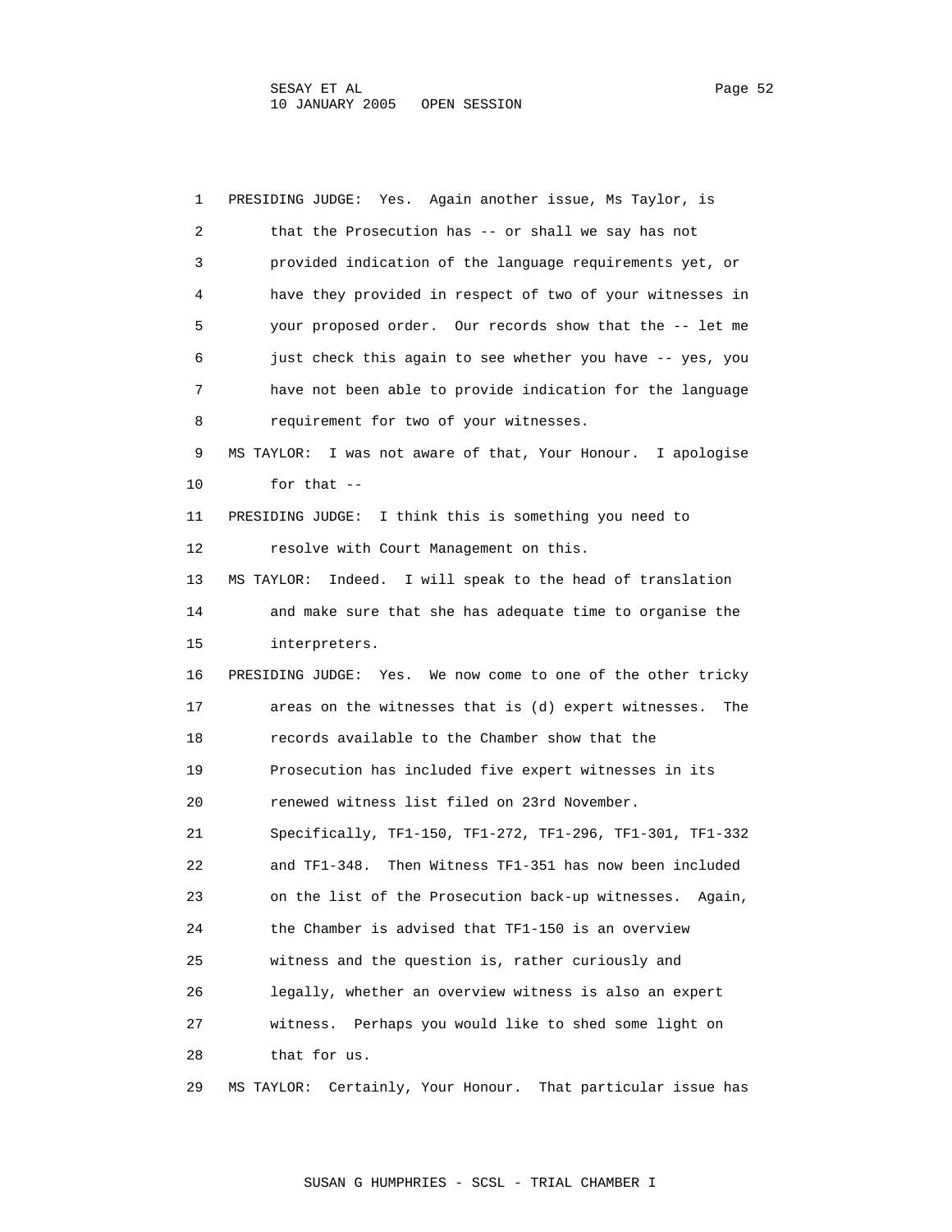1 PRESIDING JUDGE: Yes. Again another issue, Ms Taylor, is
2 that the Prosecution has -- or shall we say has not
3 provided indication of the language requirements yet, or
4 have they provided in respect of two of your witnesses in
5 your proposed order. Our records show that the -- let me
6 just check this again to see whether you have -- yes, you
7 have not been able to provide indication for the language
8 requirement for two of your witnesses.
9 MS TAYLOR: I was not aware of that, Your Honour. I apologise
10 for that --
11 PRESIDING JUDGE: I think this is something you need to
12 resolve with Court Management on this.
13 MS TAYLOR: Indeed. I will speak to the head of translation
14 and make sure that she has adequate time to organise the
15 interpreters.
16 PRESIDING JUDGE: Yes. We now come to one of the other tricky
17 areas on the witnesses that is (d) expert witnesses. The
18 records available to the Chamber show that the
19 Prosecution has included five expert witnesses in its
20 renewed witness list filed on 23rd November.
21 Specifically, TF1-150, TF1-272, TF1-296, TF1-301, TF1-332
22 and TF1-348. Then Witness TF1-351 has now been included
23 on the list of the Prosecution back-up witnesses. Again,
24 the Chamber is advised that TF1-150 is an overview
25 witness and the question is, rather curiously and
26 legally, whether an overview witness is also an expert
27 witness. Perhaps you would like to shed some light on
28 that for us.
29 MS TAYLOR: Certainly, Your Honour. That particular issue has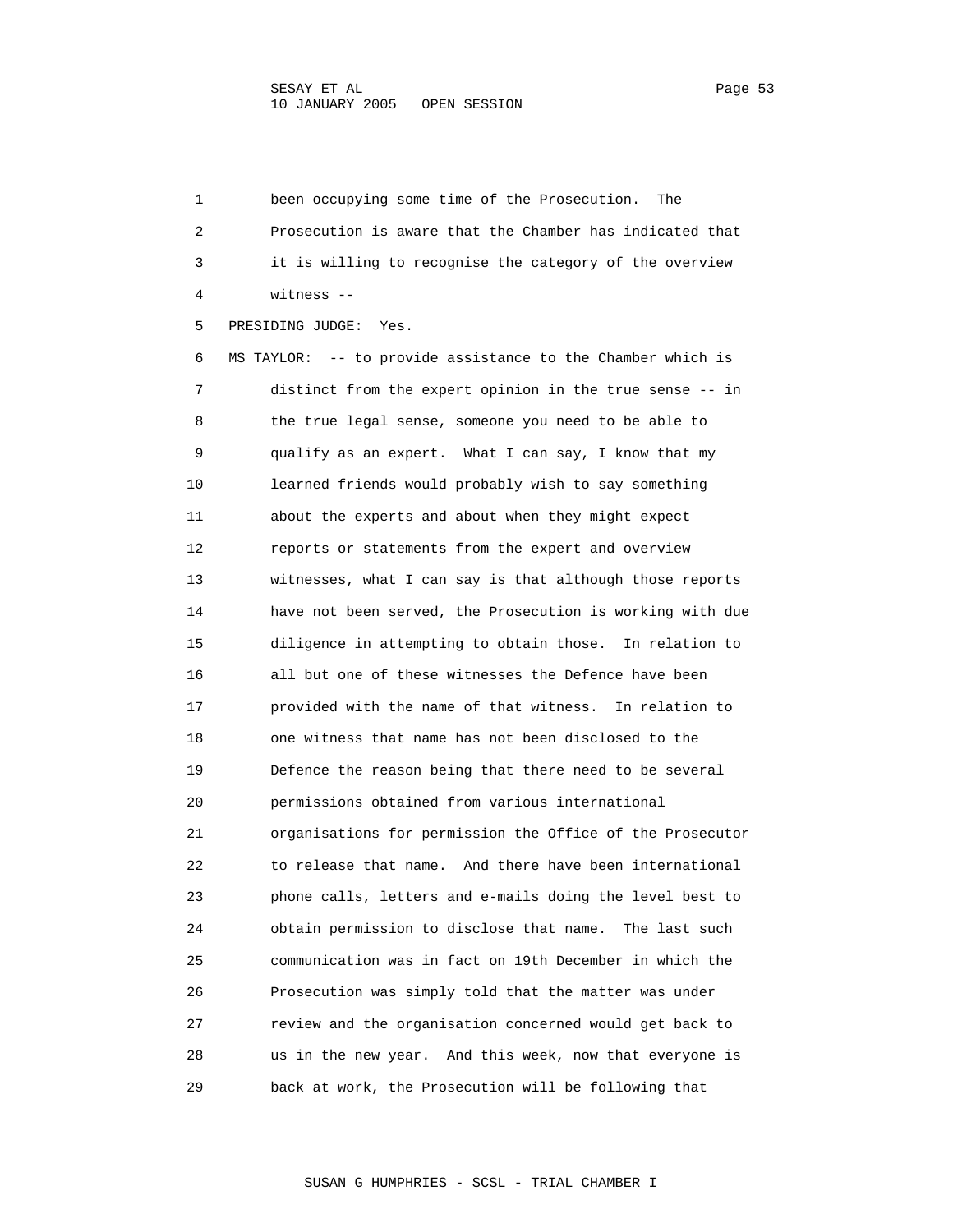been occupying some time of the Prosecution. The Prosecution is aware that the Chamber has indicated that it is willing to recognise the category of the overview witness --

PRESIDING JUDGE: Yes.

MS TAYLOR: -- to provide assistance to the Chamber which is distinct from the expert opinion in the true sense -- in the true legal sense, someone you need to be able to qualify as an expert. What I can say, I know that my learned friends would probably wish to say something about the experts and about when they might expect reports or statements from the expert and overview witnesses, what I can say is that although those reports have not been served, the Prosecution is working with due diligence in attempting to obtain those. In relation to all but one of these witnesses the Defence have been provided with the name of that witness. In relation to one witness that name has not been disclosed to the Defence the reason being that there need to be several permissions obtained from various international organisations for permission the Office of the Prosecutor to release that name. And there have been international phone calls, letters and e-mails doing the level best to obtain permission to disclose that name. The last such communication was in fact on 19th December in which the Prosecution was simply told that the matter was under review and the organisation concerned would get back to us in the new year. And this week, now that everyone is back at work, the Prosecution will be following that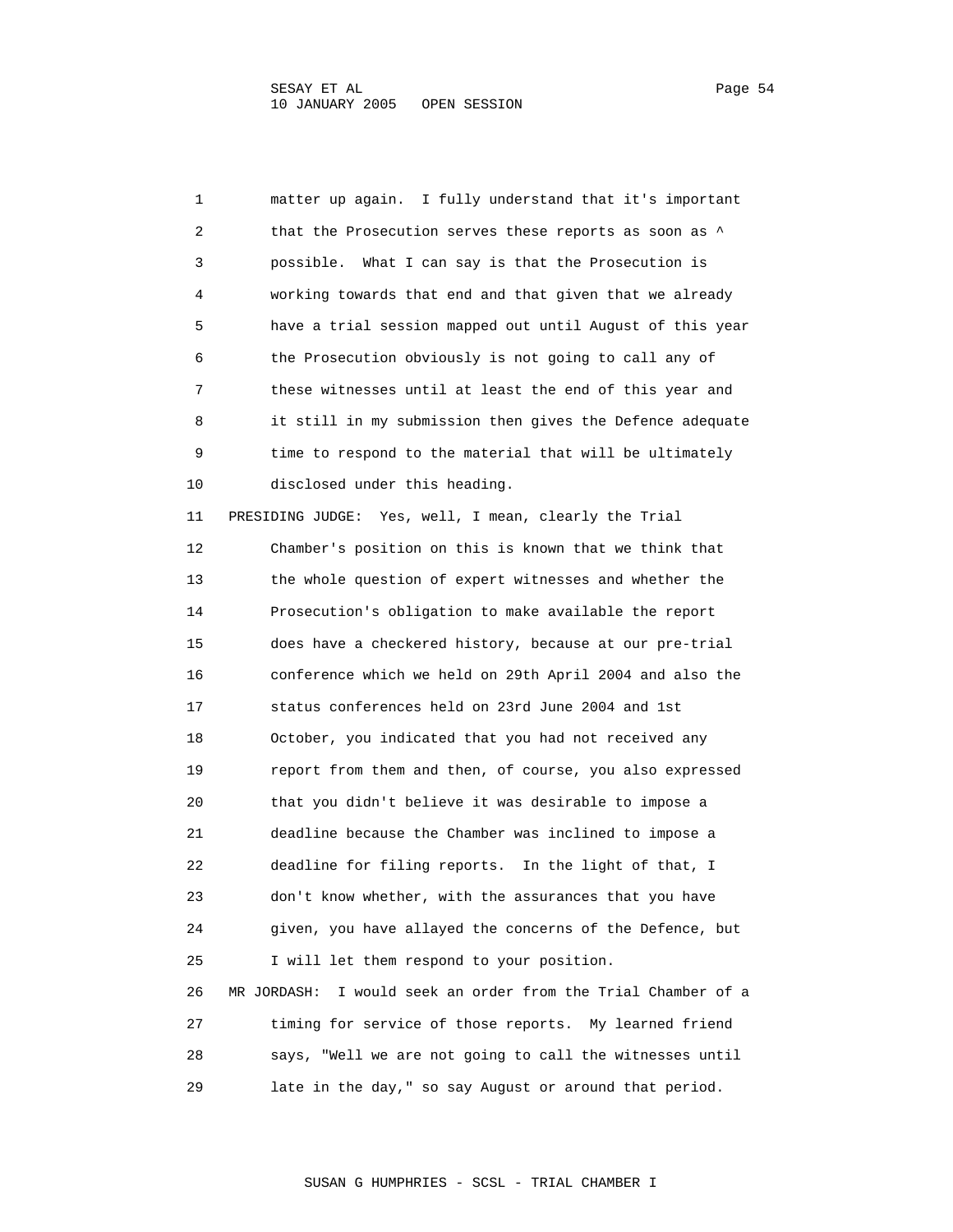matter up again. I fully understand that it's important that the Prosecution serves these reports as soon as ^ possible. What I can say is that the Prosecution is working towards that end and that given that we already have a trial session mapped out until August of this year the Prosecution obviously is not going to call any of these witnesses until at least the end of this year and it still in my submission then gives the Defence adequate time to respond to the material that will be ultimately disclosed under this heading.

PRESIDING JUDGE: Yes, well, I mean, clearly the Trial Chamber's position on this is known that we think that the whole question of expert witnesses and whether the Prosecution's obligation to make available the report does have a checkered history, because at our pre-trial conference which we held on 29th April 2004 and also the status conferences held on 23rd June 2004 and 1st October, you indicated that you had not received any report from them and then, of course, you also expressed that you didn't believe it was desirable to impose a deadline because the Chamber was inclined to impose a deadline for filing reports. In the light of that, I don't know whether, with the assurances that you have given, you have allayed the concerns of the Defence, but I will let them respond to your position.

MR JORDASH: I would seek an order from the Trial Chamber of a timing for service of those reports. My learned friend says, "Well we are not going to call the witnesses until late in the day," so say August or around that period.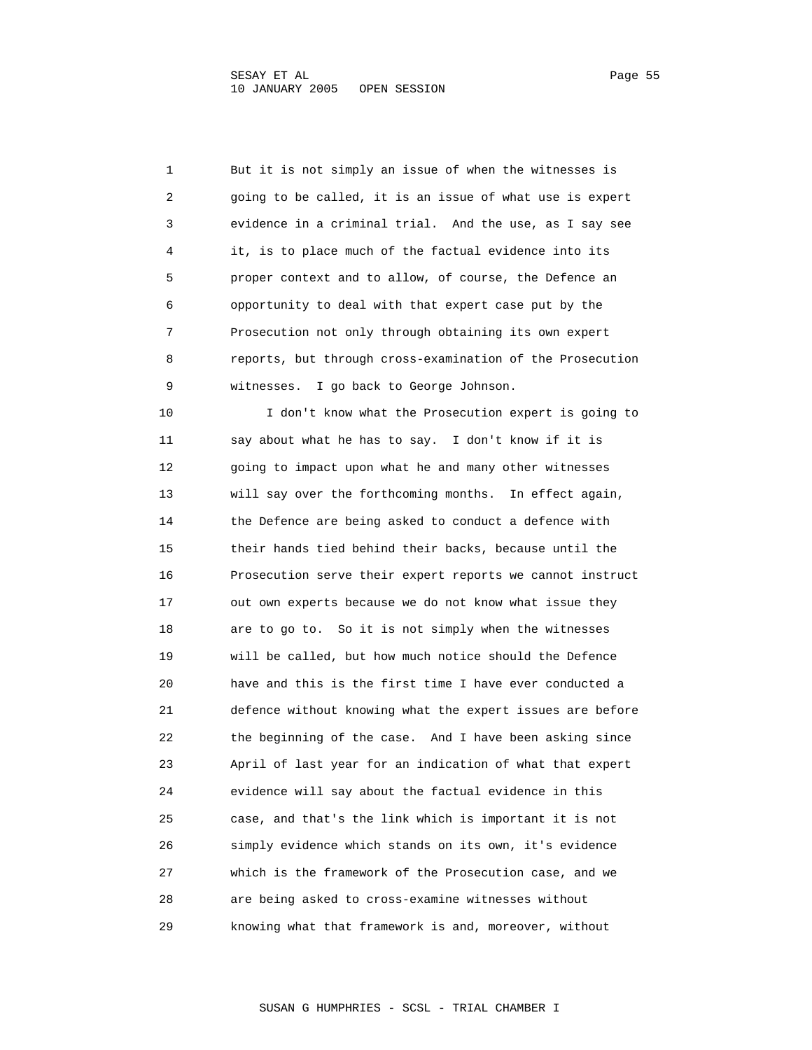But it is not simply an issue of when the witnesses is going to be called, it is an issue of what use is expert evidence in a criminal trial. And the use, as I say see it, is to place much of the factual evidence into its proper context and to allow, of course, the Defence an opportunity to deal with that expert case put by the Prosecution not only through obtaining its own expert reports, but through cross-examination of the Prosecution witnesses. I go back to George Johnson.

I don't know what the Prosecution expert is going to say about what he has to say. I don't know if it is going to impact upon what he and many other witnesses will say over the forthcoming months. In effect again, the Defence are being asked to conduct a defence with their hands tied behind their backs, because until the Prosecution serve their expert reports we cannot instruct out own experts because we do not know what issue they are to go to. So it is not simply when the witnesses will be called, but how much notice should the Defence have and this is the first time I have ever conducted a defence without knowing what the expert issues are before the beginning of the case. And I have been asking since April of last year for an indication of what that expert evidence will say about the factual evidence in this case, and that's the link which is important it is not simply evidence which stands on its own, it's evidence which is the framework of the Prosecution case, and we are being asked to cross-examine witnesses without knowing what that framework is and, moreover, without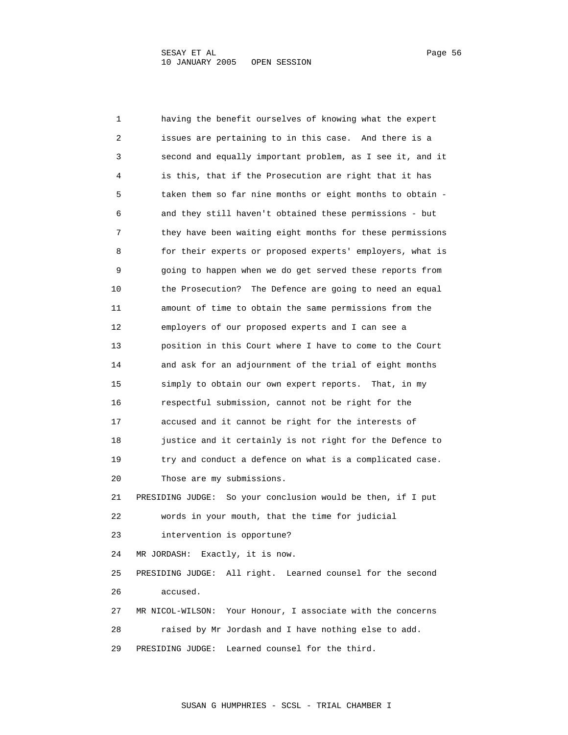having the benefit ourselves of knowing what the expert issues are pertaining to in this case. And there is a second and equally important problem, as I see it, and it is this, that if the Prosecution are right that it has taken them so far nine months or eight months to obtain - and they still haven't obtained these permissions - but they have been waiting eight months for these permissions for their experts or proposed experts' employers, what is going to happen when we do get served these reports from the Prosecution? The Defence are going to need an equal amount of time to obtain the same permissions from the employers of our proposed experts and I can see a position in this Court where I have to come to the Court and ask for an adjournment of the trial of eight months simply to obtain our own expert reports. That, in my respectful submission, cannot not be right for the accused and it cannot be right for the interests of justice and it certainly is not right for the Defence to try and conduct a defence on what is a complicated case. Those are my submissions.

PRESIDING JUDGE: So your conclusion would be then, if I put words in your mouth, that the time for judicial intervention is opportune?

MR JORDASH: Exactly, it is now.

PRESIDING JUDGE: All right. Learned counsel for the second accused.

MR NICOL-WILSON: Your Honour, I associate with the concerns raised by Mr Jordash and I have nothing else to add.

PRESIDING JUDGE: Learned counsel for the third.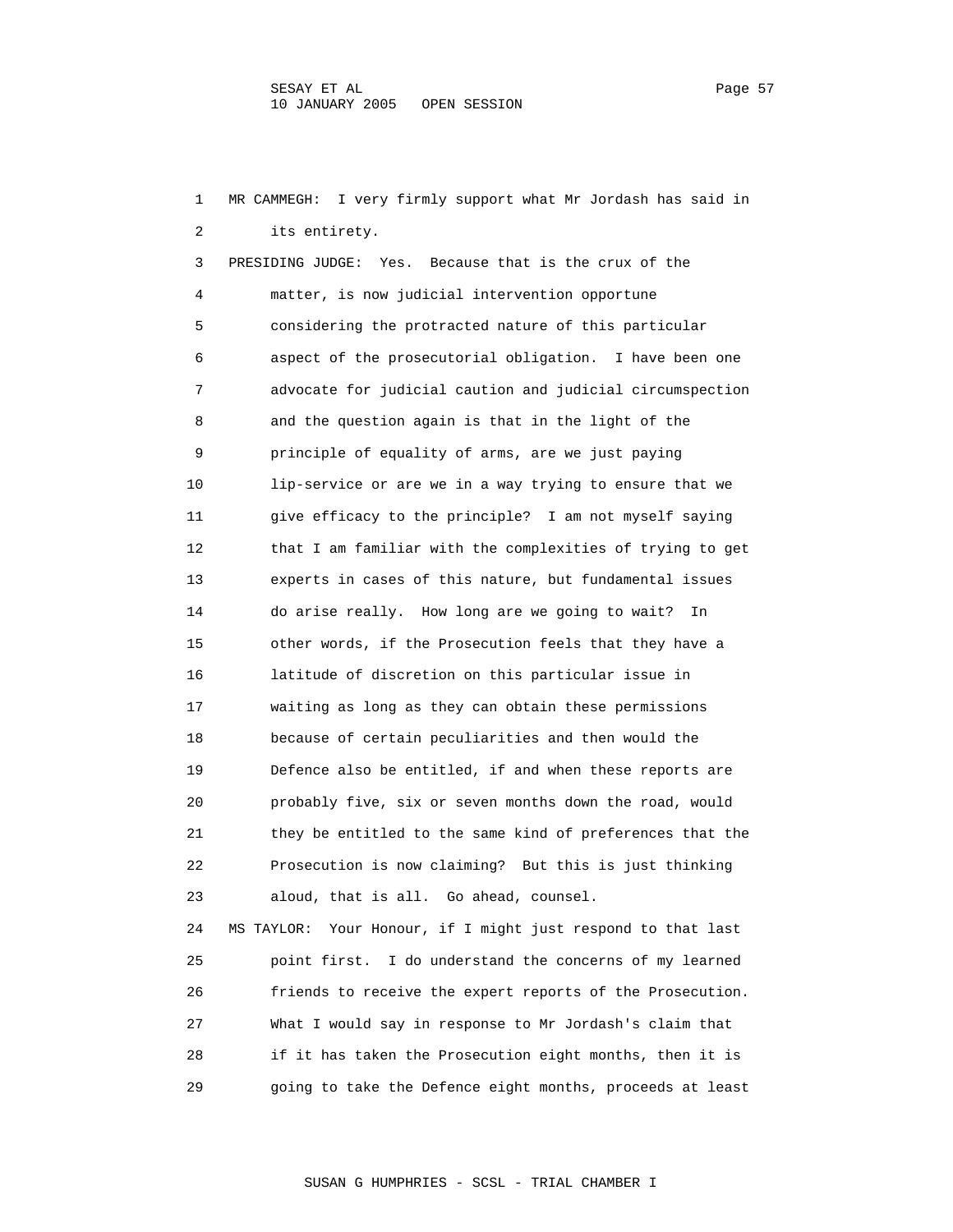MR CAMMEGH: I very firmly support what Mr Jordash has said in its entirety.

PRESIDING JUDGE: Yes. Because that is the crux of the matter, is now judicial intervention opportune considering the protracted nature of this particular aspect of the prosecutorial obligation. I have been one advocate for judicial caution and judicial circumspection and the question again is that in the light of the principle of equality of arms, are we just paying lip-service or are we in a way trying to ensure that we give efficacy to the principle? I am not myself saying that I am familiar with the complexities of trying to get experts in cases of this nature, but fundamental issues do arise really. How long are we going to wait? In other words, if the Prosecution feels that they have a latitude of discretion on this particular issue in waiting as long as they can obtain these permissions because of certain peculiarities and then would the Defence also be entitled, if and when these reports are probably five, six or seven months down the road, would they be entitled to the same kind of preferences that the Prosecution is now claiming? But this is just thinking aloud, that is all. Go ahead, counsel.

MS TAYLOR: Your Honour, if I might just respond to that last point first. I do understand the concerns of my learned friends to receive the expert reports of the Prosecution. What I would say in response to Mr Jordash's claim that if it has taken the Prosecution eight months, then it is going to take the Defence eight months, proceeds at least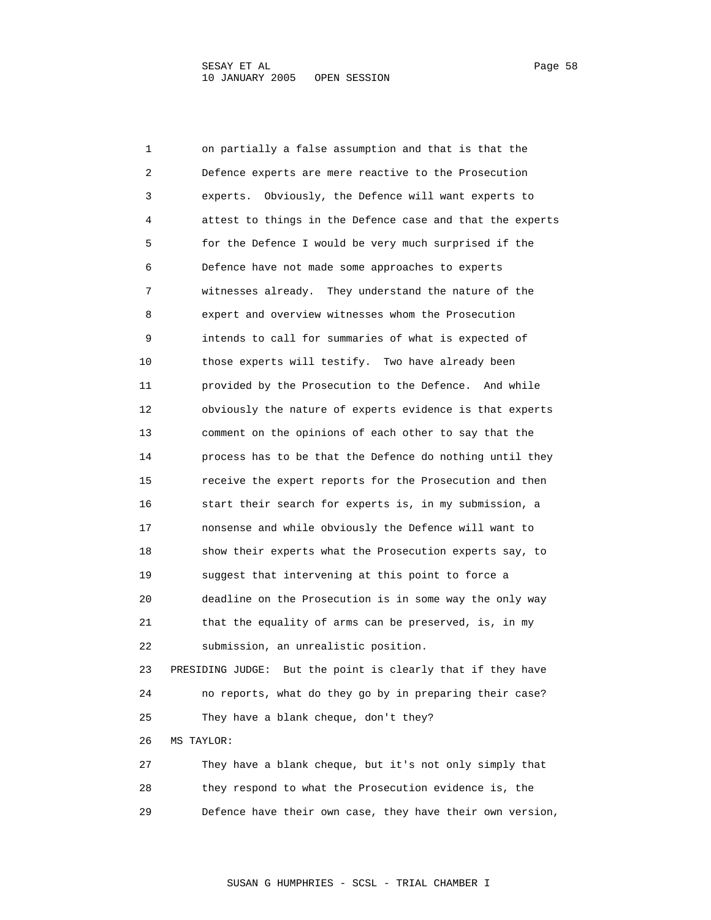on partially a false assumption and that is that the Defence experts are mere reactive to the Prosecution experts. Obviously, the Defence will want experts to attest to things in the Defence case and that the experts for the Defence I would be very much surprised if the Defence have not made some approaches to experts witnesses already. They understand the nature of the expert and overview witnesses whom the Prosecution intends to call for summaries of what is expected of those experts will testify. Two have already been provided by the Prosecution to the Defence. And while obviously the nature of experts evidence is that experts comment on the opinions of each other to say that the process has to be that the Defence do nothing until they receive the expert reports for the Prosecution and then start their search for experts is, in my submission, a nonsense and while obviously the Defence will want to show their experts what the Prosecution experts say, to suggest that intervening at this point to force a deadline on the Prosecution is in some way the only way that the equality of arms can be preserved, is, in my submission, an unrealistic position.

PRESIDING JUDGE: But the point is clearly that if they have no reports, what do they go by in preparing their case? They have a blank cheque, don't they?

MS TAYLOR:

They have a blank cheque, but it's not only simply that they respond to what the Prosecution evidence is, the Defence have their own case, they have their own version,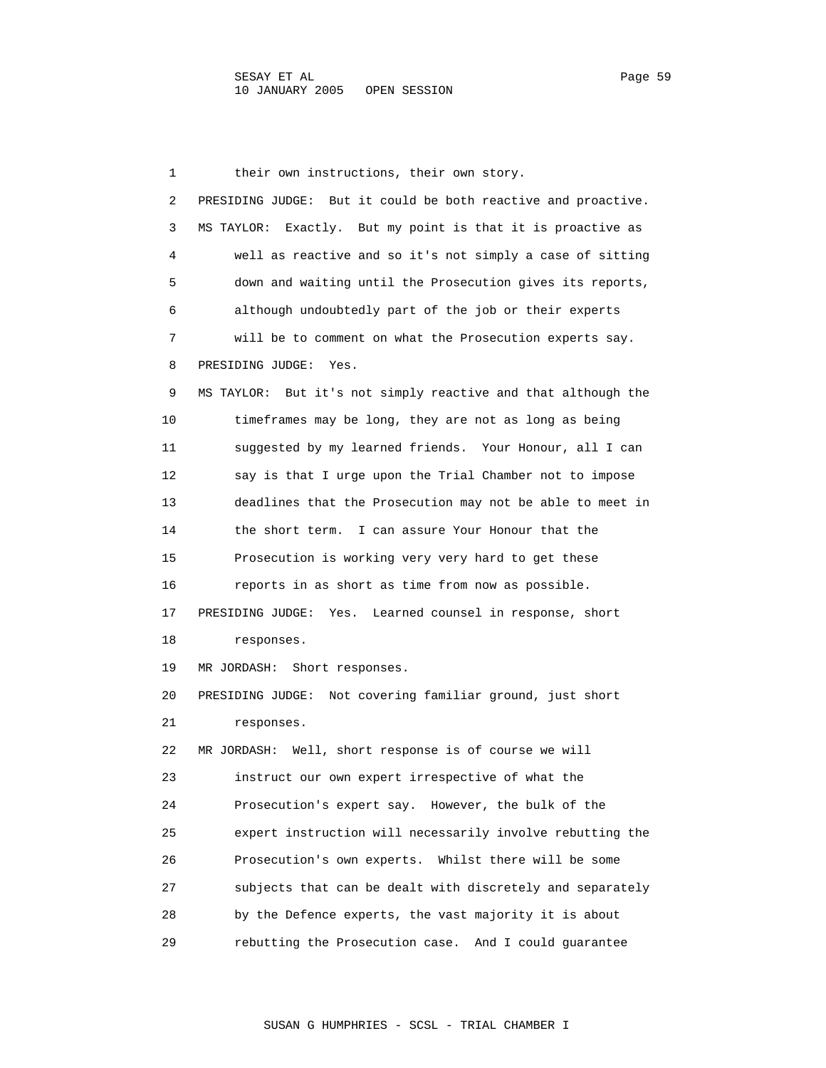1 their own instructions, their own story.

2 PRESIDING JUDGE: But it could be both reactive and proactive.

3 MS TAYLOR: Exactly. But my point is that it is proactive as

4 well as reactive and so it's not simply a case of sitting

5 down and waiting until the Prosecution gives its reports,

6 although undoubtedly part of the job or their experts

7 will be to comment on what the Prosecution experts say.

8 PRESIDING JUDGE: Yes.

9 MS TAYLOR: But it's not simply reactive and that although the

10 timeframes may be long, they are not as long as being

11 suggested by my learned friends. Your Honour, all I can

12 say is that I urge upon the Trial Chamber not to impose

13 deadlines that the Prosecution may not be able to meet in

14 the short term. I can assure Your Honour that the

15 Prosecution is working very very hard to get these

16 reports in as short as time from now as possible.

17 PRESIDING JUDGE: Yes. Learned counsel in response, short

18 responses.

19 MR JORDASH: Short responses.

20 PRESIDING JUDGE: Not covering familiar ground, just short

21 responses.

22 MR JORDASH: Well, short response is of course we will

23 instruct our own expert irrespective of what the

24 Prosecution's expert say. However, the bulk of the

25 expert instruction will necessarily involve rebutting the

26 Prosecution's own experts. Whilst there will be some

27 subjects that can be dealt with discretely and separately

28 by the Defence experts, the vast majority it is about

29 rebutting the Prosecution case. And I could guarantee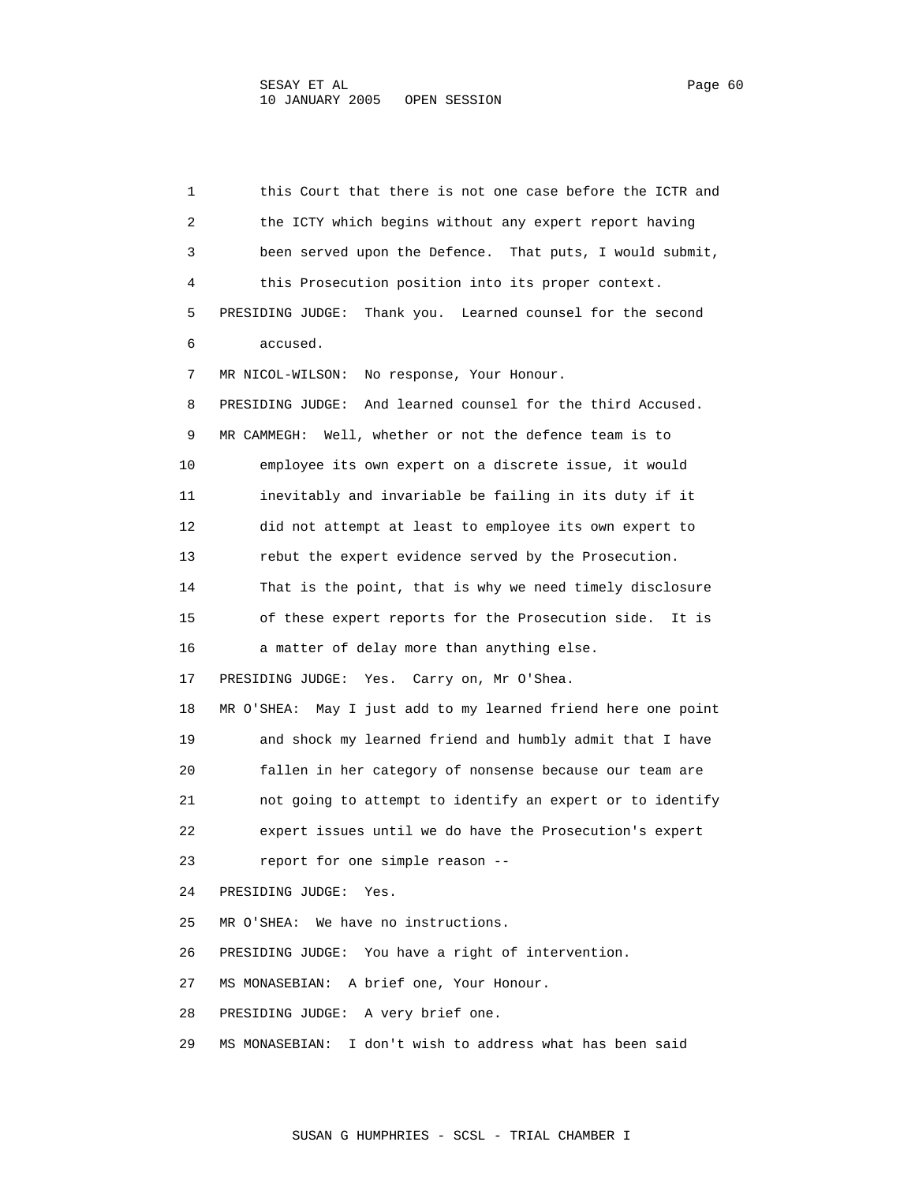1 this Court that there is not one case before the ICTR and
2 the ICTY which begins without any expert report having
3 been served upon the Defence. That puts, I would submit,
4 this Prosecution position into its proper context.
5 PRESIDING JUDGE: Thank you. Learned counsel for the second
6 accused.
7 MR NICOL-WILSON: No response, Your Honour.
8 PRESIDING JUDGE: And learned counsel for the third Accused.
9 MR CAMMEGH: Well, whether or not the defence team is to
10 employee its own expert on a discrete issue, it would
11 inevitably and invariable be failing in its duty if it
12 did not attempt at least to employee its own expert to
13 rebut the expert evidence served by the Prosecution.
14 That is the point, that is why we need timely disclosure
15 of these expert reports for the Prosecution side. It is
16 a matter of delay more than anything else.
17 PRESIDING JUDGE: Yes. Carry on, Mr O'Shea.
18 MR O'SHEA: May I just add to my learned friend here one point
19 and shock my learned friend and humbly admit that I have
20 fallen in her category of nonsense because our team are
21 not going to attempt to identify an expert or to identify
22 expert issues until we do have the Prosecution's expert
23 report for one simple reason --
24 PRESIDING JUDGE: Yes.
25 MR O'SHEA: We have no instructions.
26 PRESIDING JUDGE: You have a right of intervention.
27 MS MONASEBIAN: A brief one, Your Honour.
28 PRESIDING JUDGE: A very brief one.
29 MS MONASEBIAN: I don't wish to address what has been said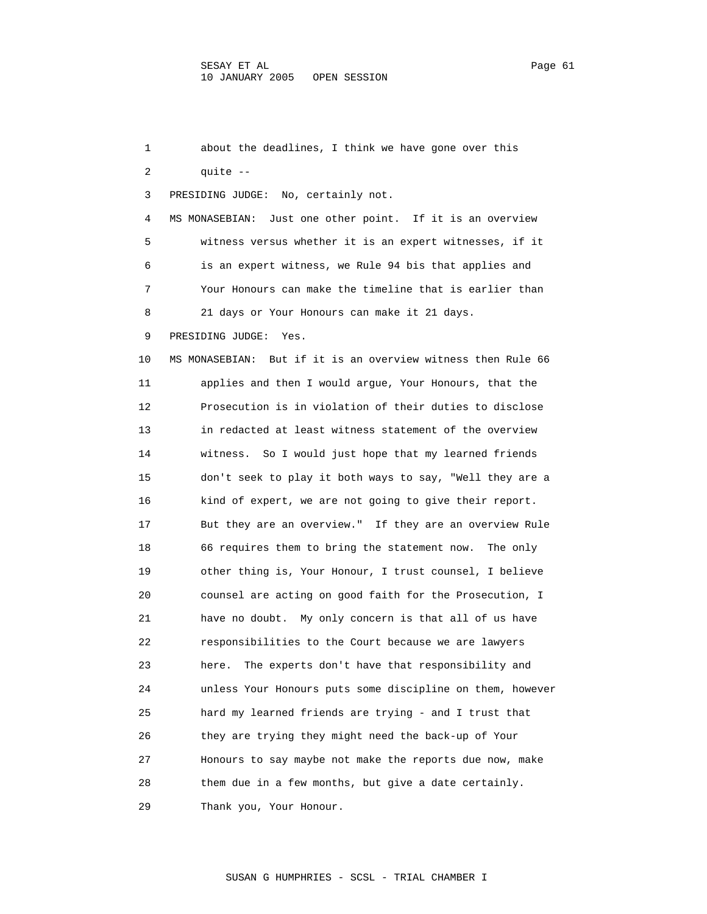about the deadlines, I think we have gone over this quite --

PRESIDING JUDGE: No, certainly not.

MS MONASEBIAN: Just one other point. If it is an overview witness versus whether it is an expert witnesses, if it is an expert witness, we Rule 94 bis that applies and Your Honours can make the timeline that is earlier than 21 days or Your Honours can make it 21 days.

PRESIDING JUDGE: Yes.

MS MONASEBIAN: But if it is an overview witness then Rule 66 applies and then I would argue, Your Honours, that the Prosecution is in violation of their duties to disclose in redacted at least witness statement of the overview witness. So I would just hope that my learned friends don't seek to play it both ways to say, "Well they are a kind of expert, we are not going to give their report. But they are an overview." If they are an overview Rule 66 requires them to bring the statement now. The only other thing is, Your Honour, I trust counsel, I believe counsel are acting on good faith for the Prosecution, I have no doubt. My only concern is that all of us have responsibilities to the Court because we are lawyers here. The experts don't have that responsibility and unless Your Honours puts some discipline on them, however hard my learned friends are trying - and I trust that they are trying they might need the back-up of Your Honours to say maybe not make the reports due now, make them due in a few months, but give a date certainly. Thank you, Your Honour.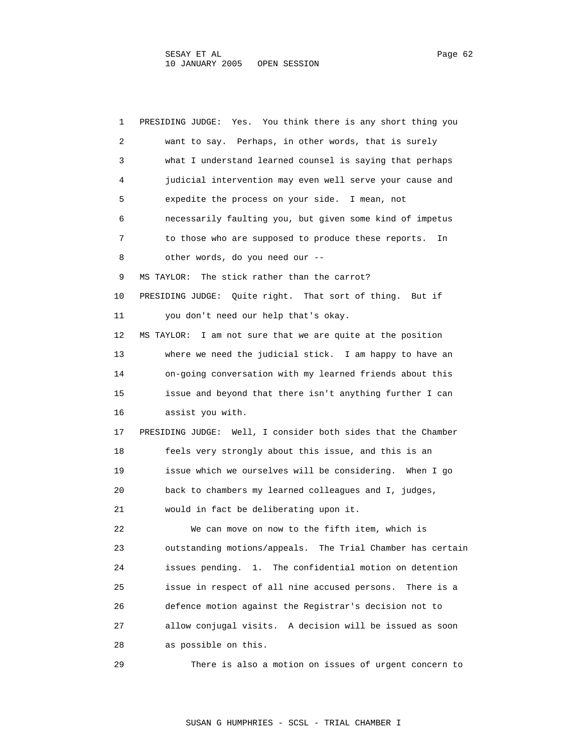PRESIDING JUDGE: Yes. You think there is any short thing you want to say. Perhaps, in other words, that is surely what I understand learned counsel is saying that perhaps judicial intervention may even well serve your cause and expedite the process on your side. I mean, not necessarily faulting you, but given some kind of impetus to those who are supposed to produce these reports. In other words, do you need our --

MS TAYLOR: The stick rather than the carrot?

PRESIDING JUDGE: Quite right. That sort of thing. But if you don't need our help that's okay.

MS TAYLOR: I am not sure that we are quite at the position where we need the judicial stick. I am happy to have an on-going conversation with my learned friends about this issue and beyond that there isn't anything further I can assist you with.

PRESIDING JUDGE: Well, I consider both sides that the Chamber feels very strongly about this issue, and this is an issue which we ourselves will be considering. When I go back to chambers my learned colleagues and I, judges, would in fact be deliberating upon it.

We can move on now to the fifth item, which is outstanding motions/appeals. The Trial Chamber has certain issues pending. 1. The confidential motion on detention issue in respect of all nine accused persons. There is a defence motion against the Registrar's decision not to allow conjugal visits. A decision will be issued as soon as possible on this.

There is also a motion on issues of urgent concern to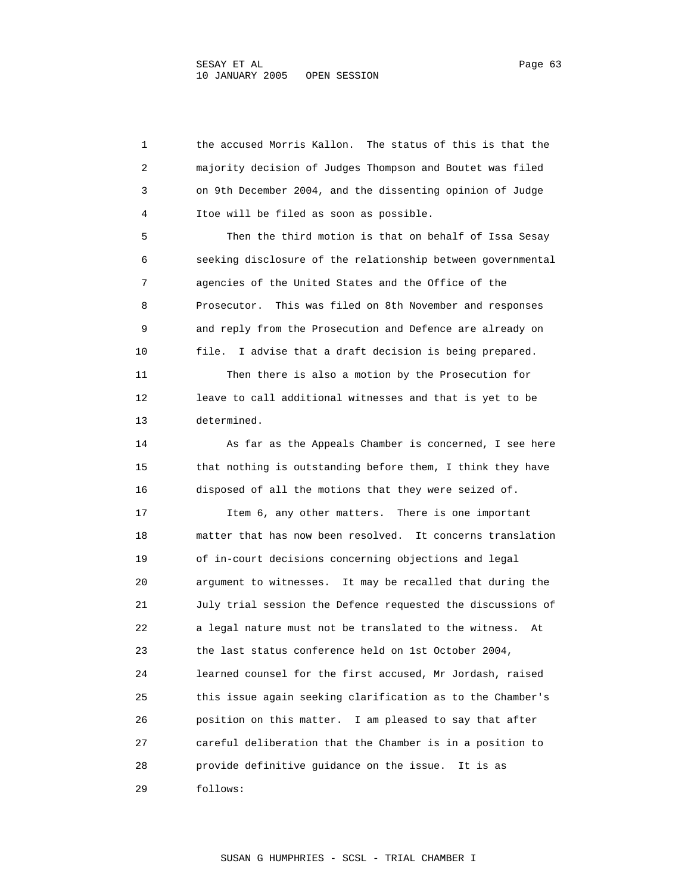the accused Morris Kallon. The status of this is that the majority decision of Judges Thompson and Boutet was filed on 9th December 2004, and the dissenting opinion of Judge Itoe will be filed as soon as possible.

Then the third motion is that on behalf of Issa Sesay seeking disclosure of the relationship between governmental agencies of the United States and the Office of the Prosecutor. This was filed on 8th November and responses and reply from the Prosecution and Defence are already on file. I advise that a draft decision is being prepared.

Then there is also a motion by the Prosecution for leave to call additional witnesses and that is yet to be determined.

As far as the Appeals Chamber is concerned, I see here that nothing is outstanding before them, I think they have disposed of all the motions that they were seized of.

Item 6, any other matters. There is one important matter that has now been resolved. It concerns translation of in-court decisions concerning objections and legal argument to witnesses. It may be recalled that during the July trial session the Defence requested the discussions of a legal nature must not be translated to the witness. At the last status conference held on 1st October 2004, learned counsel for the first accused, Mr Jordash, raised this issue again seeking clarification as to the Chamber's position on this matter. I am pleased to say that after careful deliberation that the Chamber is in a position to provide definitive guidance on the issue. It is as follows: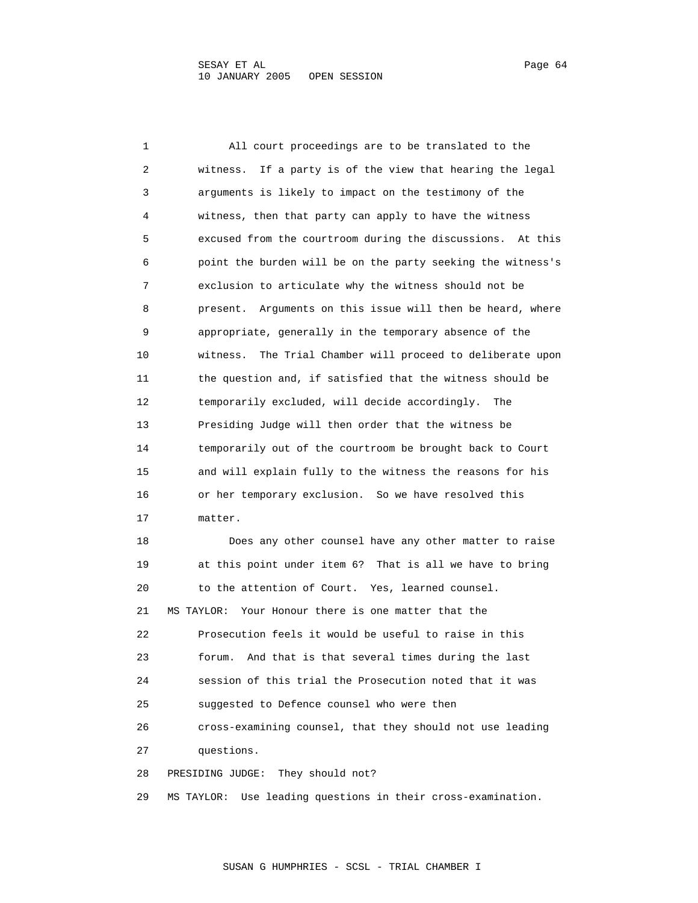All court proceedings are to be translated to the witness. If a party is of the view that hearing the legal arguments is likely to impact on the testimony of the witness, then that party can apply to have the witness excused from the courtroom during the discussions. At this point the burden will be on the party seeking the witness's exclusion to articulate why the witness should not be present. Arguments on this issue will then be heard, where appropriate, generally in the temporary absence of the witness. The Trial Chamber will proceed to deliberate upon the question and, if satisfied that the witness should be temporarily excluded, will decide accordingly. The Presiding Judge will then order that the witness be temporarily out of the courtroom be brought back to Court and will explain fully to the witness the reasons for his or her temporary exclusion. So we have resolved this matter.

Does any other counsel have any other matter to raise at this point under item 6? That is all we have to bring to the attention of Court. Yes, learned counsel.

MS TAYLOR: Your Honour there is one matter that the Prosecution feels it would be useful to raise in this forum. And that is that several times during the last session of this trial the Prosecution noted that it was suggested to Defence counsel who were then cross-examining counsel, that they should not use leading questions.

PRESIDING JUDGE: They should not?

MS TAYLOR: Use leading questions in their cross-examination.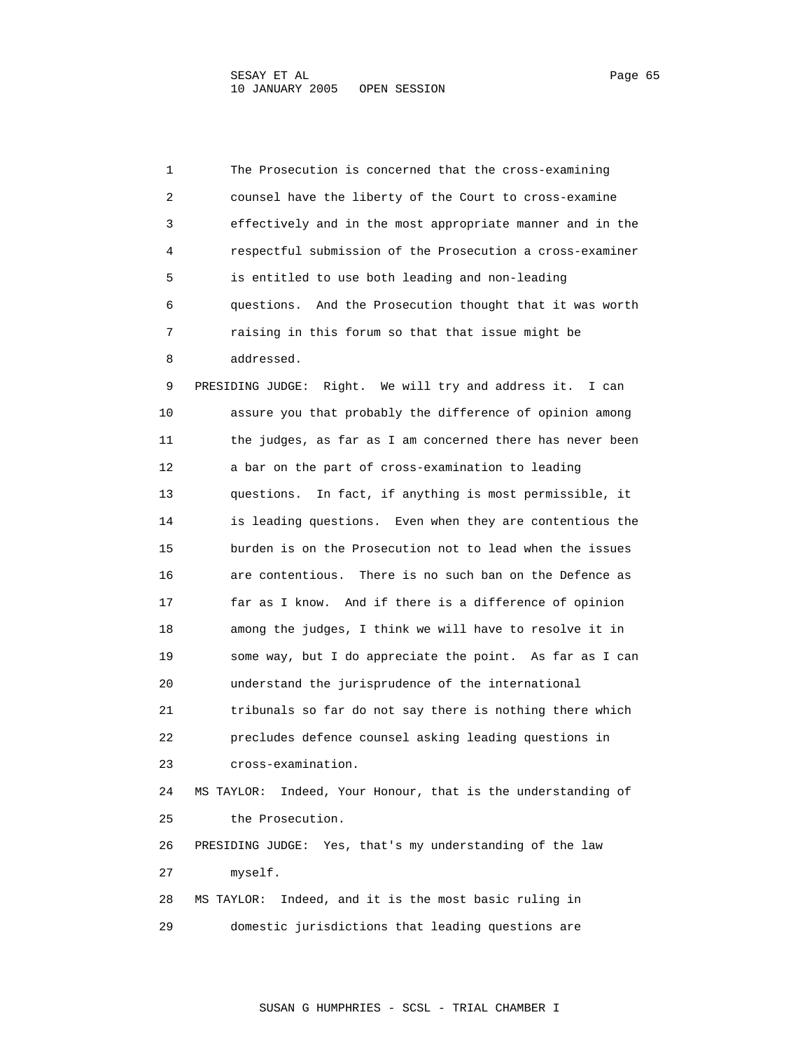The Prosecution is concerned that the cross-examining counsel have the liberty of the Court to cross-examine effectively and in the most appropriate manner and in the respectful submission of the Prosecution a cross-examiner is entitled to use both leading and non-leading questions. And the Prosecution thought that it was worth raising in this forum so that that issue might be addressed.

PRESIDING JUDGE: Right. We will try and address it. I can assure you that probably the difference of opinion among the judges, as far as I am concerned there has never been a bar on the part of cross-examination to leading questions. In fact, if anything is most permissible, it is leading questions. Even when they are contentious the burden is on the Prosecution not to lead when the issues are contentious. There is no such ban on the Defence as far as I know. And if there is a difference of opinion among the judges, I think we will have to resolve it in some way, but I do appreciate the point. As far as I can understand the jurisprudence of the international tribunals so far do not say there is nothing there which precludes defence counsel asking leading questions in cross-examination.

MS TAYLOR: Indeed, Your Honour, that is the understanding of the Prosecution.

PRESIDING JUDGE: Yes, that's my understanding of the law myself.

MS TAYLOR: Indeed, and it is the most basic ruling in domestic jurisdictions that leading questions are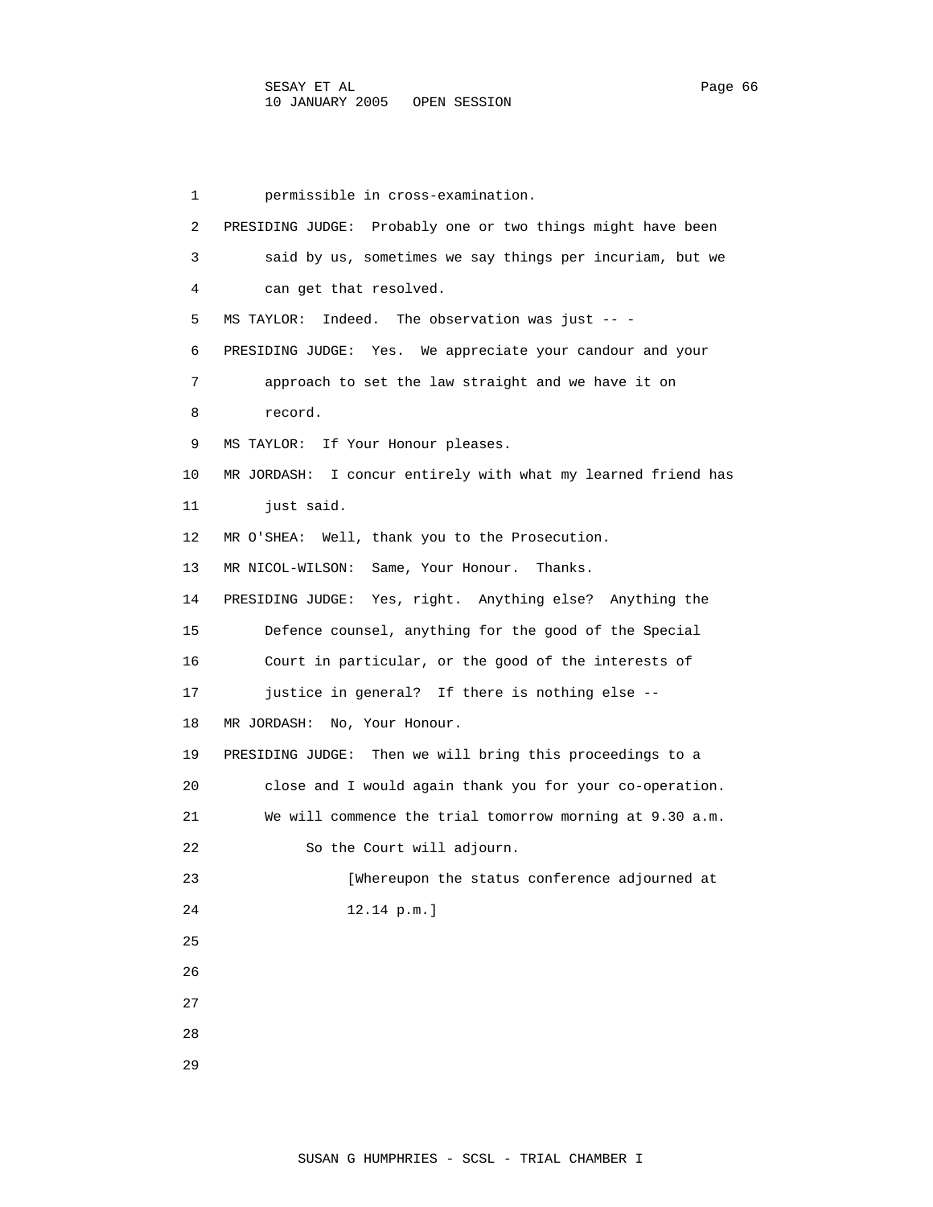permissible in cross-examination.

PRESIDING JUDGE: Probably one or two things might have been said by us, sometimes we say things per incuriam, but we can get that resolved.

MS TAYLOR: Indeed. The observation was just -- -

PRESIDING JUDGE: Yes. We appreciate your candour and your approach to set the law straight and we have it on record.

MS TAYLOR: If Your Honour pleases.

MR JORDASH: I concur entirely with what my learned friend has just said.

MR O'SHEA: Well, thank you to the Prosecution.

MR NICOL-WILSON: Same, Your Honour. Thanks.

PRESIDING JUDGE: Yes, right. Anything else? Anything the Defence counsel, anything for the good of the Special Court in particular, or the good of the interests of justice in general? If there is nothing else --

MR JORDASH: No, Your Honour.

PRESIDING JUDGE: Then we will bring this proceedings to a close and I would again thank you for your co-operation. We will commence the trial tomorrow morning at 9.30 a.m. So the Court will adjourn.

[Whereupon the status conference adjourned at 12.14 p.m.]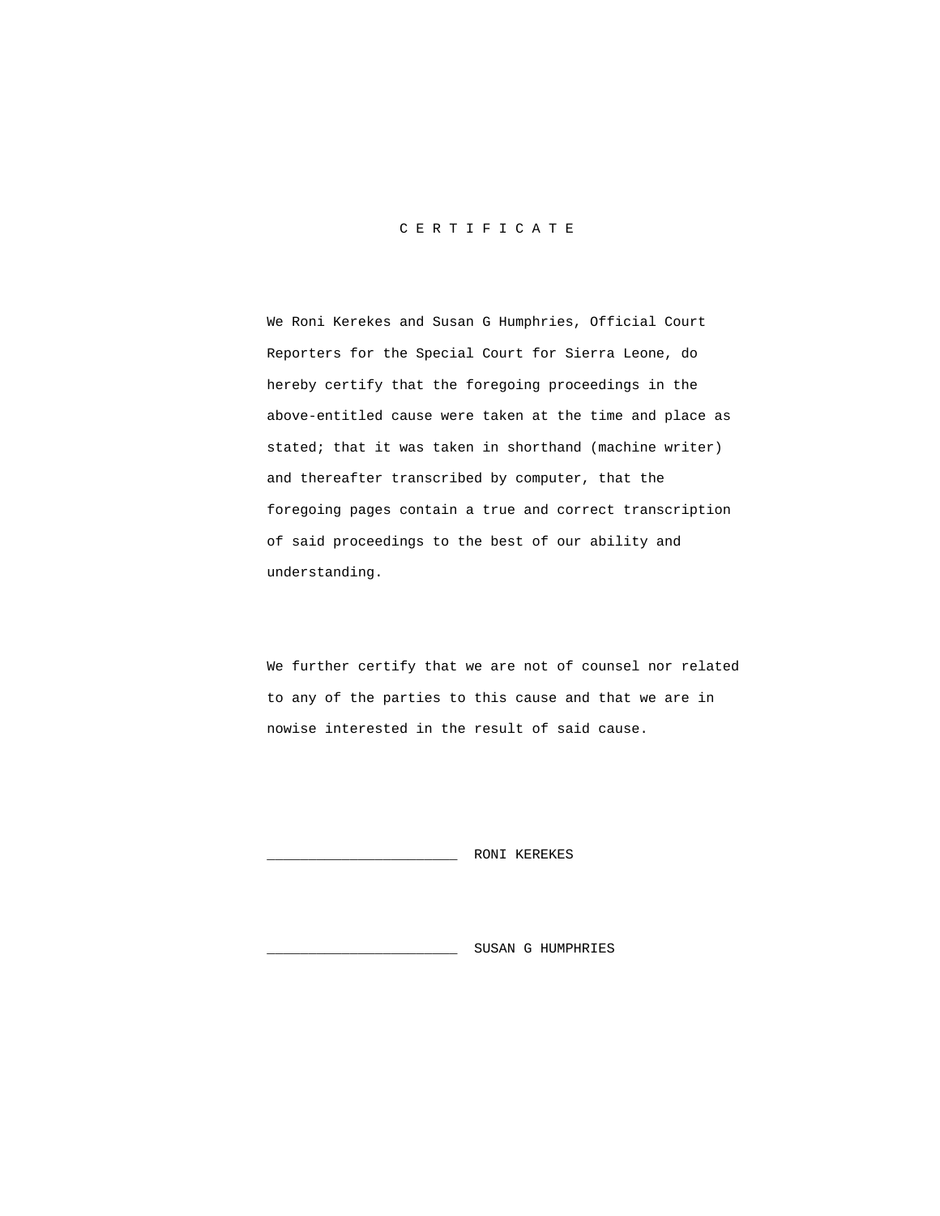# C E R T I F I C A T E

We Roni Kerekes and Susan G Humphries, Official Court Reporters for the Special Court for Sierra Leone, do hereby certify that the foregoing proceedings in the above-entitled cause were taken at the time and place as stated; that it was taken in shorthand (machine writer) and thereafter transcribed by computer, that the foregoing pages contain a true and correct transcription of said proceedings to the best of our ability and understanding.

We further certify that we are not of counsel nor related to any of the parties to this cause and that we are in nowise interested in the result of said cause.

_______________________ RONI KEREKES

_______________________ SUSAN G HUMPHRIES